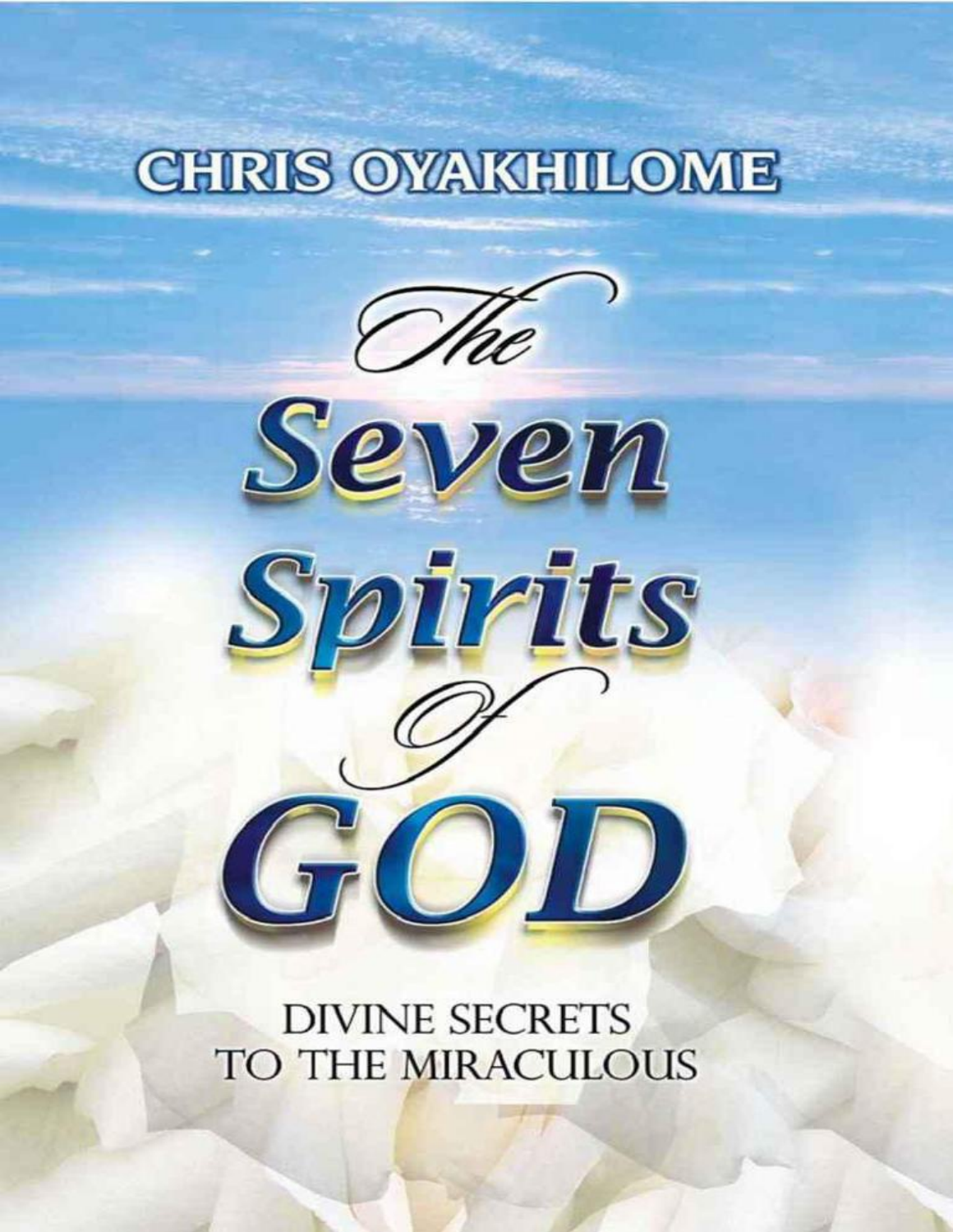CHRIS OYAKHILOME

# The Seven Spirits Of GOD

DIVINE SECRETS TO THE MIRACULOUS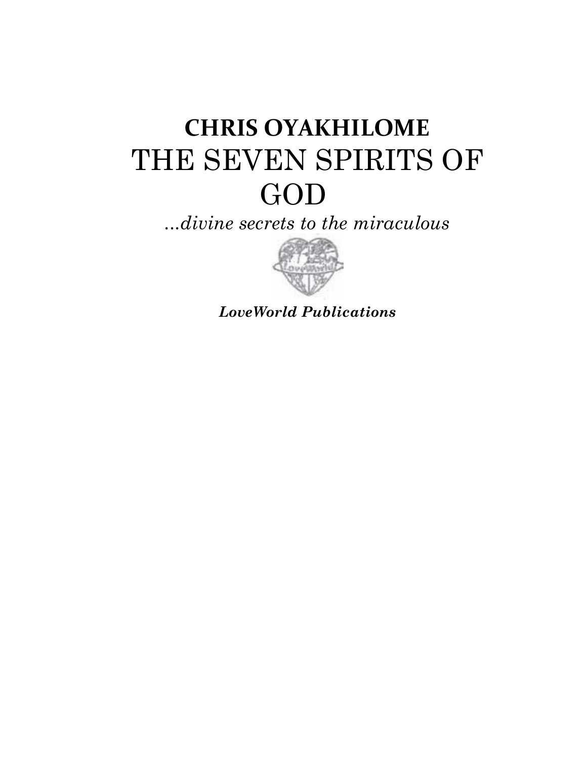**CHRIS OYAKHILOME**

# THE SEVEN SPIRITS OF GOD

*...divine secrets to the miraculous*

***LoveWorld Publications***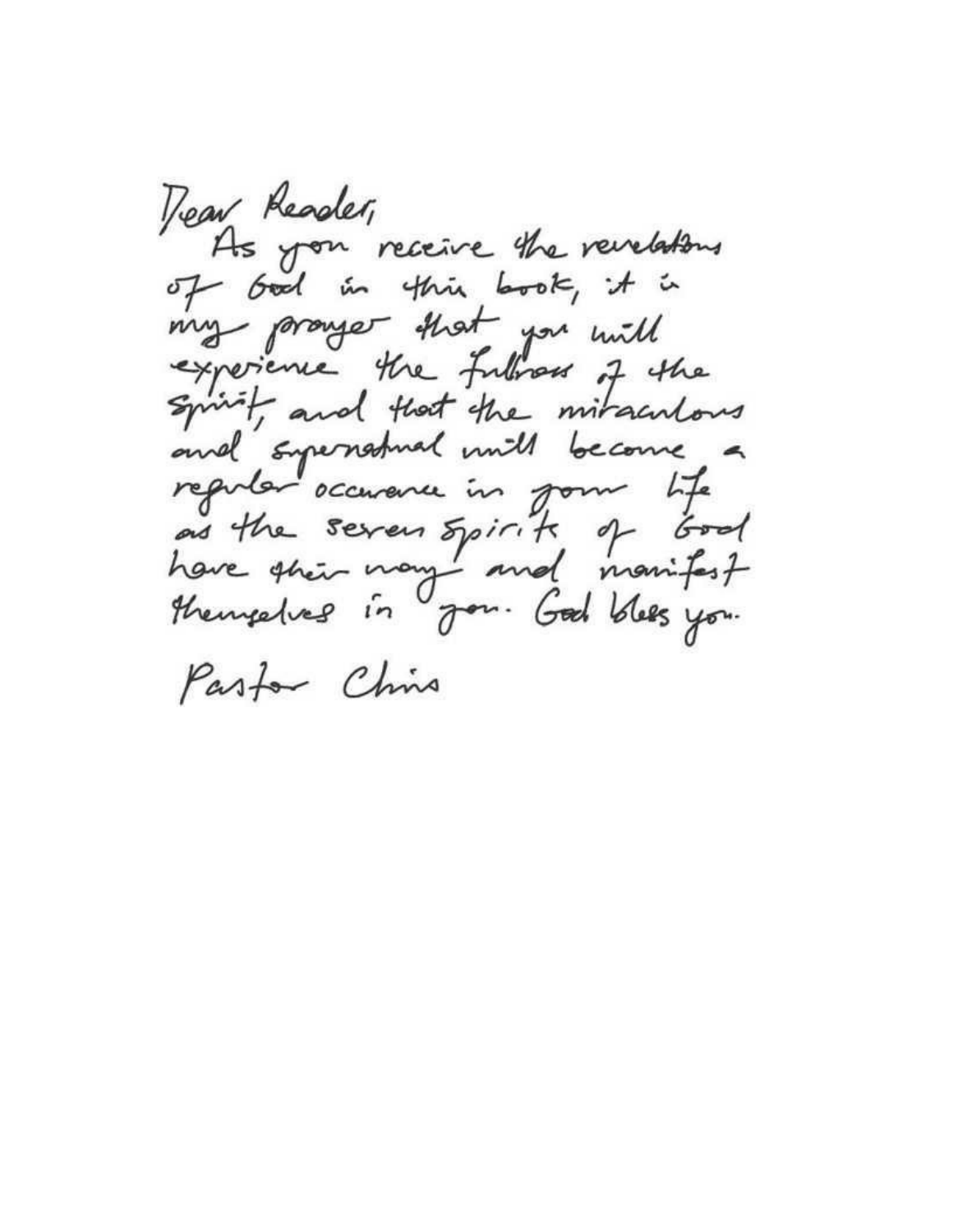Dear Reader,

As you receive the revelations of God in this book, it is my prayer that you will experience the fullness of the Spirit, and that the miraculous and supernatural will become a regular occurence in your life as the seven Spirits of God have their way and manifest themselves in you. God bless you.

Pastor Chris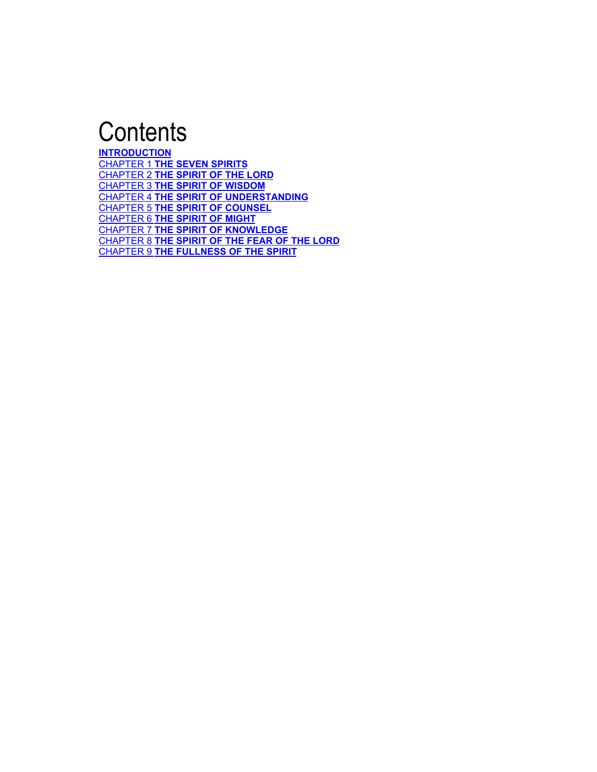# Contents

**INTRODUCTION**
CHAPTER 1 **THE SEVEN SPIRITS**
CHAPTER 2 **THE SPIRIT OF THE LORD**
CHAPTER 3 **THE SPIRIT OF WISDOM**
CHAPTER 4 **THE SPIRIT OF UNDERSTANDING**
CHAPTER 5 **THE SPIRIT OF COUNSEL**
CHAPTER 6 **THE SPIRIT OF MIGHT**
CHAPTER 7 **THE SPIRIT OF KNOWLEDGE**
CHAPTER 8 **THE SPIRIT OF THE FEAR OF THE LORD**
CHAPTER 9 **THE FULLNESS OF THE SPIRIT**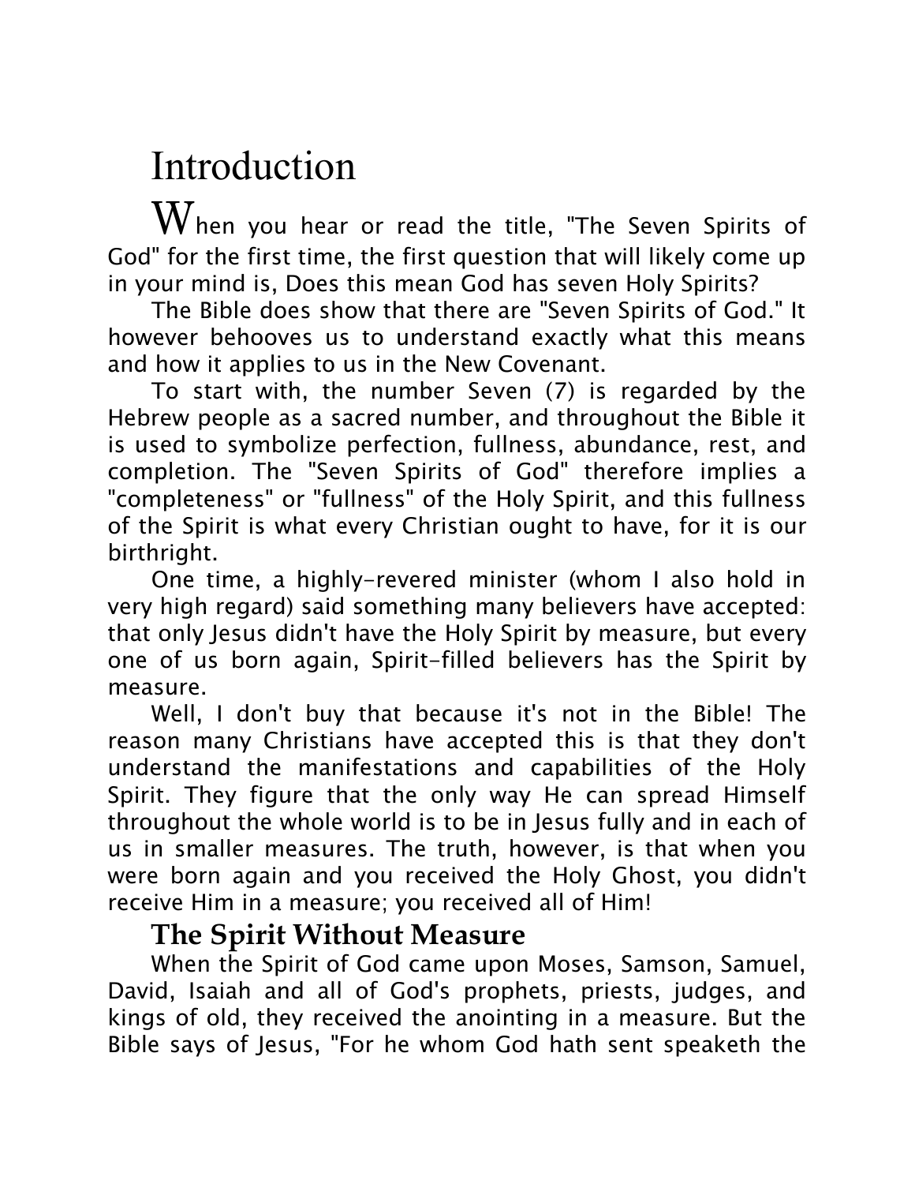# Introduction

When you hear or read the title, "The Seven Spirits of God" for the first time, the first question that will likely come up in your mind is, Does this mean God has seven Holy Spirits?

The Bible does show that there are "Seven Spirits of God." It however behooves us to understand exactly what this means and how it applies to us in the New Covenant.

To start with, the number Seven (7) is regarded by the Hebrew people as a sacred number, and throughout the Bible it is used to symbolize perfection, fullness, abundance, rest, and completion. The "Seven Spirits of God" therefore implies a "completeness" or "fullness" of the Holy Spirit, and this fullness of the Spirit is what every Christian ought to have, for it is our birthright.

One time, a highly-revered minister (whom I also hold in very high regard) said something many believers have accepted: that only Jesus didn't have the Holy Spirit by measure, but every one of us born again, Spirit-filled believers has the Spirit by measure.

Well, I don't buy that because it's not in the Bible! The reason many Christians have accepted this is that they don't understand the manifestations and capabilities of the Holy Spirit. They figure that the only way He can spread Himself throughout the whole world is to be in Jesus fully and in each of us in smaller measures. The truth, however, is that when you were born again and you received the Holy Ghost, you didn't receive Him in a measure; you received all of Him!

## The Spirit Without Measure

When the Spirit of God came upon Moses, Samson, Samuel, David, Isaiah and all of God's prophets, priests, judges, and kings of old, they received the anointing in a measure. But the Bible says of Jesus, "For he whom God hath sent speaketh the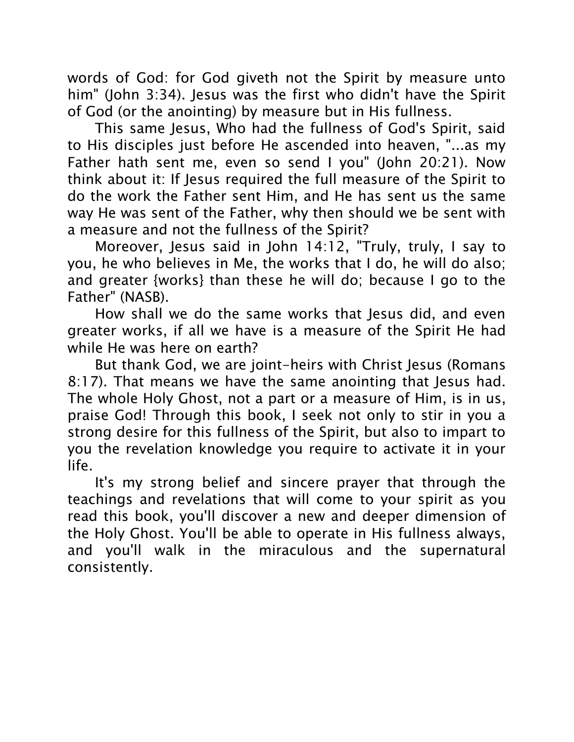words of God: for God giveth not the Spirit by measure unto him" (John 3:34). Jesus was the first who didn't have the Spirit of God (or the anointing) by measure but in His fullness.

This same Jesus, Who had the fullness of God's Spirit, said to His disciples just before He ascended into heaven, "...as my Father hath sent me, even so send I you" (John 20:21). Now think about it: If Jesus required the full measure of the Spirit to do the work the Father sent Him, and He has sent us the same way He was sent of the Father, why then should we be sent with a measure and not the fullness of the Spirit?

Moreover, Jesus said in John 14:12, "Truly, truly, I say to you, he who believes in Me, the works that I do, he will do also; and greater {works} than these he will do; because I go to the Father" (NASB).

How shall we do the same works that Jesus did, and even greater works, if all we have is a measure of the Spirit He had while He was here on earth?

But thank God, we are joint-heirs with Christ Jesus (Romans 8:17). That means we have the same anointing that Jesus had. The whole Holy Ghost, not a part or a measure of Him, is in us, praise God! Through this book, I seek not only to stir in you a strong desire for this fullness of the Spirit, but also to impart to you the revelation knowledge you require to activate it in your life.

It's my strong belief and sincere prayer that through the teachings and revelations that will come to your spirit as you read this book, you'll discover a new and deeper dimension of the Holy Ghost. You'll be able to operate in His fullness always, and you'll walk in the miraculous and the supernatural consistently.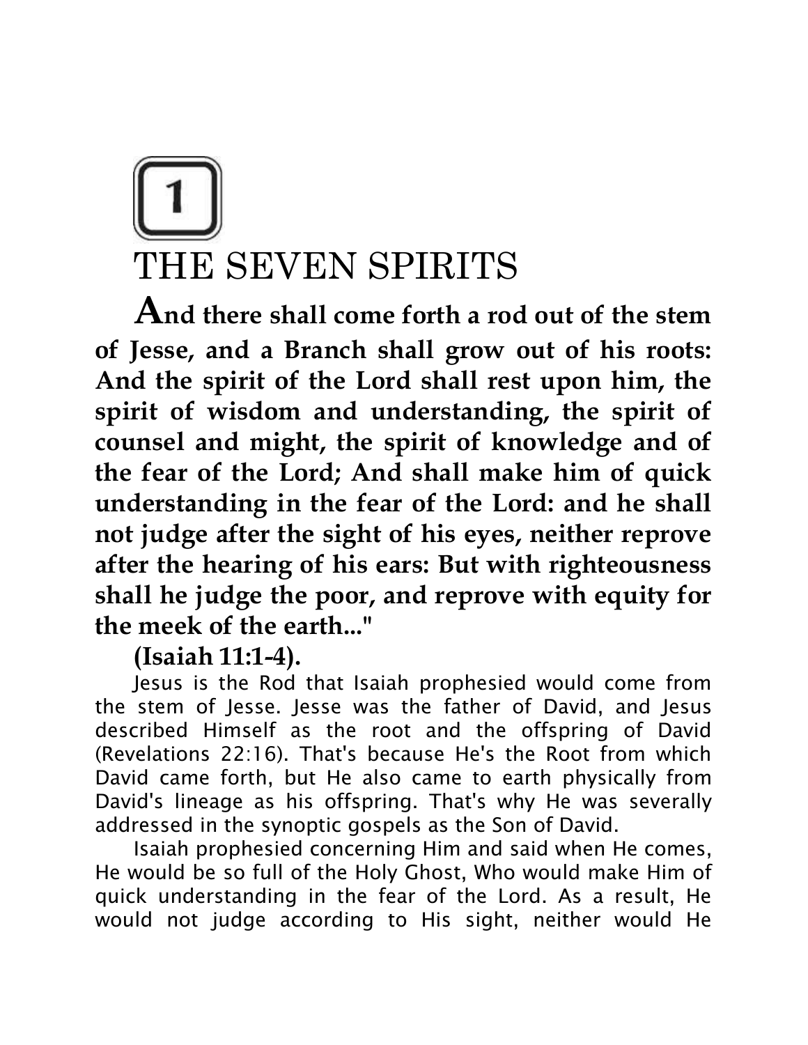# 1

# THE SEVEN SPIRITS

**And there shall come forth a rod out of the stem of Jesse, and a Branch shall grow out of his roots: And the spirit of the Lord shall rest upon him, the spirit of wisdom and understanding, the spirit of counsel and might, the spirit of knowledge and of the fear of the Lord; And shall make him of quick understanding in the fear of the Lord: and he shall not judge after the sight of his eyes, neither reprove after the hearing of his ears: But with righteousness shall he judge the poor, and reprove with equity for the meek of the earth..."**

**(Isaiah 11:1-4).**

Jesus is the Rod that Isaiah prophesied would come from the stem of Jesse. Jesse was the father of David, and Jesus described Himself as the root and the offspring of David (Revelations 22:16). That's because He's the Root from which David came forth, but He also came to earth physically from David's lineage as his offspring. That's why He was severally addressed in the synoptic gospels as the Son of David.

Isaiah prophesied concerning Him and said when He comes, He would be so full of the Holy Ghost, Who would make Him of quick understanding in the fear of the Lord. As a result, He would not judge according to His sight, neither would He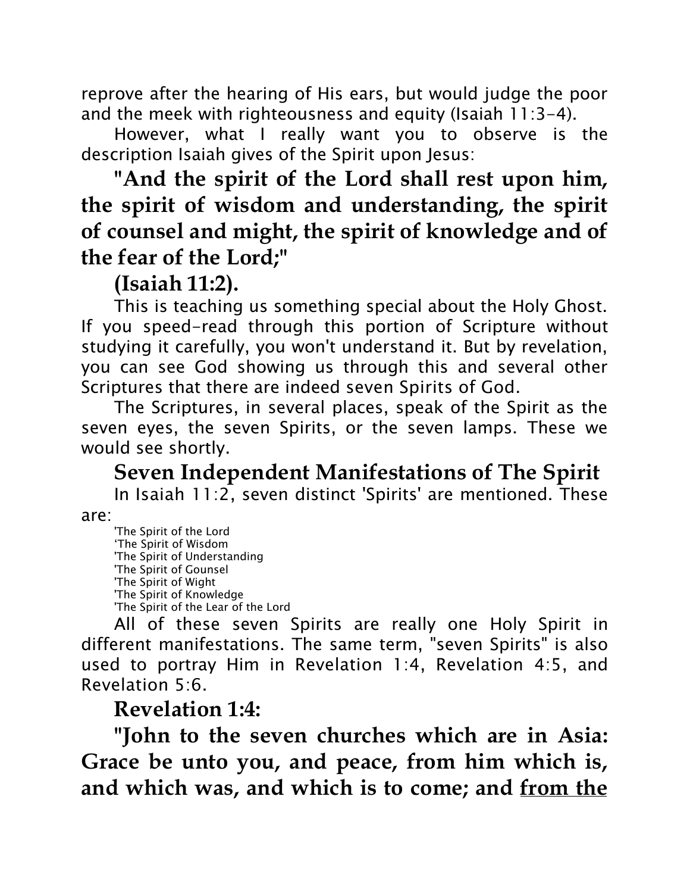reprove after the hearing of His ears, but would judge the poor and the meek with righteousness and equity (Isaiah 11:3-4).

However, what I really want you to observe is the description Isaiah gives of the Spirit upon Jesus:

**"And the spirit of the Lord shall rest upon him, the spirit of wisdom and understanding, the spirit of counsel and might, the spirit of knowledge and of the fear of the Lord;"**

**(Isaiah 11:2).**

This is teaching us something special about the Holy Ghost. If you speed-read through this portion of Scripture without studying it carefully, you won't understand it. But by revelation, you can see God showing us through this and several other Scriptures that there are indeed seven Spirits of God.

The Scriptures, in several places, speak of the Spirit as the seven eyes, the seven Spirits, or the seven lamps. These we would see shortly.

## Seven Independent Manifestations of The Spirit

In Isaiah 11:2, seven distinct 'Spirits' are mentioned. These are:

'The Spirit of the Lord
'The Spirit of Wisdom
'The Spirit of Understanding
'The Spirit of Gounsel
'The Spirit of Wight
'The Spirit of Knowledge
'The Spirit of the Lear of the Lord

All of these seven Spirits are really one Holy Spirit in different manifestations. The same term, "seven Spirits" is also used to portray Him in Revelation 1:4, Revelation 4:5, and Revelation 5:6.

**Revelation 1:4:**

**"John to the seven churches which are in Asia: Grace be unto you, and peace, from him which is, and which was, and which is to come; and <u>from the</u>**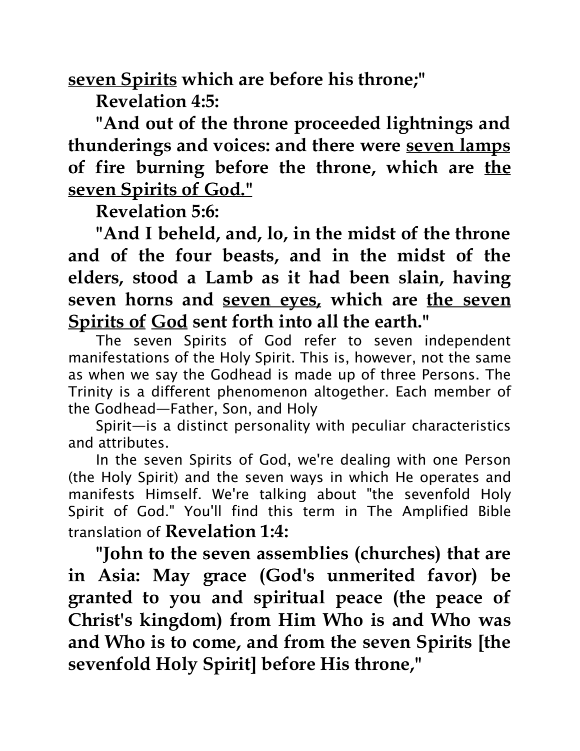**seven Spirits which are before his throne;"**

**Revelation 4:5:**

**"And out of the throne proceeded lightnings and thunderings and voices: and there were seven lamps of fire burning before the throne, which are the seven Spirits of God."**

**Revelation 5:6:**

**"And I beheld, and, lo, in the midst of the throne and of the four beasts, and in the midst of the elders, stood a Lamb as it had been slain, having seven horns and seven eyes, which are the seven Spirits of God sent forth into all the earth."**

The seven Spirits of God refer to seven independent manifestations of the Holy Spirit. This is, however, not the same as when we say the Godhead is made up of three Persons. The Trinity is a different phenomenon altogether. Each member of the Godhead—Father, Son, and Holy

Spirit—is a distinct personality with peculiar characteristics and attributes.

In the seven Spirits of God, we're dealing with one Person (the Holy Spirit) and the seven ways in which He operates and manifests Himself. We're talking about "the sevenfold Holy Spirit of God." You'll find this term in The Amplified Bible translation of **Revelation 1:4:**

**"John to the seven assemblies (churches) that are in Asia: May grace (God's unmerited favor) be granted to you and spiritual peace (the peace of Christ's kingdom) from Him Who is and Who was and Who is to come, and from the seven Spirits [the sevenfold Holy Spirit] before His throne,"**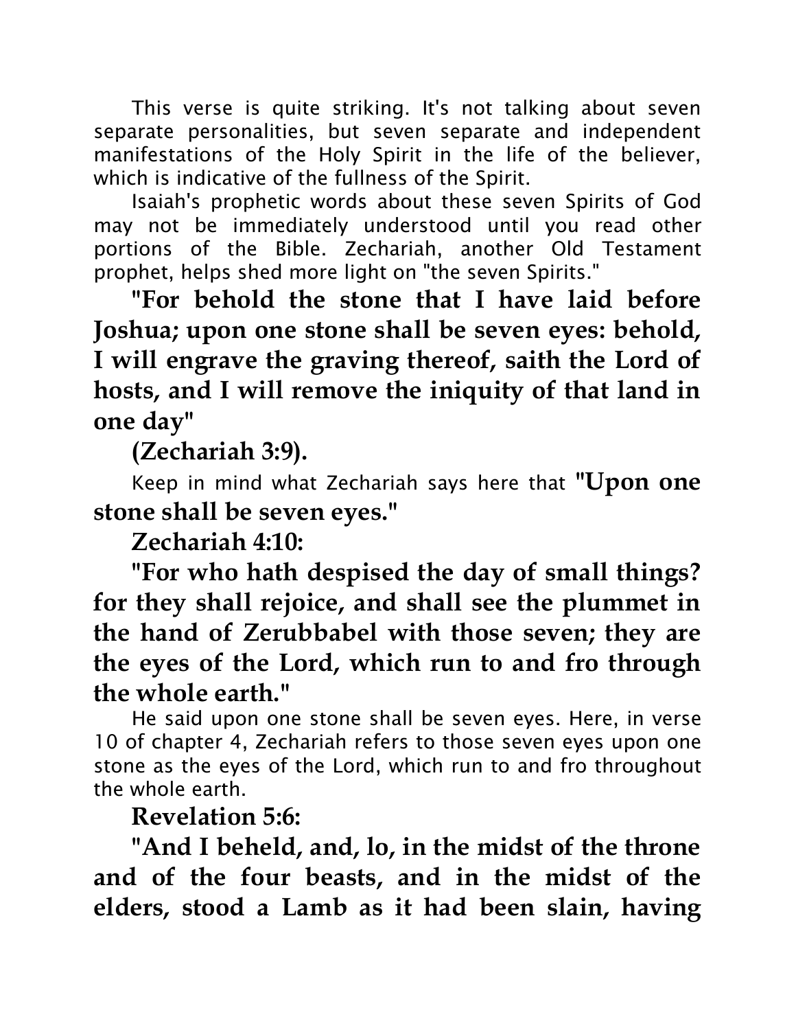This verse is quite striking. It's not talking about seven separate personalities, but seven separate and independent manifestations of the Holy Spirit in the life of the believer, which is indicative of the fullness of the Spirit.

Isaiah's prophetic words about these seven Spirits of God may not be immediately understood until you read other portions of the Bible. Zechariah, another Old Testament prophet, helps shed more light on "the seven Spirits."

**"For behold the stone that I have laid before Joshua; upon one stone shall be seven eyes: behold, I will engrave the graving thereof, saith the Lord of hosts, and I will remove the iniquity of that land in one day"**

**(Zechariah 3:9).**

Keep in mind what Zechariah says here that **"Upon one stone shall be seven eyes."**

**Zechariah 4:10:**

**"For who hath despised the day of small things? for they shall rejoice, and shall see the plummet in the hand of Zerubbabel with those seven; they are the eyes of the Lord, which run to and fro through the whole earth."**

He said upon one stone shall be seven eyes. Here, in verse 10 of chapter 4, Zechariah refers to those seven eyes upon one stone as the eyes of the Lord, which run to and fro throughout the whole earth.

**Revelation 5:6:**

**"And I beheld, and, lo, in the midst of the throne and of the four beasts, and in the midst of the elders, stood a Lamb as it had been slain, having**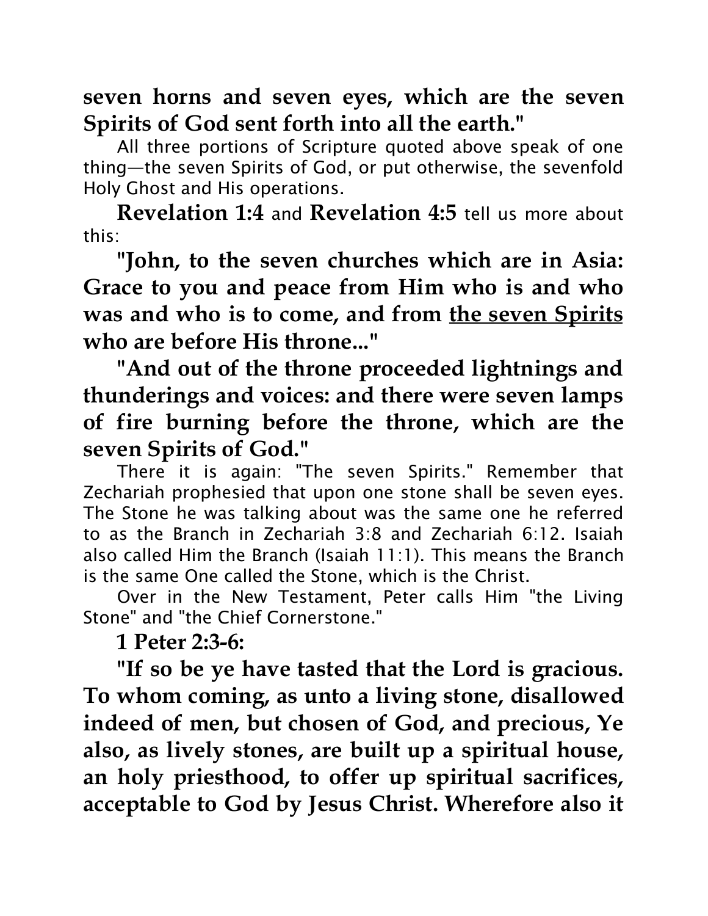**seven horns and seven eyes, which are the seven Spirits of God sent forth into all the earth."**

All three portions of Scripture quoted above speak of one thing—the seven Spirits of God, or put otherwise, the sevenfold Holy Ghost and His operations.

**Revelation 1:4** and **Revelation 4:5** tell us more about this:

**"John, to the seven churches which are in Asia: Grace to you and peace from Him who is and who was and who is to come, and from <u>the seven Spirits</u> who are before His throne..."**

**"And out of the throne proceeded lightnings and thunderings and voices: and there were seven lamps of fire burning before the throne, which are the seven Spirits of God."**

There it is again: "The seven Spirits." Remember that Zechariah prophesied that upon one stone shall be seven eyes. The Stone he was talking about was the same one he referred to as the Branch in Zechariah 3:8 and Zechariah 6:12. Isaiah also called Him the Branch (Isaiah 11:1). This means the Branch is the same One called the Stone, which is the Christ.

Over in the New Testament, Peter calls Him "the Living Stone" and "the Chief Cornerstone."

**1 Peter 2:3-6:**

**"If so be ye have tasted that the Lord is gracious. To whom coming, as unto a living stone, disallowed indeed of men, but chosen of God, and precious, Ye also, as lively stones, are built up a spiritual house, an holy priesthood, to offer up spiritual sacrifices, acceptable to God by Jesus Christ. Wherefore also it**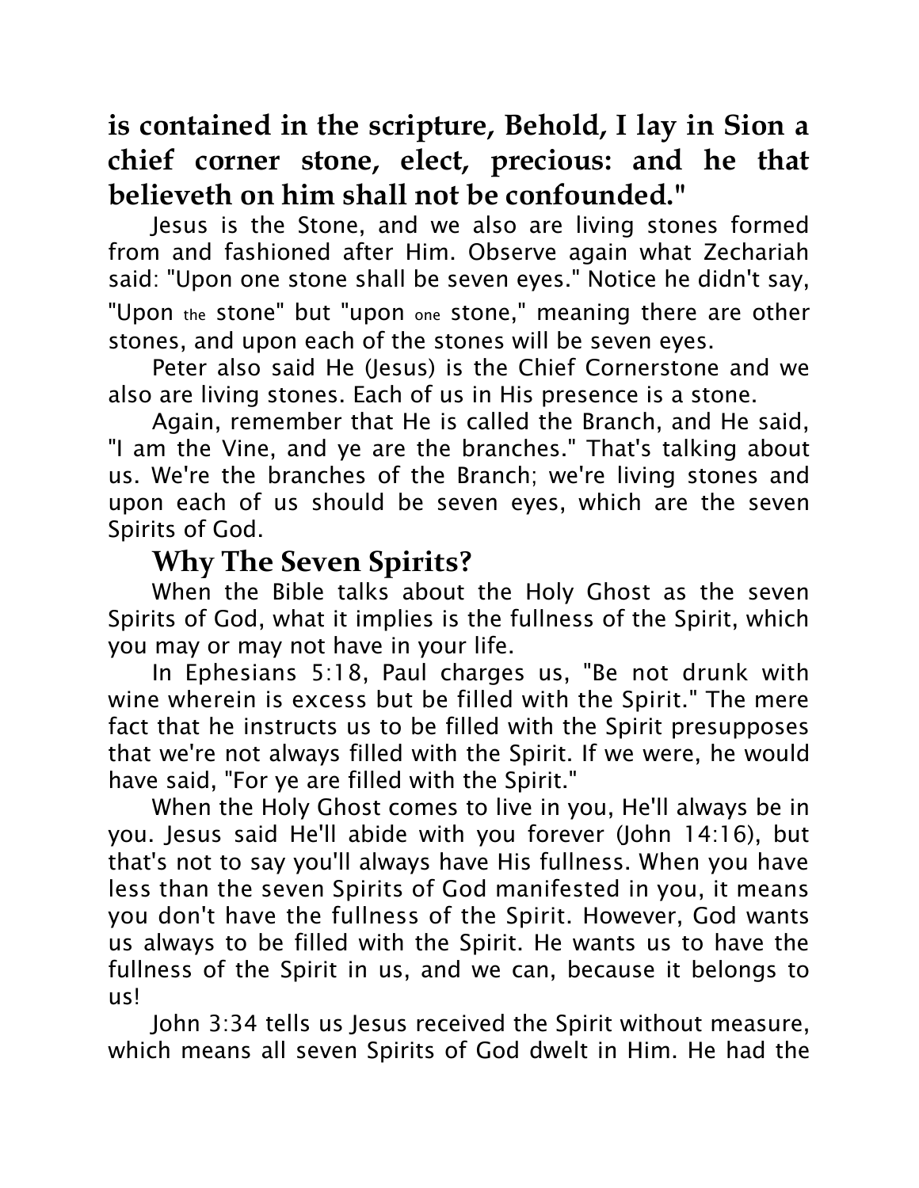**is contained in the scripture, Behold, I lay in Sion a chief corner stone, elect, precious: and he that believeth on him shall not be confounded."**

Jesus is the Stone, and we also are living stones formed from and fashioned after Him. Observe again what Zechariah said: "Upon one stone shall be seven eyes." Notice he didn't say, "Upon the stone" but "upon one stone," meaning there are other stones, and upon each of the stones will be seven eyes.

Peter also said He (Jesus) is the Chief Cornerstone and we also are living stones. Each of us in His presence is a stone.

Again, remember that He is called the Branch, and He said, "I am the Vine, and ye are the branches." That's talking about us. We're the branches of the Branch; we're living stones and upon each of us should be seven eyes, which are the seven Spirits of God.

## Why The Seven Spirits?

When the Bible talks about the Holy Ghost as the seven Spirits of God, what it implies is the fullness of the Spirit, which you may or may not have in your life.

In Ephesians 5:18, Paul charges us, "Be not drunk with wine wherein is excess but be filled with the Spirit." The mere fact that he instructs us to be filled with the Spirit presupposes that we're not always filled with the Spirit. If we were, he would have said, "For ye are filled with the Spirit."

When the Holy Ghost comes to live in you, He'll always be in you. Jesus said He'll abide with you forever (John 14:16), but that's not to say you'll always have His fullness. When you have less than the seven Spirits of God manifested in you, it means you don't have the fullness of the Spirit. However, God wants us always to be filled with the Spirit. He wants us to have the fullness of the Spirit in us, and we can, because it belongs to us!

John 3:34 tells us Jesus received the Spirit without measure, which means all seven Spirits of God dwelt in Him. He had the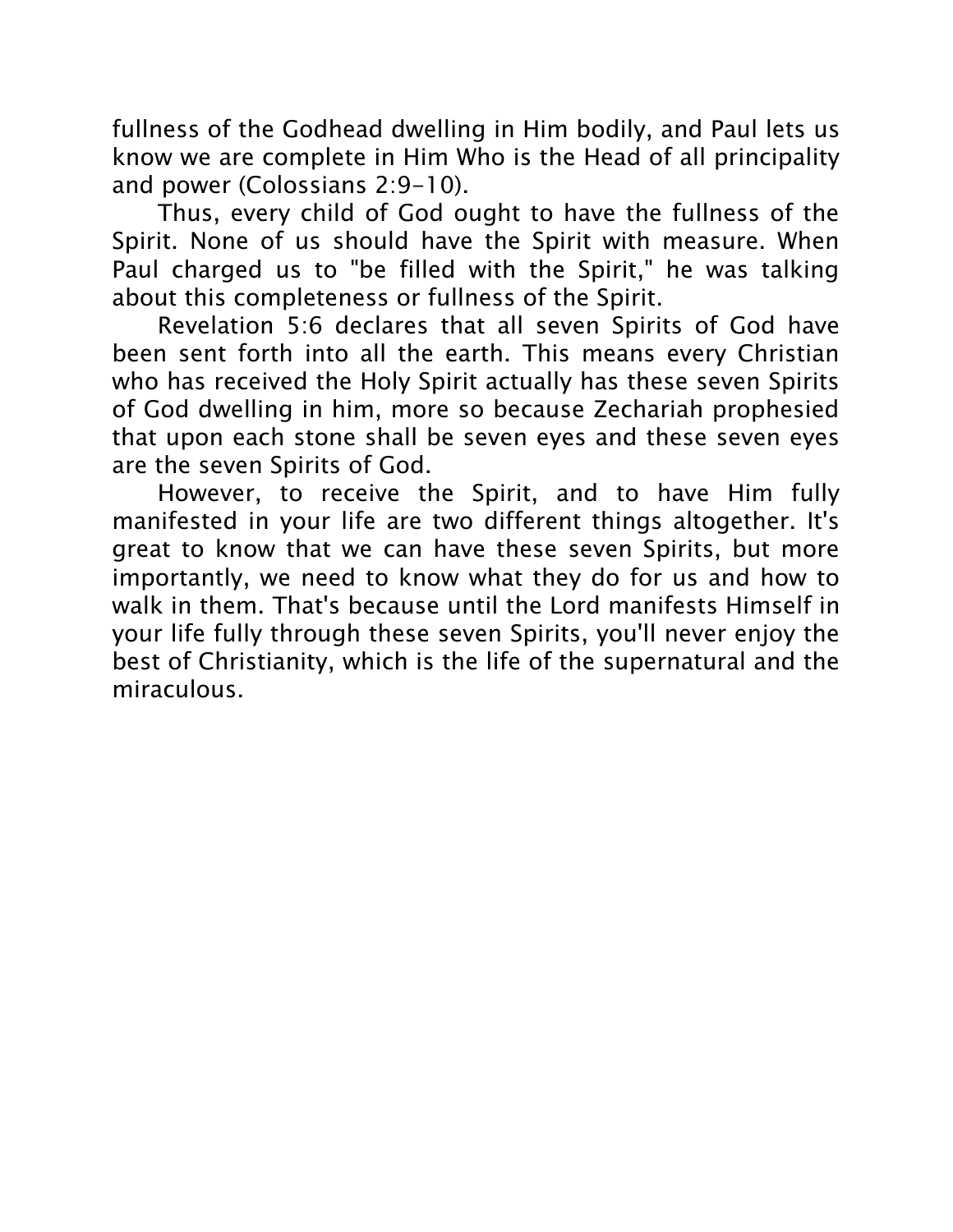fullness of the Godhead dwelling in Him bodily, and Paul lets us know we are complete in Him Who is the Head of all principality and power (Colossians 2:9-10).

Thus, every child of God ought to have the fullness of the Spirit. None of us should have the Spirit with measure. When Paul charged us to "be filled with the Spirit," he was talking about this completeness or fullness of the Spirit.

Revelation 5:6 declares that all seven Spirits of God have been sent forth into all the earth. This means every Christian who has received the Holy Spirit actually has these seven Spirits of God dwelling in him, more so because Zechariah prophesied that upon each stone shall be seven eyes and these seven eyes are the seven Spirits of God.

However, to receive the Spirit, and to have Him fully manifested in your life are two different things altogether. It's great to know that we can have these seven Spirits, but more importantly, we need to know what they do for us and how to walk in them. That's because until the Lord manifests Himself in your life fully through these seven Spirits, you'll never enjoy the best of Christianity, which is the life of the supernatural and the miraculous.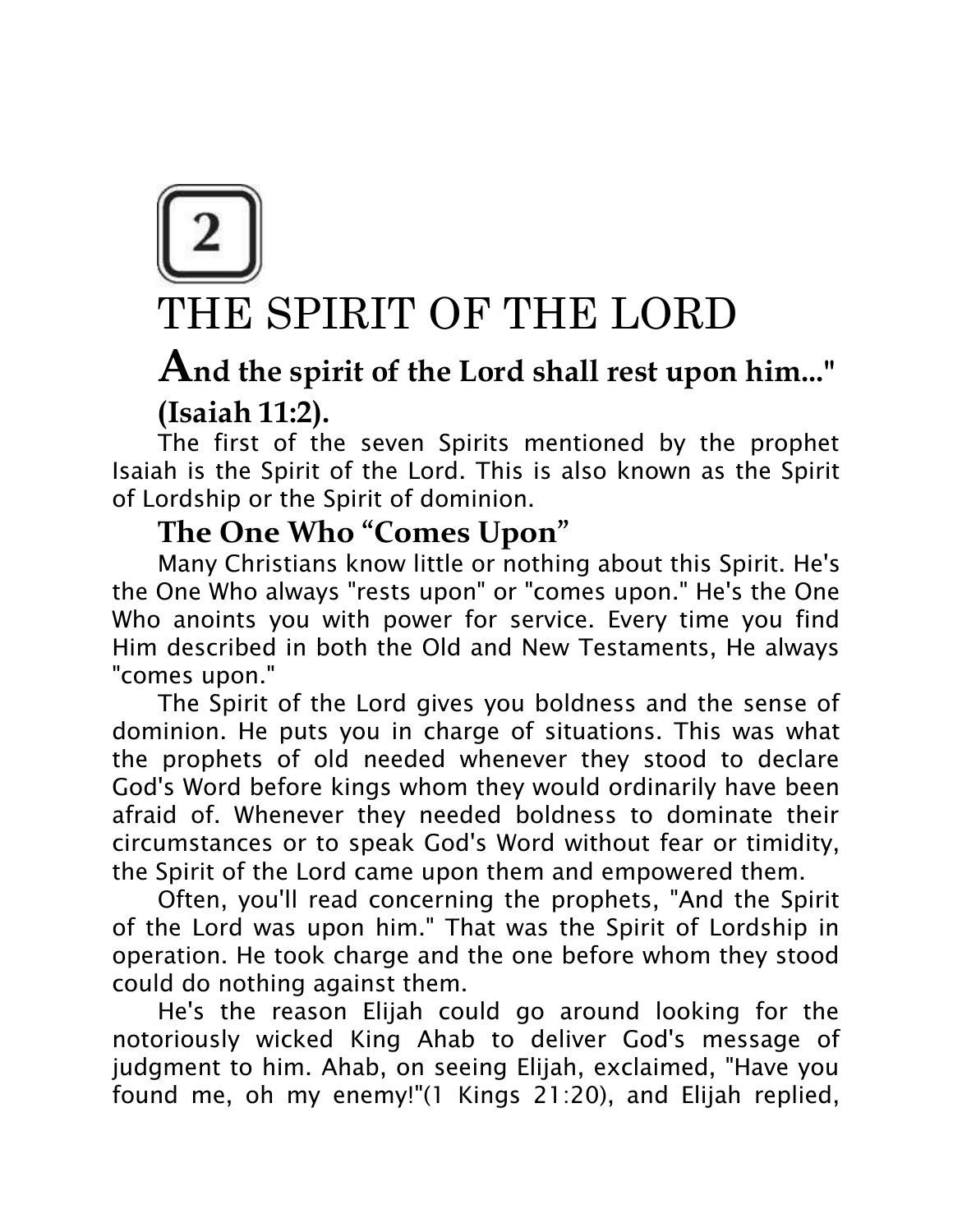# 2

# THE SPIRIT OF THE LORD

**And the spirit of the Lord shall rest upon him..." (Isaiah 11:2).**

The first of the seven Spirits mentioned by the prophet Isaiah is the Spirit of the Lord. This is also known as the Spirit of Lordship or the Spirit of dominion.

## The One Who "Comes Upon"

Many Christians know little or nothing about this Spirit. He's the One Who always "rests upon" or "comes upon." He's the One Who anoints you with power for service. Every time you find Him described in both the Old and New Testaments, He always "comes upon."

The Spirit of the Lord gives you boldness and the sense of dominion. He puts you in charge of situations. This was what the prophets of old needed whenever they stood to declare God's Word before kings whom they would ordinarily have been afraid of. Whenever they needed boldness to dominate their circumstances or to speak God's Word without fear or timidity, the Spirit of the Lord came upon them and empowered them.

Often, you'll read concerning the prophets, "And the Spirit of the Lord was upon him." That was the Spirit of Lordship in operation. He took charge and the one before whom they stood could do nothing against them.

He's the reason Elijah could go around looking for the notoriously wicked King Ahab to deliver God's message of judgment to him. Ahab, on seeing Elijah, exclaimed, "Have you found me, oh my enemy!"(1 Kings 21:20), and Elijah replied,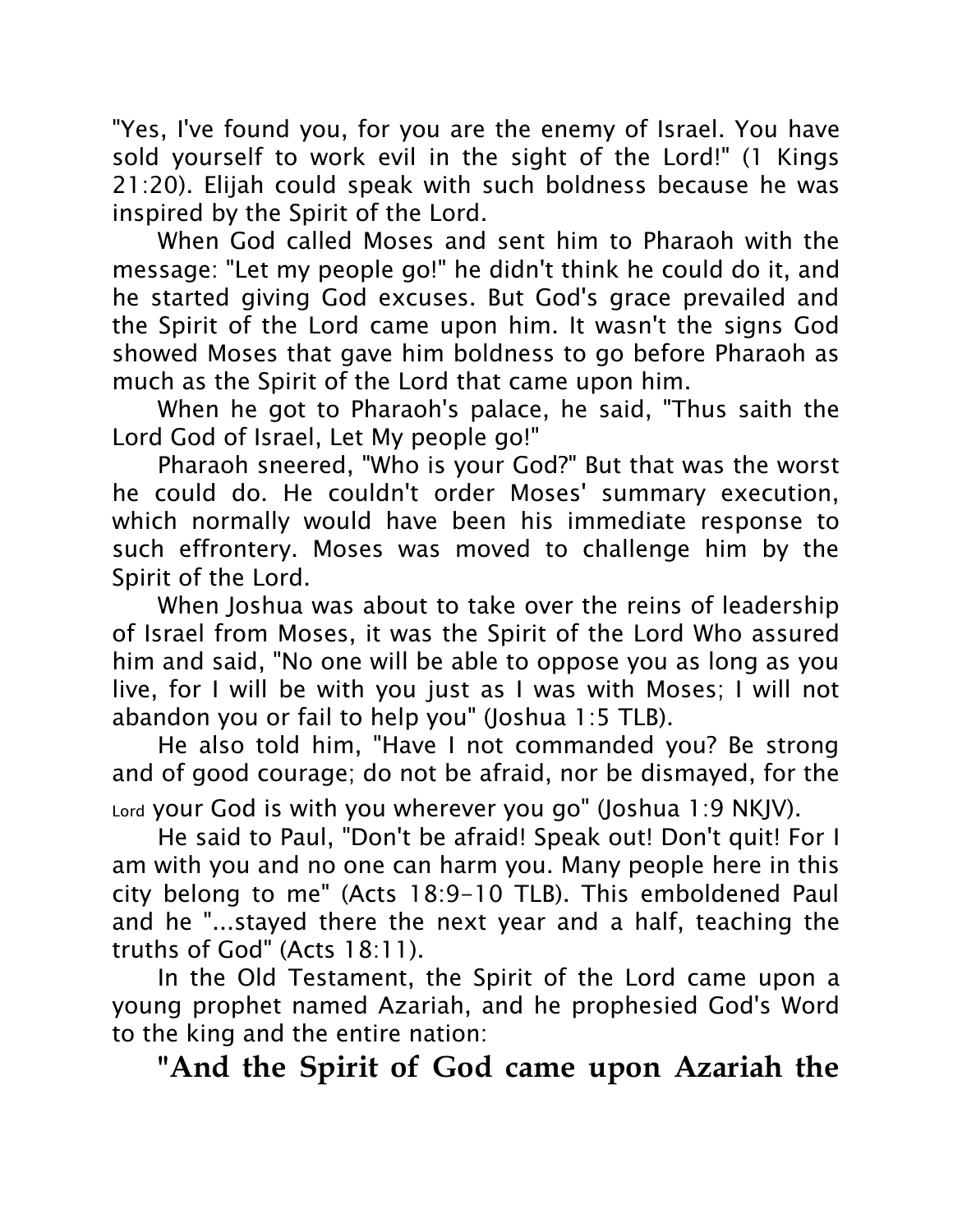"Yes, I've found you, for you are the enemy of Israel. You have sold yourself to work evil in the sight of the Lord!" (1 Kings 21:20). Elijah could speak with such boldness because he was inspired by the Spirit of the Lord.

When God called Moses and sent him to Pharaoh with the message: "Let my people go!" he didn't think he could do it, and he started giving God excuses. But God's grace prevailed and the Spirit of the Lord came upon him. It wasn't the signs God showed Moses that gave him boldness to go before Pharaoh as much as the Spirit of the Lord that came upon him.

When he got to Pharaoh's palace, he said, "Thus saith the Lord God of Israel, Let My people go!"

Pharaoh sneered, "Who is your God?" But that was the worst he could do. He couldn't order Moses' summary execution, which normally would have been his immediate response to such effrontery. Moses was moved to challenge him by the Spirit of the Lord.

When Joshua was about to take over the reins of leadership of Israel from Moses, it was the Spirit of the Lord Who assured him and said, "No one will be able to oppose you as long as you live, for I will be with you just as I was with Moses; I will not abandon you or fail to help you" (Joshua 1:5 TLB).

He also told him, "Have I not commanded you? Be strong and of good courage; do not be afraid, nor be dismayed, for the Lord your God is with you wherever you go" (Joshua 1:9 NKJV).

He said to Paul, "Don't be afraid! Speak out! Don't quit! For I am with you and no one can harm you. Many people here in this city belong to me" (Acts 18:9-10 TLB). This emboldened Paul and he "...stayed there the next year and a half, teaching the truths of God" (Acts 18:11).

In the Old Testament, the Spirit of the Lord came upon a young prophet named Azariah, and he prophesied God's Word to the king and the entire nation:

**"And the Spirit of God came upon Azariah the**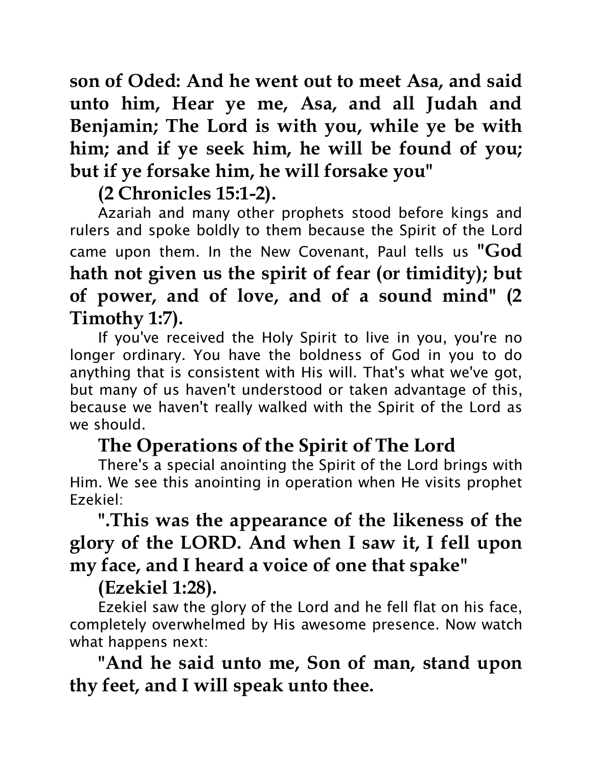**son of Oded: And he went out to meet Asa, and said unto him, Hear ye me, Asa, and all Judah and Benjamin; The Lord is with you, while ye be with him; and if ye seek him, he will be found of you; but if ye forsake him, he will forsake you"**

**(2 Chronicles 15:1-2).**

Azariah and many other prophets stood before kings and rulers and spoke boldly to them because the Spirit of the Lord came upon them. In the New Covenant, Paul tells us **"God hath not given us the spirit of fear (or timidity); but of power, and of love, and of a sound mind" (2 Timothy 1:7).**

If you've received the Holy Spirit to live in you, you're no longer ordinary. You have the boldness of God in you to do anything that is consistent with His will. That's what we've got, but many of us haven't understood or taken advantage of this, because we haven't really walked with the Spirit of the Lord as we should.

## The Operations of the Spirit of The Lord

There's a special anointing the Spirit of the Lord brings with Him. We see this anointing in operation when He visits prophet Ezekiel:

**".This was the appearance of the likeness of the glory of the LORD. And when I saw it, I fell upon my face, and I heard a voice of one that spake"**

**(Ezekiel 1:28).**

Ezekiel saw the glory of the Lord and he fell flat on his face, completely overwhelmed by His awesome presence. Now watch what happens next:

**"And he said unto me, Son of man, stand upon thy feet, and I will speak unto thee.**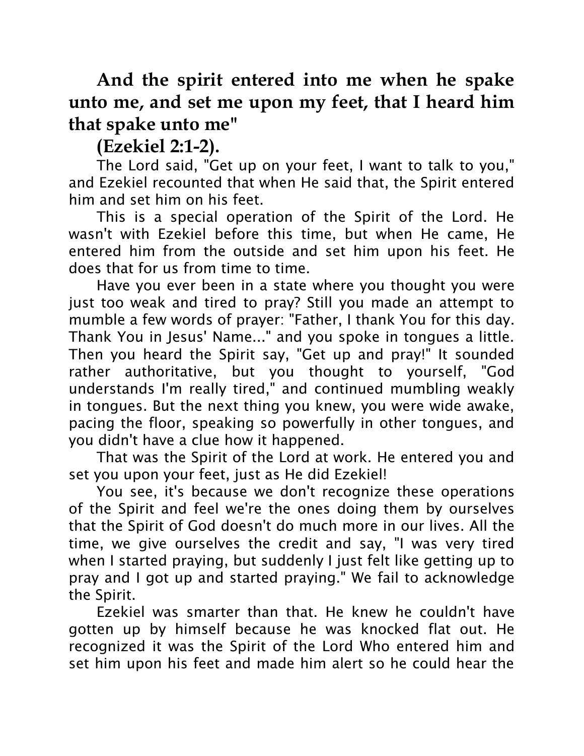**And the spirit entered into me when he spake unto me, and set me upon my feet, that I heard him that spake unto me"**

**(Ezekiel 2:1-2).**

The Lord said, "Get up on your feet, I want to talk to you," and Ezekiel recounted that when He said that, the Spirit entered him and set him on his feet.

This is a special operation of the Spirit of the Lord. He wasn't with Ezekiel before this time, but when He came, He entered him from the outside and set him upon his feet. He does that for us from time to time.

Have you ever been in a state where you thought you were just too weak and tired to pray? Still you made an attempt to mumble a few words of prayer: "Father, I thank You for this day. Thank You in Jesus' Name..." and you spoke in tongues a little. Then you heard the Spirit say, "Get up and pray!" It sounded rather authoritative, but you thought to yourself, "God understands I'm really tired," and continued mumbling weakly in tongues. But the next thing you knew, you were wide awake, pacing the floor, speaking so powerfully in other tongues, and you didn't have a clue how it happened.

That was the Spirit of the Lord at work. He entered you and set you upon your feet, just as He did Ezekiel!

You see, it's because we don't recognize these operations of the Spirit and feel we're the ones doing them by ourselves that the Spirit of God doesn't do much more in our lives. All the time, we give ourselves the credit and say, "I was very tired when I started praying, but suddenly I just felt like getting up to pray and I got up and started praying." We fail to acknowledge the Spirit.

Ezekiel was smarter than that. He knew he couldn't have gotten up by himself because he was knocked flat out. He recognized it was the Spirit of the Lord Who entered him and set him upon his feet and made him alert so he could hear the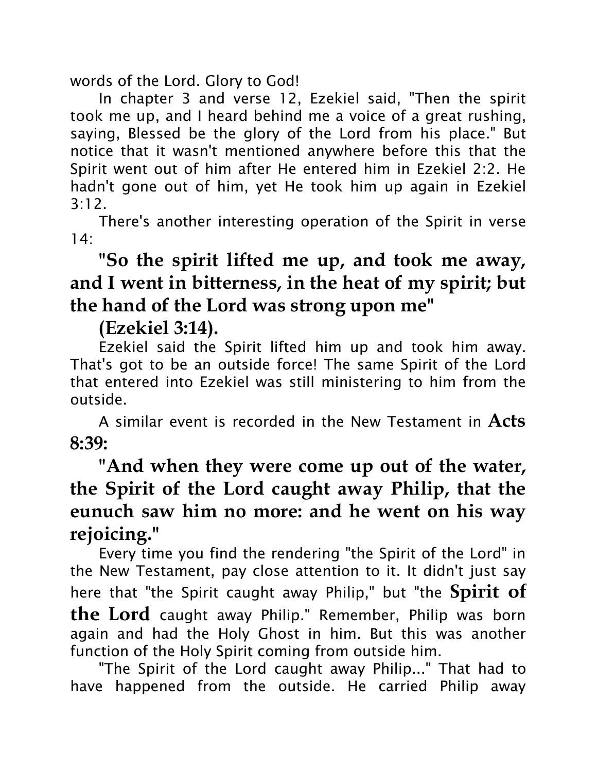words of the Lord. Glory to God!

In chapter 3 and verse 12, Ezekiel said, "Then the spirit took me up, and I heard behind me a voice of a great rushing, saying, Blessed be the glory of the Lord from his place." But notice that it wasn't mentioned anywhere before this that the Spirit went out of him after He entered him in Ezekiel 2:2. He hadn't gone out of him, yet He took him up again in Ezekiel 3:12.

There's another interesting operation of the Spirit in verse 14:

**"So the spirit lifted me up, and took me away, and I went in bitterness, in the heat of my spirit; but the hand of the Lord was strong upon me"**

**(Ezekiel 3:14).**

Ezekiel said the Spirit lifted him up and took him away. That's got to be an outside force! The same Spirit of the Lord that entered into Ezekiel was still ministering to him from the outside.

A similar event is recorded in the New Testament in **Acts 8:39:**

**"And when they were come up out of the water, the Spirit of the Lord caught away Philip, that the eunuch saw him no more: and he went on his way rejoicing."**

Every time you find the rendering "the Spirit of the Lord" in the New Testament, pay close attention to it. It didn't just say here that "the Spirit caught away Philip," but "the **Spirit of the Lord** caught away Philip." Remember, Philip was born again and had the Holy Ghost in him. But this was another function of the Holy Spirit coming from outside him.

"The Spirit of the Lord caught away Philip..." That had to have happened from the outside. He carried Philip away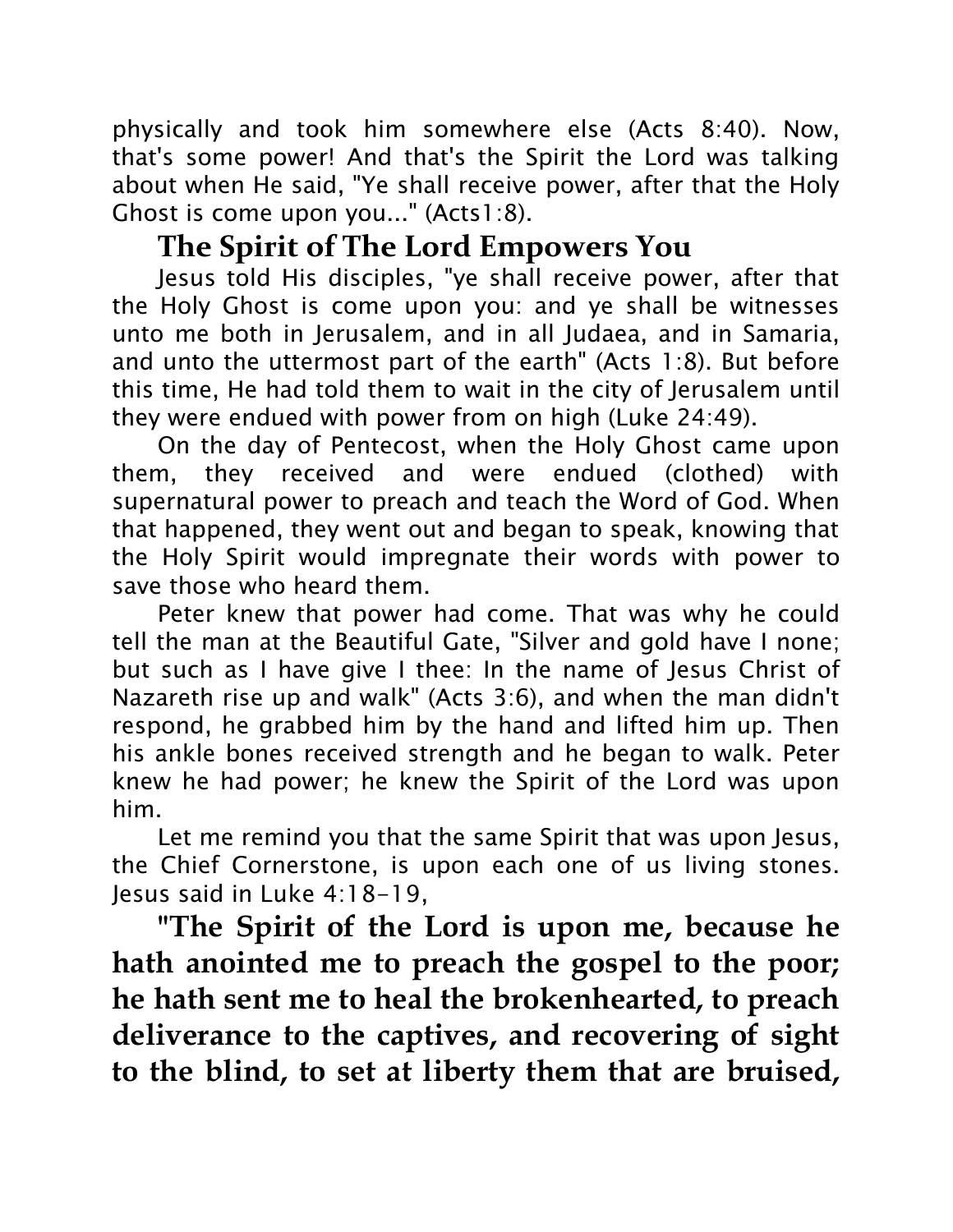physically and took him somewhere else (Acts 8:40). Now, that's some power! And that's the Spirit the Lord was talking about when He said, "Ye shall receive power, after that the Holy Ghost is come upon you..." (Acts1:8).

## The Spirit of The Lord Empowers You

Jesus told His disciples, "ye shall receive power, after that the Holy Ghost is come upon you: and ye shall be witnesses unto me both in Jerusalem, and in all Judaea, and in Samaria, and unto the uttermost part of the earth" (Acts 1:8). But before this time, He had told them to wait in the city of Jerusalem until they were endued with power from on high (Luke 24:49).

On the day of Pentecost, when the Holy Ghost came upon them, they received and were endued (clothed) with supernatural power to preach and teach the Word of God. When that happened, they went out and began to speak, knowing that the Holy Spirit would impregnate their words with power to save those who heard them.

Peter knew that power had come. That was why he could tell the man at the Beautiful Gate, "Silver and gold have I none; but such as I have give I thee: In the name of Jesus Christ of Nazareth rise up and walk" (Acts 3:6), and when the man didn't respond, he grabbed him by the hand and lifted him up. Then his ankle bones received strength and he began to walk. Peter knew he had power; he knew the Spirit of the Lord was upon him.

Let me remind you that the same Spirit that was upon Jesus, the Chief Cornerstone, is upon each one of us living stones. Jesus said in Luke 4:18-19,

**"The Spirit of the Lord is upon me, because he hath anointed me to preach the gospel to the poor; he hath sent me to heal the brokenhearted, to preach deliverance to the captives, and recovering of sight to the blind, to set at liberty them that are bruised,**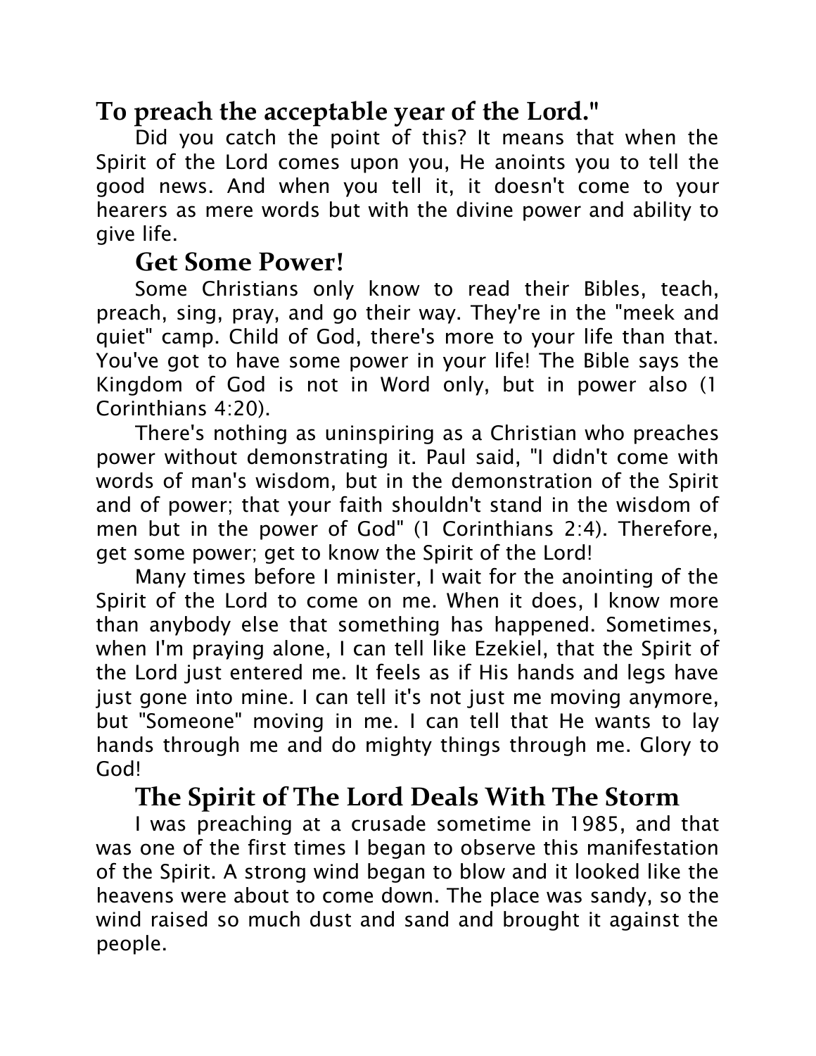**To preach the acceptable year of the Lord."**

Did you catch the point of this? It means that when the Spirit of the Lord comes upon you, He anoints you to tell the good news. And when you tell it, it doesn't come to your hearers as mere words but with the divine power and ability to give life.

## Get Some Power!

Some Christians only know to read their Bibles, teach, preach, sing, pray, and go their way. They're in the "meek and quiet" camp. Child of God, there's more to your life than that. You've got to have some power in your life! The Bible says the Kingdom of God is not in Word only, but in power also (1 Corinthians 4:20).

There's nothing as uninspiring as a Christian who preaches power without demonstrating it. Paul said, "I didn't come with words of man's wisdom, but in the demonstration of the Spirit and of power; that your faith shouldn't stand in the wisdom of men but in the power of God" (1 Corinthians 2:4). Therefore, get some power; get to know the Spirit of the Lord!

Many times before I minister, I wait for the anointing of the Spirit of the Lord to come on me. When it does, I know more than anybody else that something has happened. Sometimes, when I'm praying alone, I can tell like Ezekiel, that the Spirit of the Lord just entered me. It feels as if His hands and legs have just gone into mine. I can tell it's not just me moving anymore, but "Someone" moving in me. I can tell that He wants to lay hands through me and do mighty things through me. Glory to God!

## The Spirit of The Lord Deals With The Storm

I was preaching at a crusade sometime in 1985, and that was one of the first times I began to observe this manifestation of the Spirit. A strong wind began to blow and it looked like the heavens were about to come down. The place was sandy, so the wind raised so much dust and sand and brought it against the people.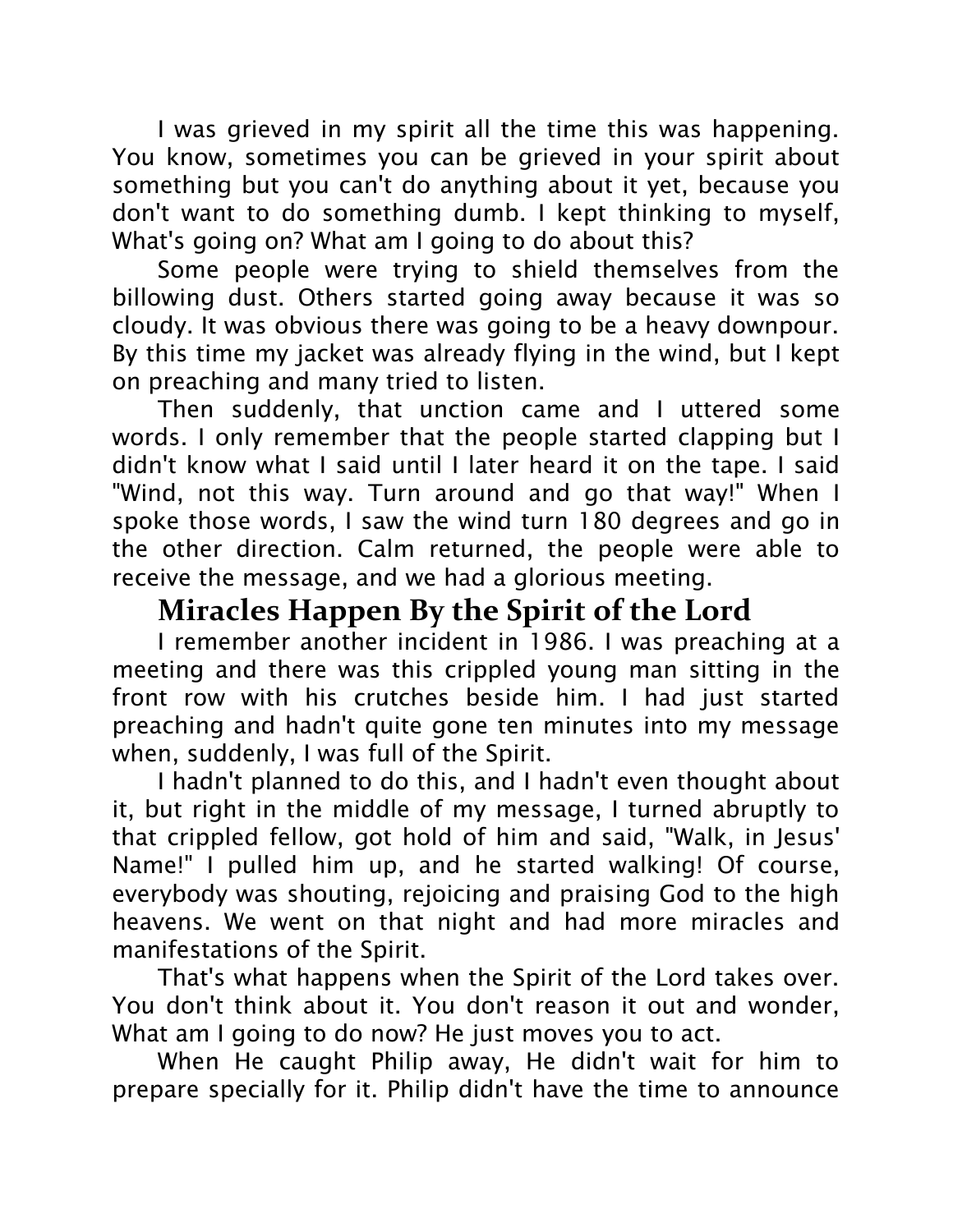I was grieved in my spirit all the time this was happening. You know, sometimes you can be grieved in your spirit about something but you can't do anything about it yet, because you don't want to do something dumb. I kept thinking to myself, What's going on? What am I going to do about this?

Some people were trying to shield themselves from the billowing dust. Others started going away because it was so cloudy. It was obvious there was going to be a heavy downpour. By this time my jacket was already flying in the wind, but I kept on preaching and many tried to listen.

Then suddenly, that unction came and I uttered some words. I only remember that the people started clapping but I didn't know what I said until I later heard it on the tape. I said "Wind, not this way. Turn around and go that way!" When I spoke those words, I saw the wind turn 180 degrees and go in the other direction. Calm returned, the people were able to receive the message, and we had a glorious meeting.

## Miracles Happen By the Spirit of the Lord

I remember another incident in 1986. I was preaching at a meeting and there was this crippled young man sitting in the front row with his crutches beside him. I had just started preaching and hadn't quite gone ten minutes into my message when, suddenly, I was full of the Spirit.

I hadn't planned to do this, and I hadn't even thought about it, but right in the middle of my message, I turned abruptly to that crippled fellow, got hold of him and said, "Walk, in Jesus' Name!" I pulled him up, and he started walking! Of course, everybody was shouting, rejoicing and praising God to the high heavens. We went on that night and had more miracles and manifestations of the Spirit.

That's what happens when the Spirit of the Lord takes over. You don't think about it. You don't reason it out and wonder, What am I going to do now? He just moves you to act.

When He caught Philip away, He didn't wait for him to prepare specially for it. Philip didn't have the time to announce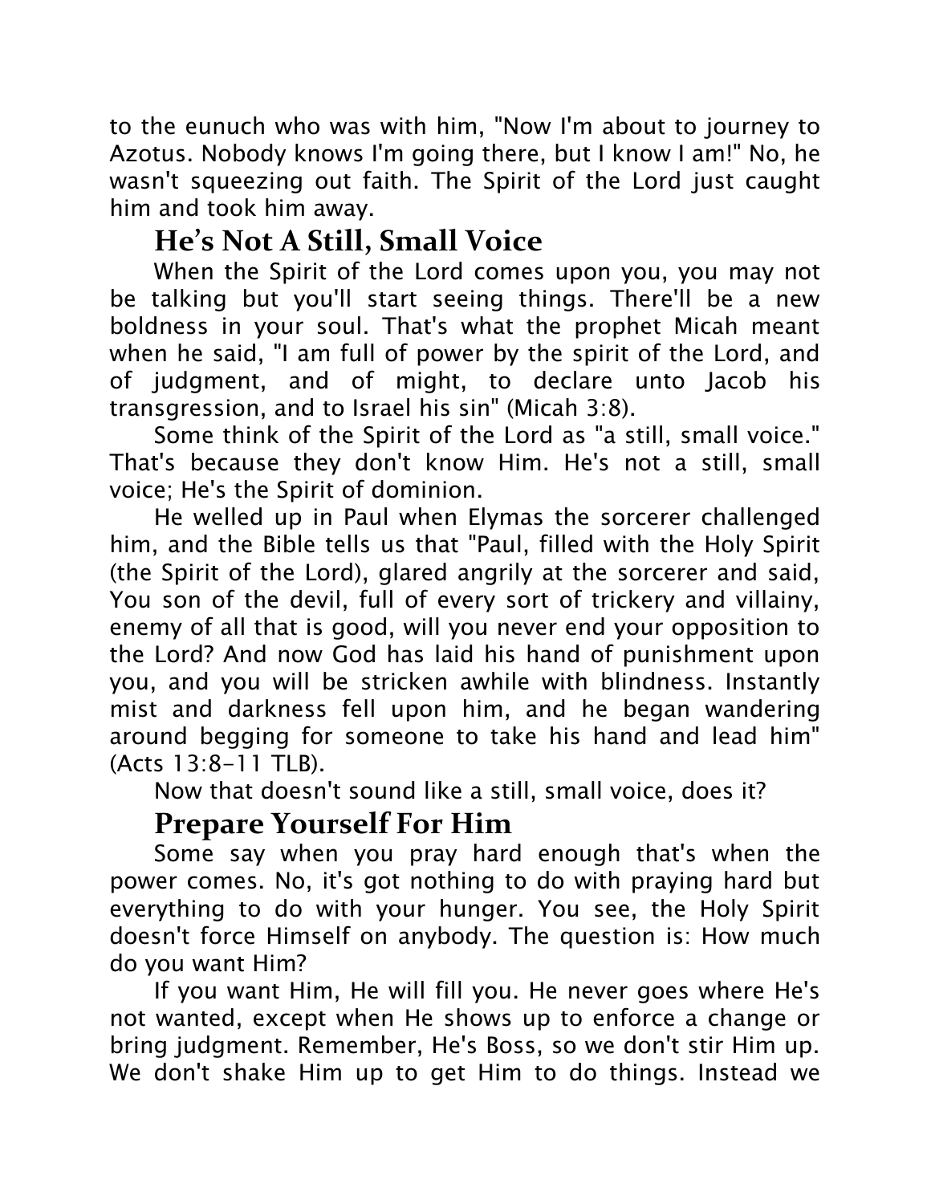to the eunuch who was with him, "Now I'm about to journey to Azotus. Nobody knows I'm going there, but I know I am!" No, he wasn't squeezing out faith. The Spirit of the Lord just caught him and took him away.

## He's Not A Still, Small Voice

When the Spirit of the Lord comes upon you, you may not be talking but you'll start seeing things. There'll be a new boldness in your soul. That's what the prophet Micah meant when he said, "I am full of power by the spirit of the Lord, and of judgment, and of might, to declare unto Jacob his transgression, and to Israel his sin" (Micah 3:8).

Some think of the Spirit of the Lord as "a still, small voice." That's because they don't know Him. He's not a still, small voice; He's the Spirit of dominion.

He welled up in Paul when Elymas the sorcerer challenged him, and the Bible tells us that "Paul, filled with the Holy Spirit (the Spirit of the Lord), glared angrily at the sorcerer and said, You son of the devil, full of every sort of trickery and villainy, enemy of all that is good, will you never end your opposition to the Lord? And now God has laid his hand of punishment upon you, and you will be stricken awhile with blindness. Instantly mist and darkness fell upon him, and he began wandering around begging for someone to take his hand and lead him" (Acts 13:8-11 TLB).

Now that doesn't sound like a still, small voice, does it?

## Prepare Yourself For Him

Some say when you pray hard enough that's when the power comes. No, it's got nothing to do with praying hard but everything to do with your hunger. You see, the Holy Spirit doesn't force Himself on anybody. The question is: How much do you want Him?

If you want Him, He will fill you. He never goes where He's not wanted, except when He shows up to enforce a change or bring judgment. Remember, He's Boss, so we don't stir Him up. We don't shake Him up to get Him to do things. Instead we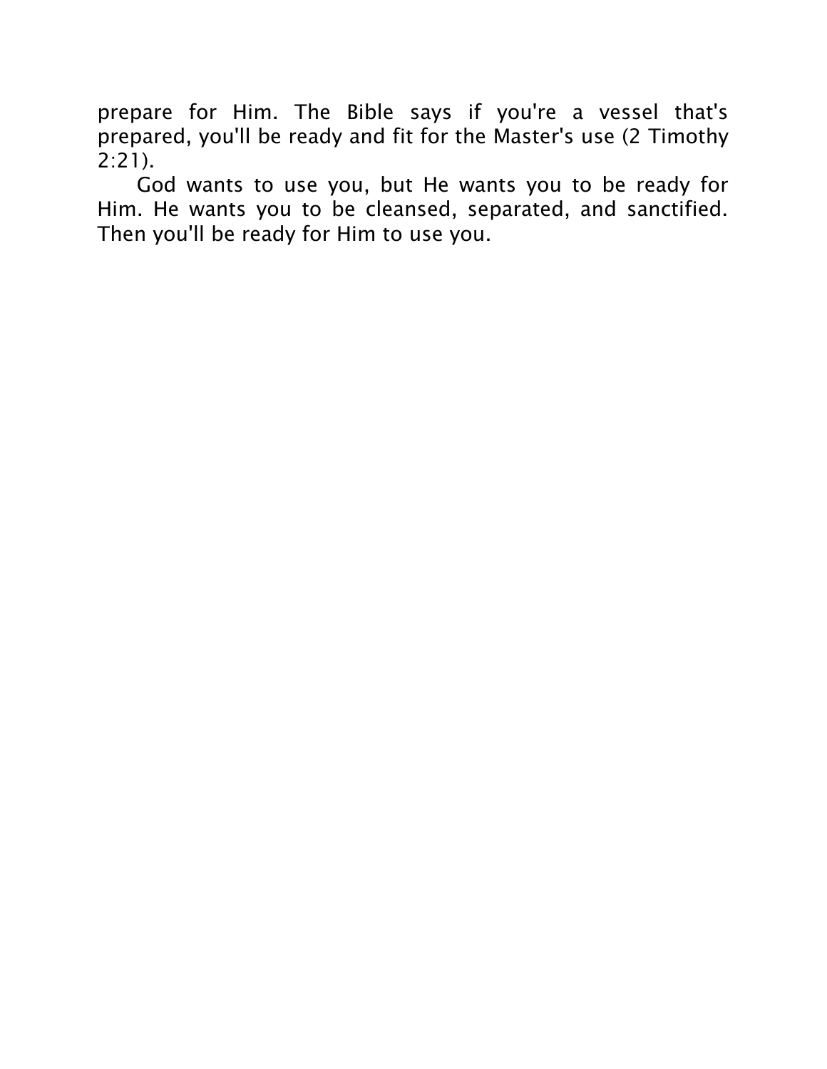prepare for Him. The Bible says if you're a vessel that's prepared, you'll be ready and fit for the Master's use (2 Timothy 2:21).

God wants to use you, but He wants you to be ready for Him. He wants you to be cleansed, separated, and sanctified. Then you'll be ready for Him to use you.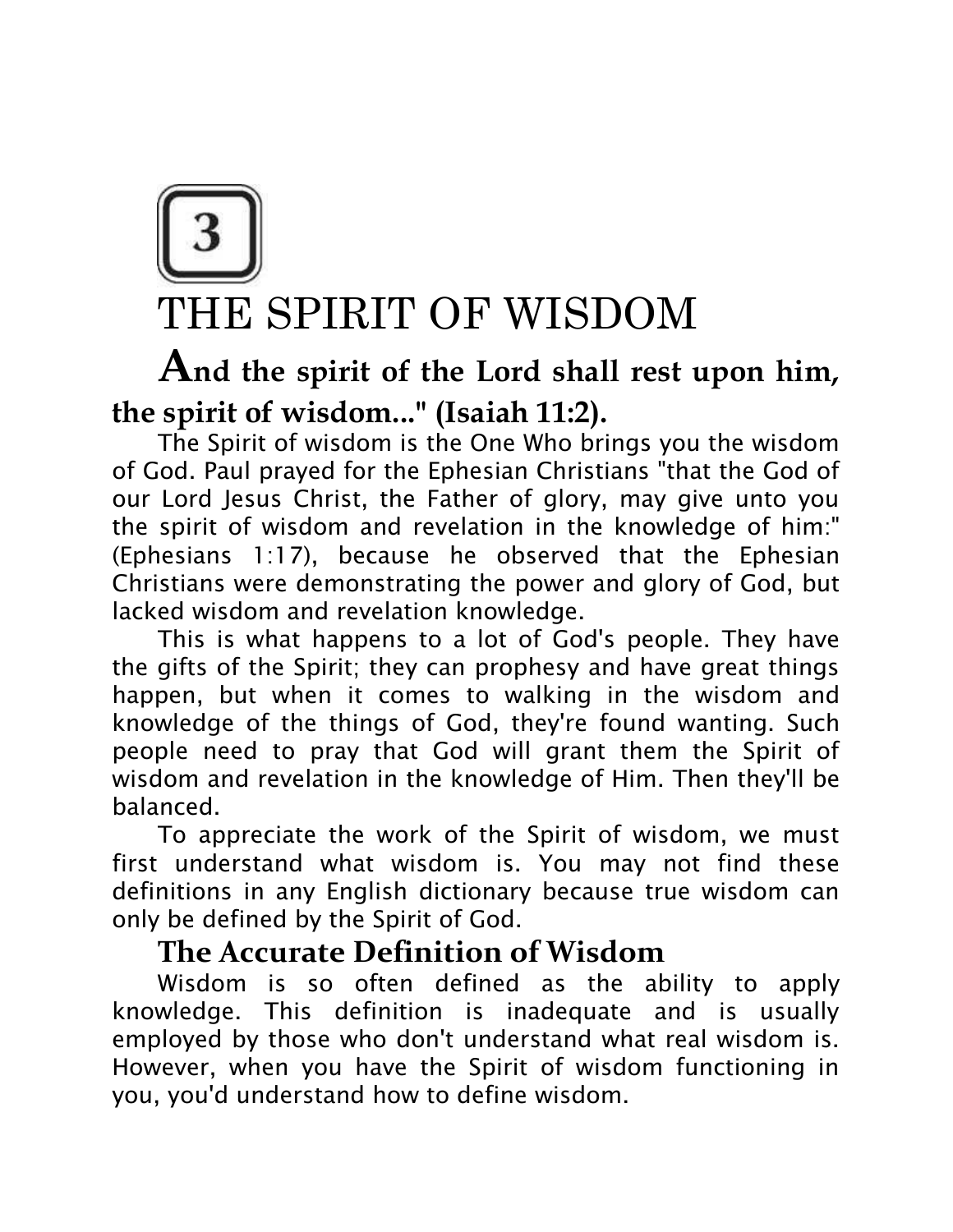# 3

# THE SPIRIT OF WISDOM

**And the spirit of the Lord shall rest upon him, the spirit of wisdom..." (Isaiah 11:2).**

The Spirit of wisdom is the One Who brings you the wisdom of God. Paul prayed for the Ephesian Christians "that the God of our Lord Jesus Christ, the Father of glory, may give unto you the spirit of wisdom and revelation in the knowledge of him:" (Ephesians 1:17), because he observed that the Ephesian Christians were demonstrating the power and glory of God, but lacked wisdom and revelation knowledge.

This is what happens to a lot of God's people. They have the gifts of the Spirit; they can prophesy and have great things happen, but when it comes to walking in the wisdom and knowledge of the things of God, they're found wanting. Such people need to pray that God will grant them the Spirit of wisdom and revelation in the knowledge of Him. Then they'll be balanced.

To appreciate the work of the Spirit of wisdom, we must first understand what wisdom is. You may not find these definitions in any English dictionary because true wisdom can only be defined by the Spirit of God.

## The Accurate Definition of Wisdom

Wisdom is so often defined as the ability to apply knowledge. This definition is inadequate and is usually employed by those who don't understand what real wisdom is. However, when you have the Spirit of wisdom functioning in you, you'd understand how to define wisdom.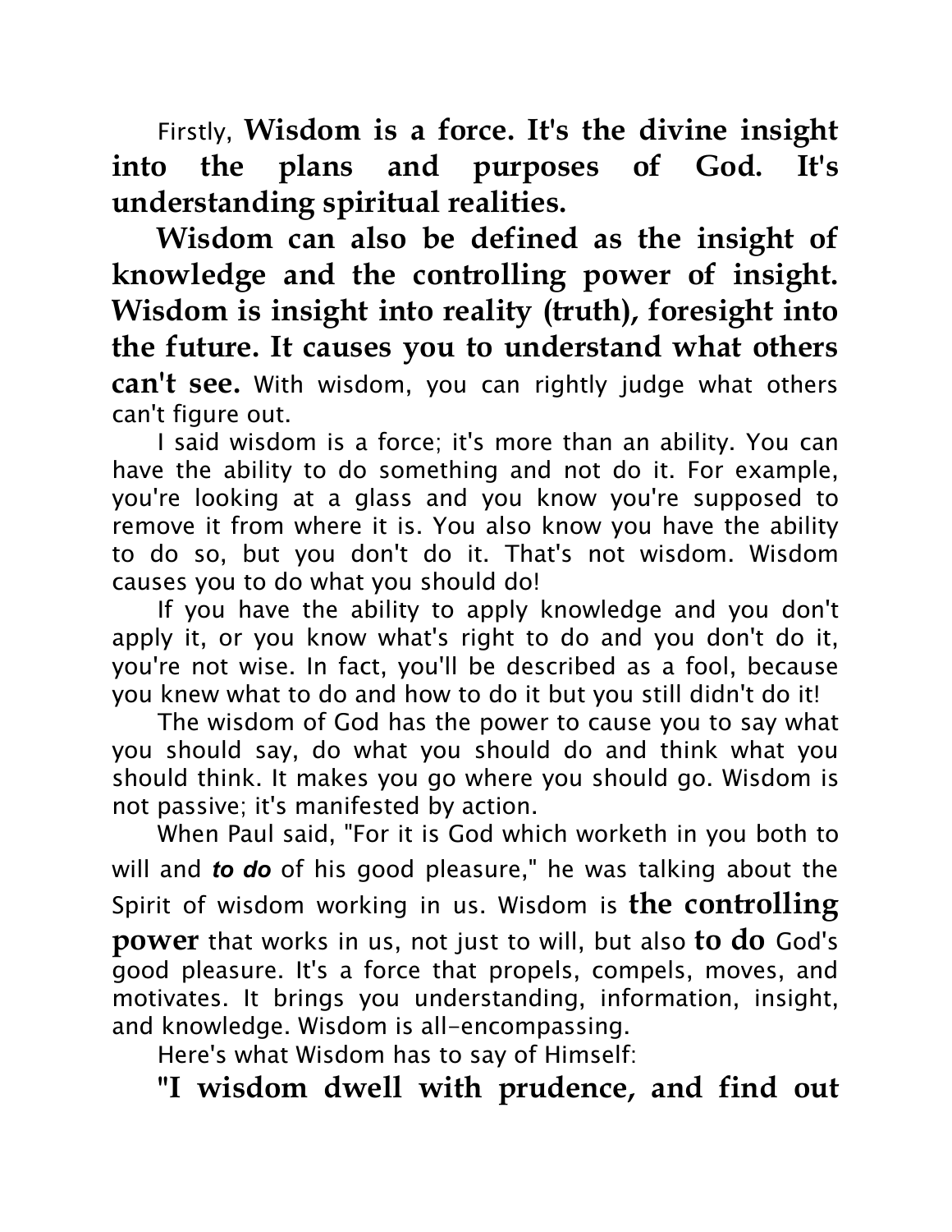Firstly, **Wisdom is a force. It's the divine insight into the plans and purposes of God. It's understanding spiritual realities.**

**Wisdom can also be defined as the insight of knowledge and the controlling power of insight. Wisdom is insight into reality (truth), foresight into the future. It causes you to understand what others can't see.** With wisdom, you can rightly judge what others can't figure out.

I said wisdom is a force; it's more than an ability. You can have the ability to do something and not do it. For example, you're looking at a glass and you know you're supposed to remove it from where it is. You also know you have the ability to do so, but you don't do it. That's not wisdom. Wisdom causes you to do what you should do!

If you have the ability to apply knowledge and you don't apply it, or you know what's right to do and you don't do it, you're not wise. In fact, you'll be described as a fool, because you knew what to do and how to do it but you still didn't do it!

The wisdom of God has the power to cause you to say what you should say, do what you should do and think what you should think. It makes you go where you should go. Wisdom is not passive; it's manifested by action.

When Paul said, "For it is God which worketh in you both to will and ***to do*** of his good pleasure," he was talking about the Spirit of wisdom working in us. Wisdom is **the controlling power** that works in us, not just to will, but also **to do** God's good pleasure. It's a force that propels, compels, moves, and motivates. It brings you understanding, information, insight, and knowledge. Wisdom is all-encompassing.

Here's what Wisdom has to say of Himself:

**"I wisdom dwell with prudence, and find out**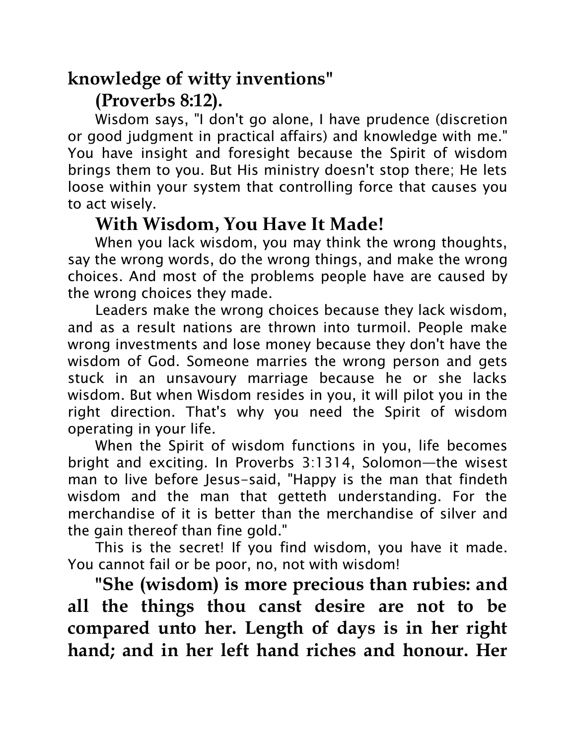**knowledge of witty inventions" (Proverbs 8:12).**

Wisdom says, "I don't go alone, I have prudence (discretion or good judgment in practical affairs) and knowledge with me." You have insight and foresight because the Spirit of wisdom brings them to you. But His ministry doesn't stop there; He lets loose within your system that controlling force that causes you to act wisely.

## With Wisdom, You Have It Made!

When you lack wisdom, you may think the wrong thoughts, say the wrong words, do the wrong things, and make the wrong choices. And most of the problems people have are caused by the wrong choices they made.

Leaders make the wrong choices because they lack wisdom, and as a result nations are thrown into turmoil. People make wrong investments and lose money because they don't have the wisdom of God. Someone marries the wrong person and gets stuck in an unsavoury marriage because he or she lacks wisdom. But when Wisdom resides in you, it will pilot you in the right direction. That's why you need the Spirit of wisdom operating in your life.

When the Spirit of wisdom functions in you, life becomes bright and exciting. In Proverbs 3:1314, Solomon—the wisest man to live before Jesus-said, "Happy is the man that findeth wisdom and the man that getteth understanding. For the merchandise of it is better than the merchandise of silver and the gain thereof than fine gold."

This is the secret! If you find wisdom, you have it made. You cannot fail or be poor, no, not with wisdom!

**"She (wisdom) is more precious than rubies: and all the things thou canst desire are not to be compared unto her. Length of days is in her right hand; and in her left hand riches and honour. Her**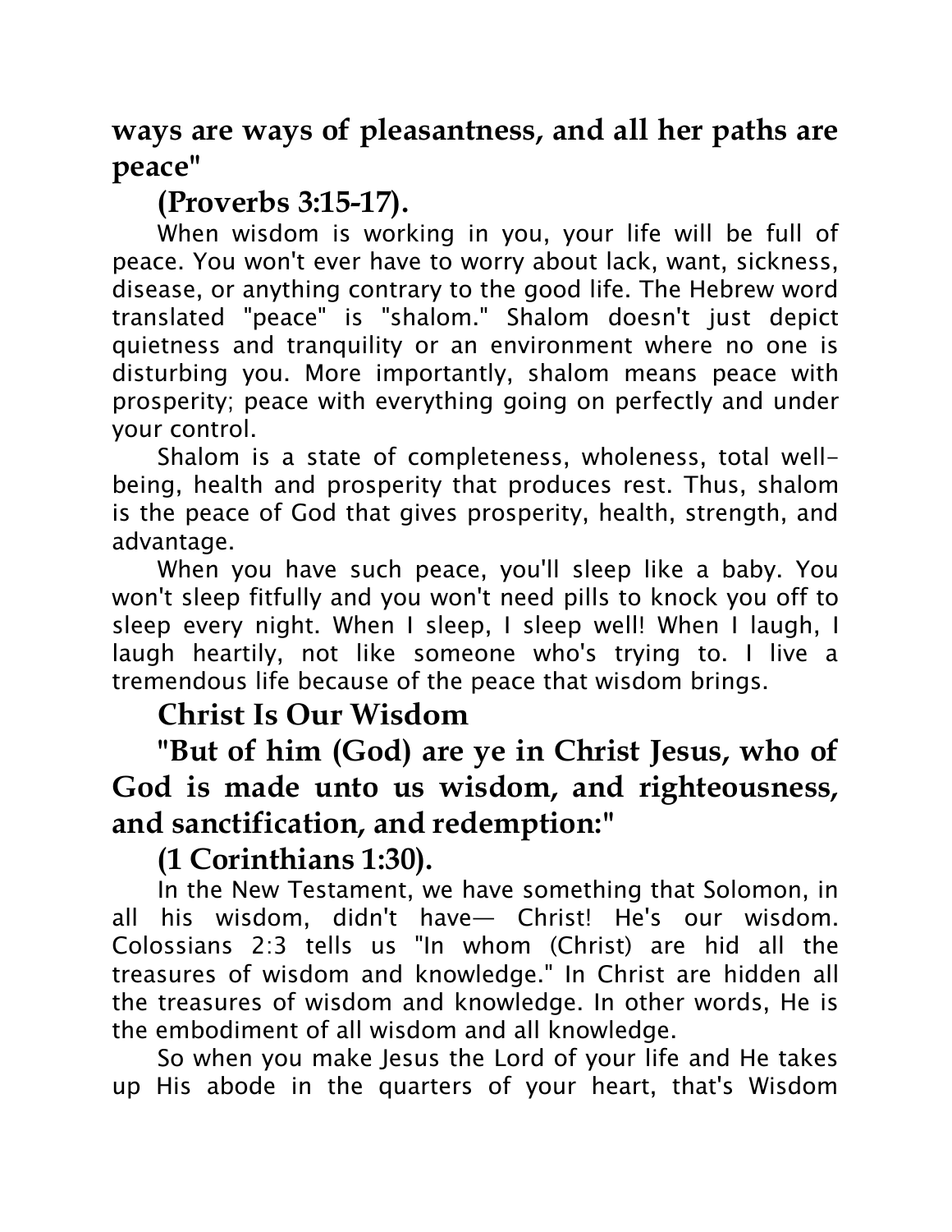**ways are ways of pleasantness, and all her paths are peace"**

**(Proverbs 3:15-17).**

When wisdom is working in you, your life will be full of peace. You won't ever have to worry about lack, want, sickness, disease, or anything contrary to the good life. The Hebrew word translated "peace" is "shalom." Shalom doesn't just depict quietness and tranquility or an environment where no one is disturbing you. More importantly, shalom means peace with prosperity; peace with everything going on perfectly and under your control.

Shalom is a state of completeness, wholeness, total well-being, health and prosperity that produces rest. Thus, shalom is the peace of God that gives prosperity, health, strength, and advantage.

When you have such peace, you'll sleep like a baby. You won't sleep fitfully and you won't need pills to knock you off to sleep every night. When I sleep, I sleep well! When I laugh, I laugh heartily, not like someone who's trying to. I live a tremendous life because of the peace that wisdom brings.

## Christ Is Our Wisdom

**"But of him (God) are ye in Christ Jesus, who of God is made unto us wisdom, and righteousness, and sanctification, and redemption:"**

**(1 Corinthians 1:30).**

In the New Testament, we have something that Solomon, in all his wisdom, didn't have— Christ! He's our wisdom. Colossians 2:3 tells us "In whom (Christ) are hid all the treasures of wisdom and knowledge." In Christ are hidden all the treasures of wisdom and knowledge. In other words, He is the embodiment of all wisdom and all knowledge.

So when you make Jesus the Lord of your life and He takes up His abode in the quarters of your heart, that's Wisdom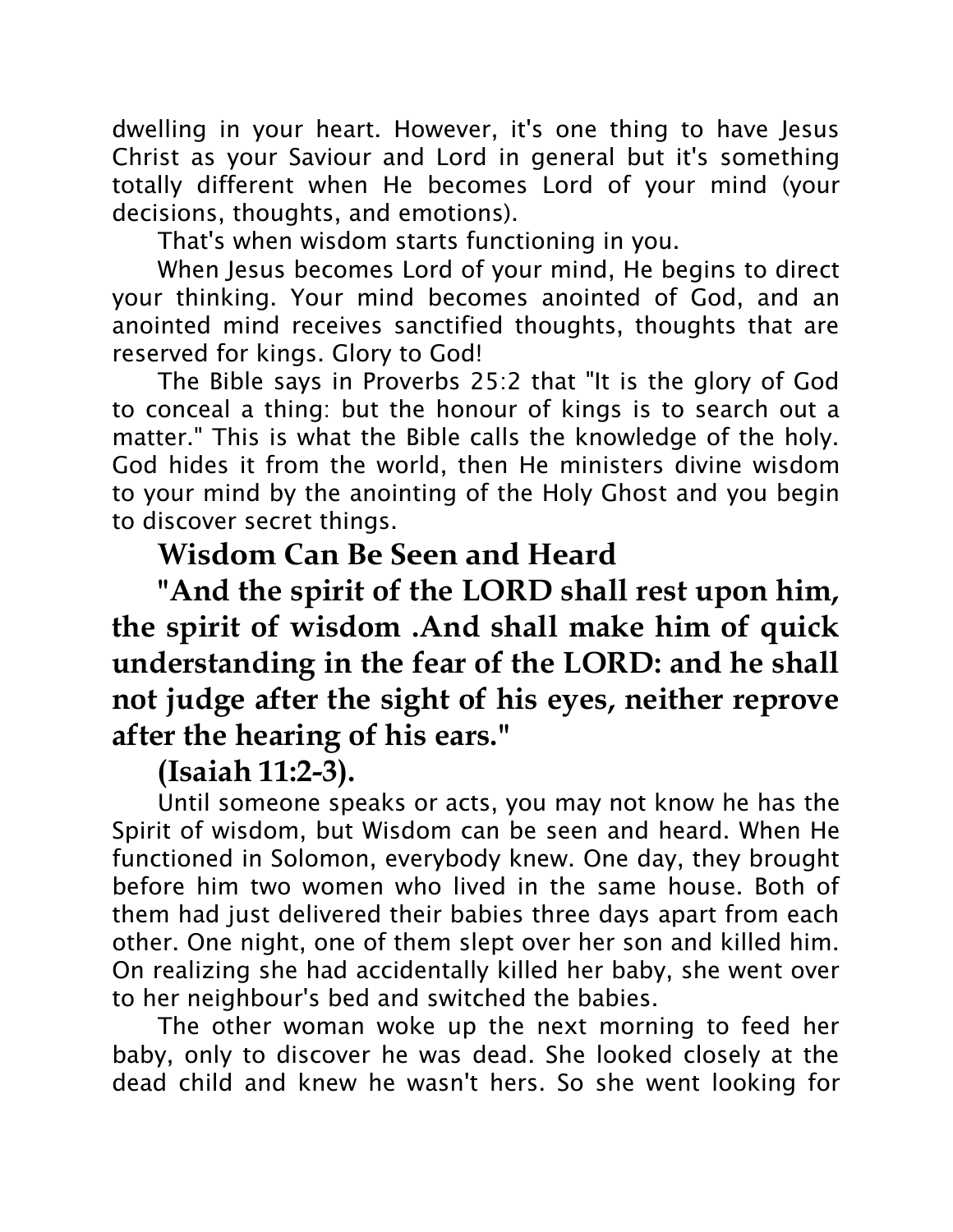dwelling in your heart. However, it's one thing to have Jesus Christ as your Saviour and Lord in general but it's something totally different when He becomes Lord of your mind (your decisions, thoughts, and emotions).

That's when wisdom starts functioning in you.

When Jesus becomes Lord of your mind, He begins to direct your thinking. Your mind becomes anointed of God, and an anointed mind receives sanctified thoughts, thoughts that are reserved for kings. Glory to God!

The Bible says in Proverbs 25:2 that "It is the glory of God to conceal a thing: but the honour of kings is to search out a matter." This is what the Bible calls the knowledge of the holy. God hides it from the world, then He ministers divine wisdom to your mind by the anointing of the Holy Ghost and you begin to discover secret things.

## Wisdom Can Be Seen and Heard

**"And the spirit of the LORD shall rest upon him, the spirit of wisdom .And shall make him of quick understanding in the fear of the LORD: and he shall not judge after the sight of his eyes, neither reprove after the hearing of his ears."**

**(Isaiah 11:2-3).**

Until someone speaks or acts, you may not know he has the Spirit of wisdom, but Wisdom can be seen and heard. When He functioned in Solomon, everybody knew. One day, they brought before him two women who lived in the same house. Both of them had just delivered their babies three days apart from each other. One night, one of them slept over her son and killed him. On realizing she had accidentally killed her baby, she went over to her neighbour's bed and switched the babies.

The other woman woke up the next morning to feed her baby, only to discover he was dead. She looked closely at the dead child and knew he wasn't hers. So she went looking for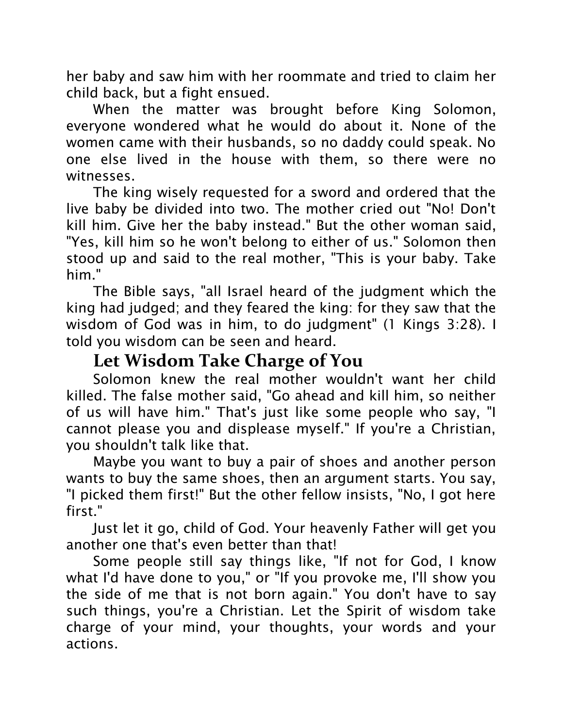her baby and saw him with her roommate and tried to claim her child back, but a fight ensued.

When the matter was brought before King Solomon, everyone wondered what he would do about it. None of the women came with their husbands, so no daddy could speak. No one else lived in the house with them, so there were no witnesses.

The king wisely requested for a sword and ordered that the live baby be divided into two. The mother cried out "No! Don't kill him. Give her the baby instead." But the other woman said, "Yes, kill him so he won't belong to either of us." Solomon then stood up and said to the real mother, "This is your baby. Take him."

The Bible says, "all Israel heard of the judgment which the king had judged; and they feared the king: for they saw that the wisdom of God was in him, to do judgment" (1 Kings 3:28). I told you wisdom can be seen and heard.

## Let Wisdom Take Charge of You

Solomon knew the real mother wouldn't want her child killed. The false mother said, "Go ahead and kill him, so neither of us will have him." That's just like some people who say, "I cannot please you and displease myself." If you're a Christian, you shouldn't talk like that.

Maybe you want to buy a pair of shoes and another person wants to buy the same shoes, then an argument starts. You say, "I picked them first!" But the other fellow insists, "No, I got here first."

Just let it go, child of God. Your heavenly Father will get you another one that's even better than that!

Some people still say things like, "If not for God, I know what I'd have done to you," or "If you provoke me, I'll show you the side of me that is not born again." You don't have to say such things, you're a Christian. Let the Spirit of wisdom take charge of your mind, your thoughts, your words and your actions.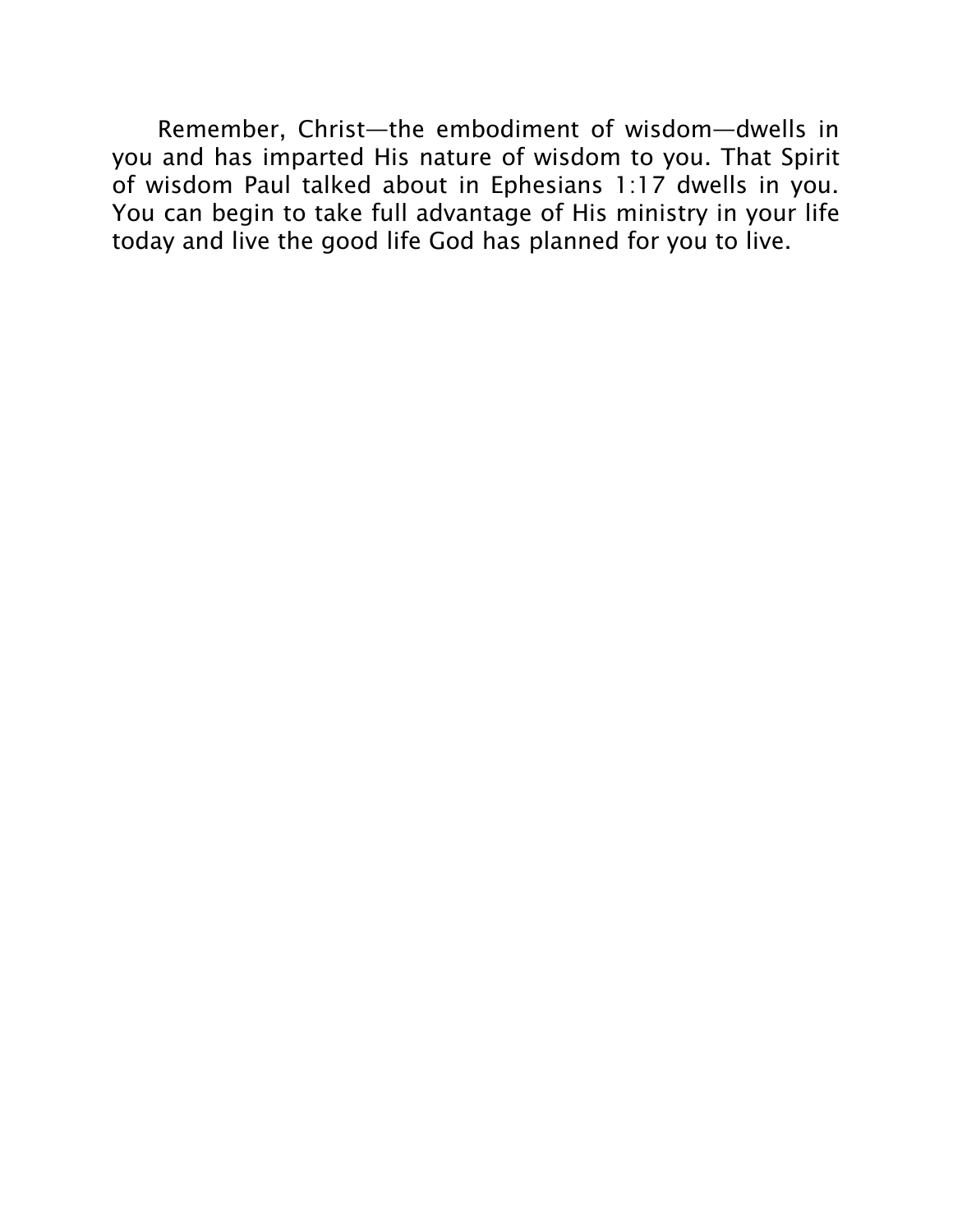Remember, Christ—the embodiment of wisdom—dwells in you and has imparted His nature of wisdom to you. That Spirit of wisdom Paul talked about in Ephesians 1:17 dwells in you. You can begin to take full advantage of His ministry in your life today and live the good life God has planned for you to live.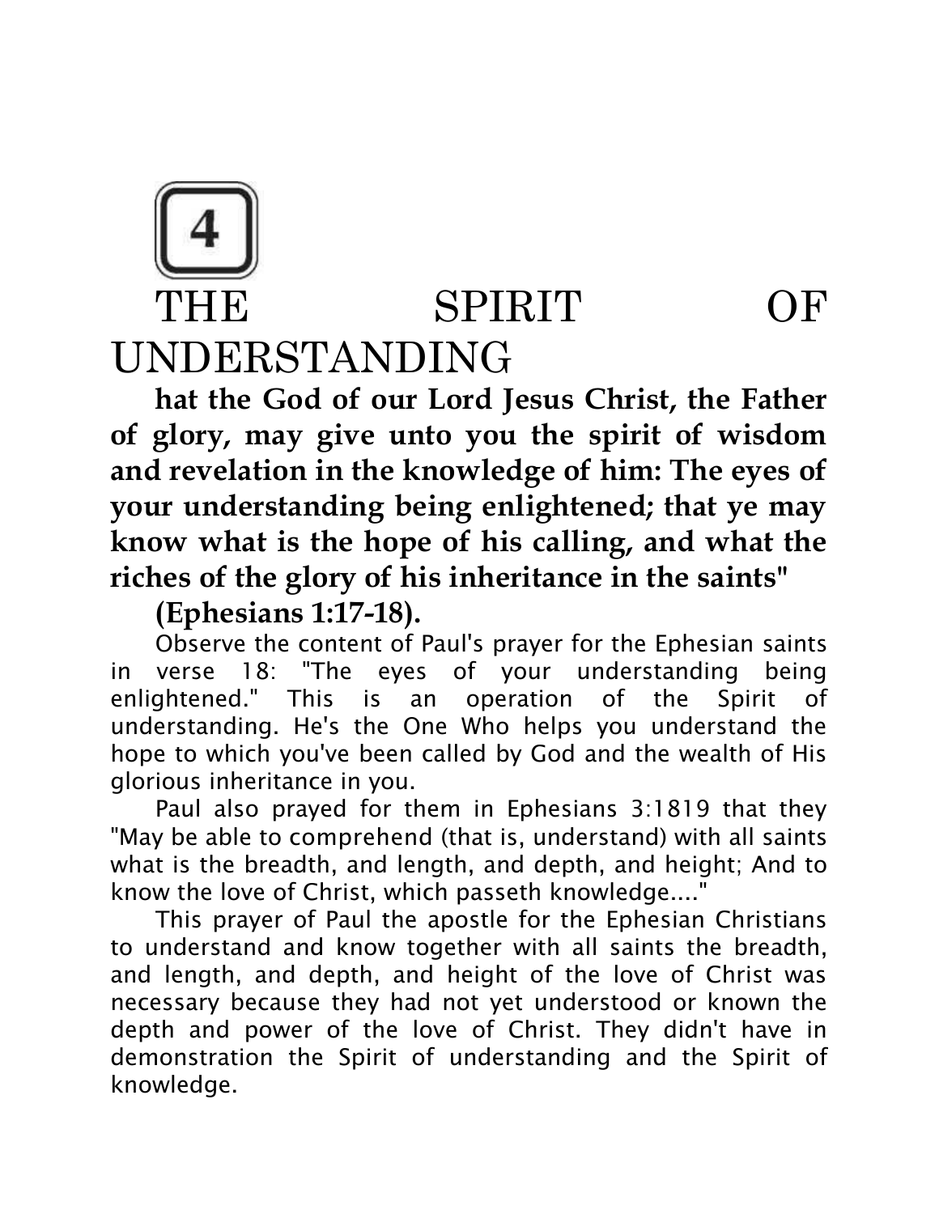# 4

# THE SPIRIT OF UNDERSTANDING

**hat the God of our Lord Jesus Christ, the Father of glory, may give unto you the spirit of wisdom and revelation in the knowledge of him: The eyes of your understanding being enlightened; that ye may know what is the hope of his calling, and what the riches of the glory of his inheritance in the saints" (Ephesians 1:17-18).**

Observe the content of Paul's prayer for the Ephesian saints in verse 18: "The eyes of your understanding being enlightened." This is an operation of the Spirit of understanding. He's the One Who helps you understand the hope to which you've been called by God and the wealth of His glorious inheritance in you.

Paul also prayed for them in Ephesians 3:1819 that they "May be able to comprehend (that is, understand) with all saints what is the breadth, and length, and depth, and height; And to know the love of Christ, which passeth knowledge...."

This prayer of Paul the apostle for the Ephesian Christians to understand and know together with all saints the breadth, and length, and depth, and height of the love of Christ was necessary because they had not yet understood or known the depth and power of the love of Christ. They didn't have in demonstration the Spirit of understanding and the Spirit of knowledge.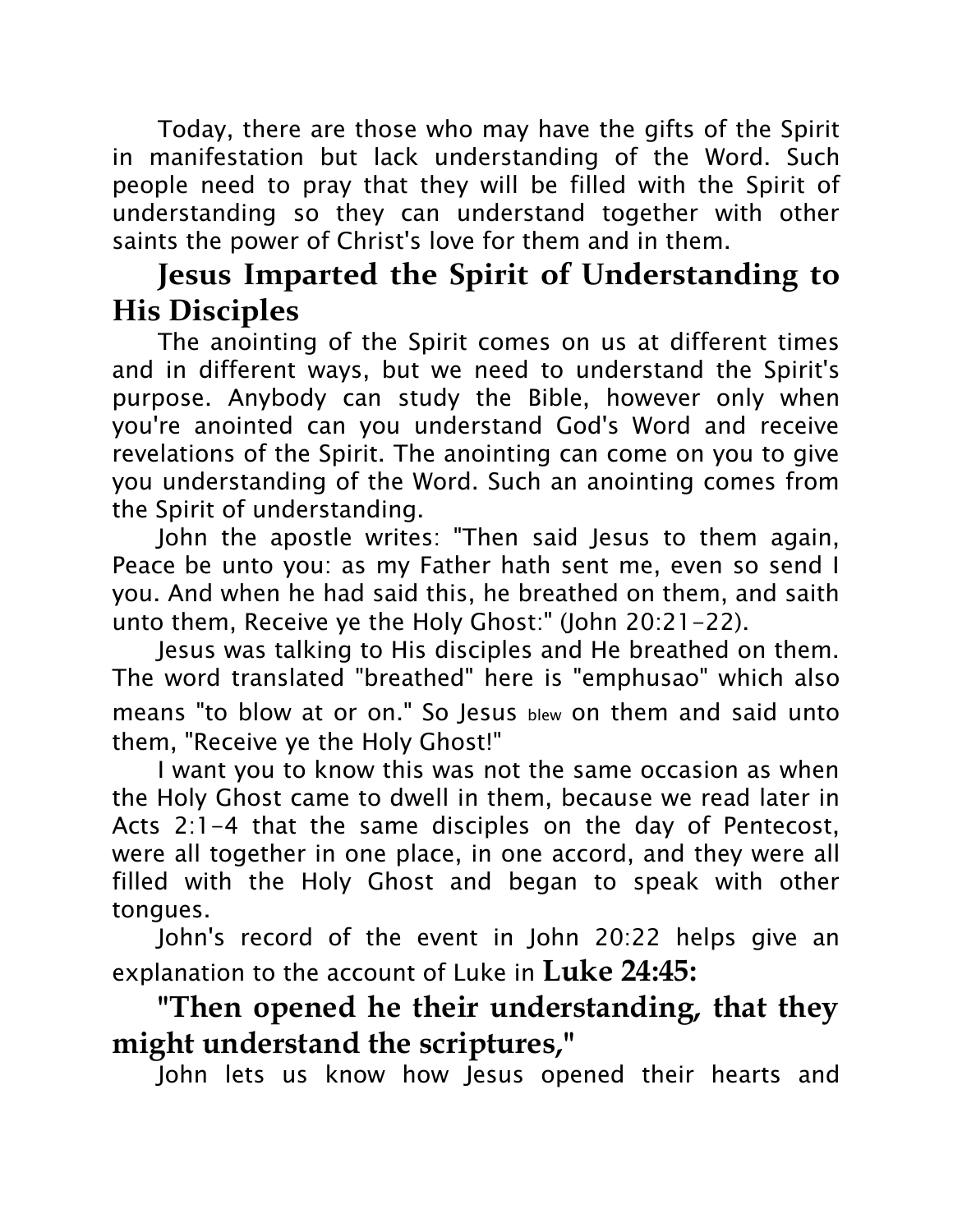Today, there are those who may have the gifts of the Spirit in manifestation but lack understanding of the Word. Such people need to pray that they will be filled with the Spirit of understanding so they can understand together with other saints the power of Christ's love for them and in them.

## Jesus Imparted the Spirit of Understanding to His Disciples

The anointing of the Spirit comes on us at different times and in different ways, but we need to understand the Spirit's purpose. Anybody can study the Bible, however only when you're anointed can you understand God's Word and receive revelations of the Spirit. The anointing can come on you to give you understanding of the Word. Such an anointing comes from the Spirit of understanding.

John the apostle writes: "Then said Jesus to them again, Peace be unto you: as my Father hath sent me, even so send I you. And when he had said this, he breathed on them, and saith unto them, Receive ye the Holy Ghost:" (John 20:21-22).

Jesus was talking to His disciples and He breathed on them. The word translated "breathed" here is "emphusao" which also means "to blow at or on." So Jesus blew on them and said unto them, "Receive ye the Holy Ghost!"

I want you to know this was not the same occasion as when the Holy Ghost came to dwell in them, because we read later in Acts 2:1-4 that the same disciples on the day of Pentecost, were all together in one place, in one accord, and they were all filled with the Holy Ghost and began to speak with other tongues.

John's record of the event in John 20:22 helps give an explanation to the account of Luke in **Luke 24:45:**

**"Then opened he their understanding, that they might understand the scriptures,"**

John lets us know how Jesus opened their hearts and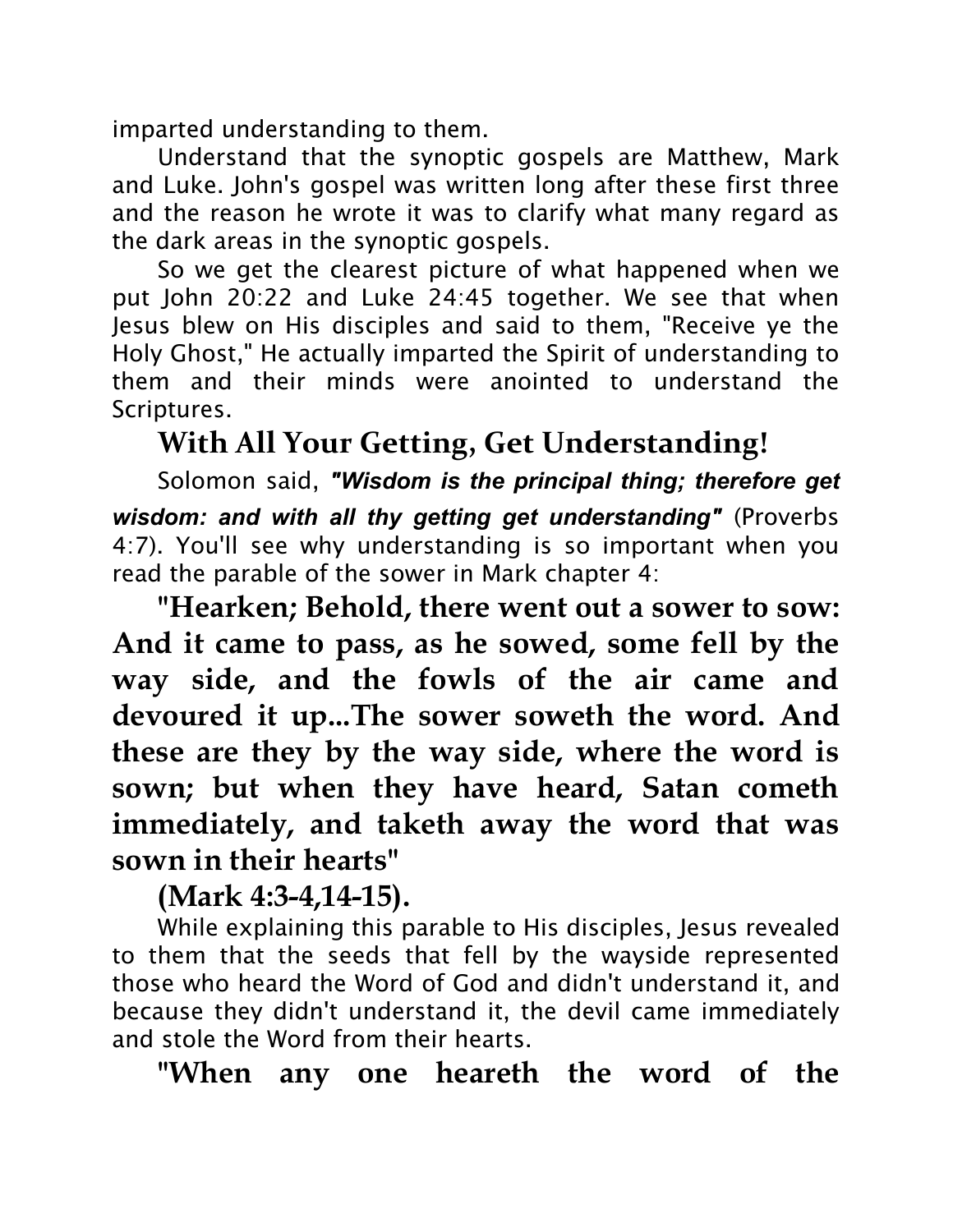imparted understanding to them.

Understand that the synoptic gospels are Matthew, Mark and Luke. John's gospel was written long after these first three and the reason he wrote it was to clarify what many regard as the dark areas in the synoptic gospels.

So we get the clearest picture of what happened when we put John 20:22 and Luke 24:45 together. We see that when Jesus blew on His disciples and said to them, "Receive ye the Holy Ghost," He actually imparted the Spirit of understanding to them and their minds were anointed to understand the Scriptures.

## With All Your Getting, Get Understanding!

Solomon said, ***"Wisdom is the principal thing; therefore get wisdom: and with all thy getting get understanding"*** (Proverbs 4:7). You'll see why understanding is so important when you read the parable of the sower in Mark chapter 4:

**"Hearken; Behold, there went out a sower to sow: And it came to pass, as he sowed, some fell by the way side, and the fowls of the air came and devoured it up...The sower soweth the word. And these are they by the way side, where the word is sown; but when they have heard, Satan cometh immediately, and taketh away the word that was sown in their hearts"**

**(Mark 4:3-4,14-15).**

While explaining this parable to His disciples, Jesus revealed to them that the seeds that fell by the wayside represented those who heard the Word of God and didn't understand it, and because they didn't understand it, the devil came immediately and stole the Word from their hearts.

**"When any one heareth the word of the**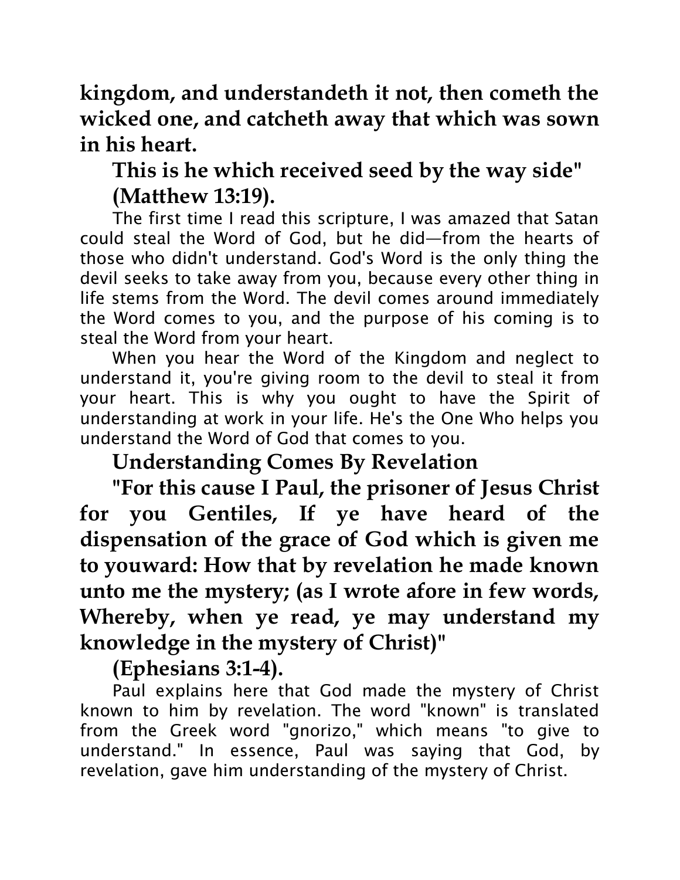**kingdom, and understandeth it not, then cometh the wicked one, and catcheth away that which was sown in his heart.**

**This is he which received seed by the way side" (Matthew 13:19).**

The first time I read this scripture, I was amazed that Satan could steal the Word of God, but he did—from the hearts of those who didn't understand. God's Word is the only thing the devil seeks to take away from you, because every other thing in life stems from the Word. The devil comes around immediately the Word comes to you, and the purpose of his coming is to steal the Word from your heart.

When you hear the Word of the Kingdom and neglect to understand it, you're giving room to the devil to steal it from your heart. This is why you ought to have the Spirit of understanding at work in your life. He's the One Who helps you understand the Word of God that comes to you.

## Understanding Comes By Revelation

**"For this cause I Paul, the prisoner of Jesus Christ for you Gentiles, If ye have heard of the dispensation of the grace of God which is given me to youward: How that by revelation he made known unto me the mystery; (as I wrote afore in few words, Whereby, when ye read, ye may understand my knowledge in the mystery of Christ)"**

**(Ephesians 3:1-4).**

Paul explains here that God made the mystery of Christ known to him by revelation. The word "known" is translated from the Greek word "gnorizo," which means "to give to understand." In essence, Paul was saying that God, by revelation, gave him understanding of the mystery of Christ.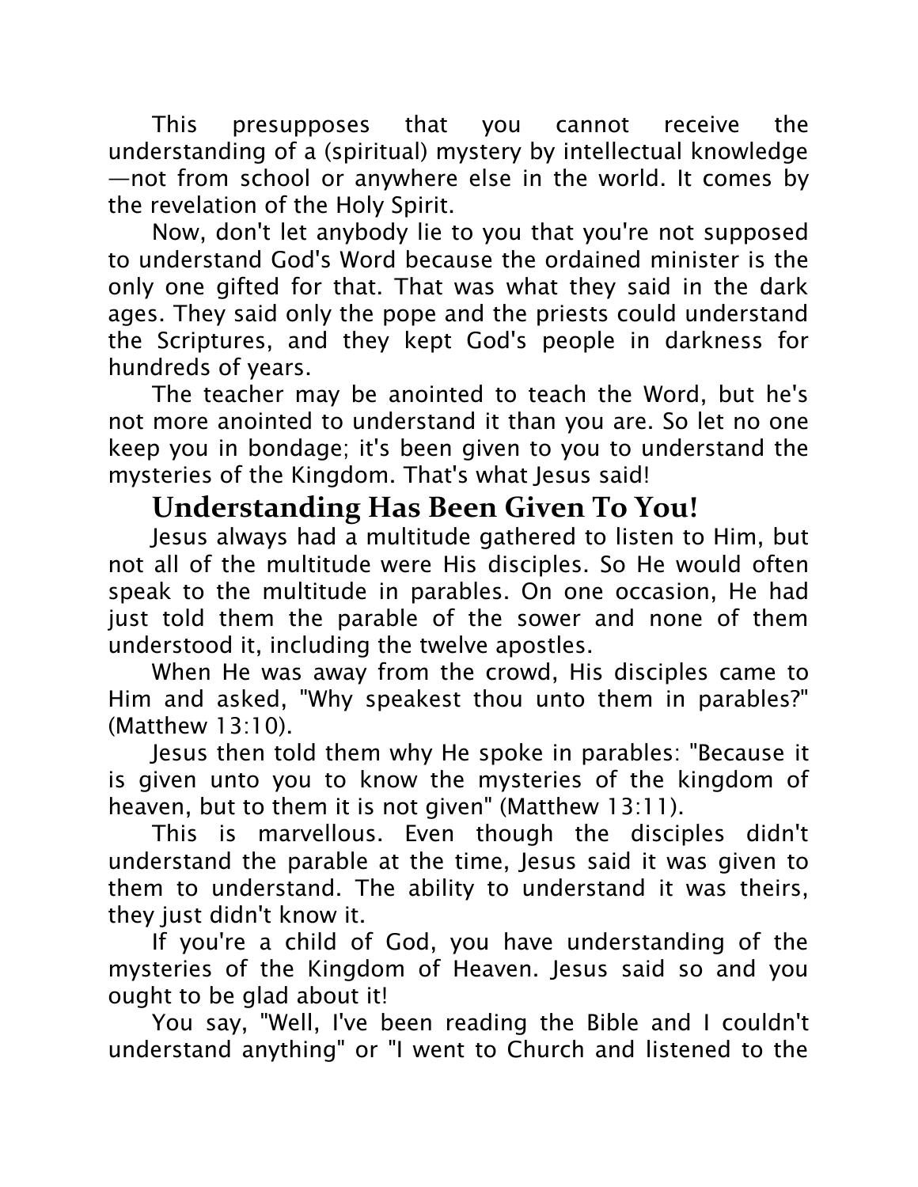This presupposes that you cannot receive the understanding of a (spiritual) mystery by intellectual knowledge—not from school or anywhere else in the world. It comes by the revelation of the Holy Spirit.

Now, don't let anybody lie to you that you're not supposed to understand God's Word because the ordained minister is the only one gifted for that. That was what they said in the dark ages. They said only the pope and the priests could understand the Scriptures, and they kept God's people in darkness for hundreds of years.

The teacher may be anointed to teach the Word, but he's not more anointed to understand it than you are. So let no one keep you in bondage; it's been given to you to understand the mysteries of the Kingdom. That's what Jesus said!

## Understanding Has Been Given To You!

Jesus always had a multitude gathered to listen to Him, but not all of the multitude were His disciples. So He would often speak to the multitude in parables. On one occasion, He had just told them the parable of the sower and none of them understood it, including the twelve apostles.

When He was away from the crowd, His disciples came to Him and asked, "Why speakest thou unto them in parables?" (Matthew 13:10).

Jesus then told them why He spoke in parables: "Because it is given unto you to know the mysteries of the kingdom of heaven, but to them it is not given" (Matthew 13:11).

This is marvellous. Even though the disciples didn't understand the parable at the time, Jesus said it was given to them to understand. The ability to understand it was theirs, they just didn't know it.

If you're a child of God, you have understanding of the mysteries of the Kingdom of Heaven. Jesus said so and you ought to be glad about it!

You say, "Well, I've been reading the Bible and I couldn't understand anything" or "I went to Church and listened to the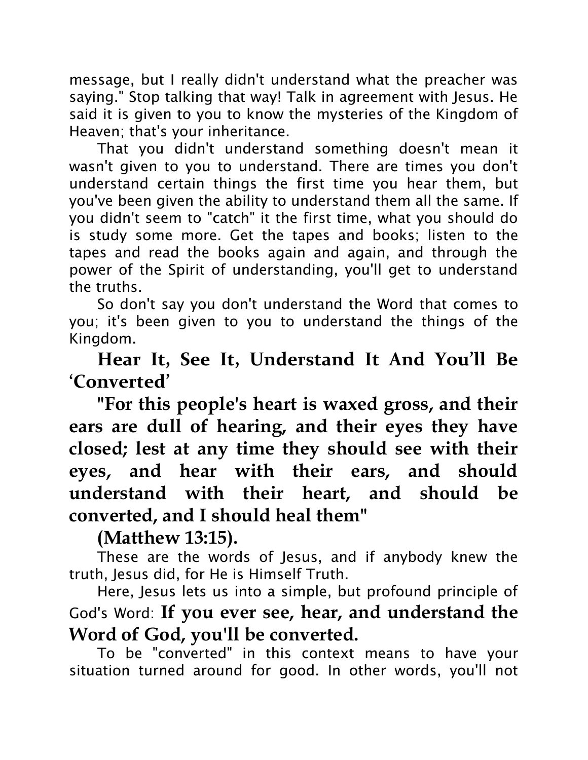message, but I really didn't understand what the preacher was saying." Stop talking that way! Talk in agreement with Jesus. He said it is given to you to know the mysteries of the Kingdom of Heaven; that's your inheritance.

That you didn't understand something doesn't mean it wasn't given to you to understand. There are times you don't understand certain things the first time you hear them, but you've been given the ability to understand them all the same. If you didn't seem to "catch" it the first time, what you should do is study some more. Get the tapes and books; listen to the tapes and read the books again and again, and through the power of the Spirit of understanding, you'll get to understand the truths.

So don't say you don't understand the Word that comes to you; it's been given to you to understand the things of the Kingdom.

## Hear It, See It, Understand It And You'll Be 'Converted'

**"For this people's heart is waxed gross, and their ears are dull of hearing, and their eyes they have closed; lest at any time they should see with their eyes, and hear with their ears, and should understand with their heart, and should be converted, and I should heal them"**

**(Matthew 13:15).**

These are the words of Jesus, and if anybody knew the truth, Jesus did, for He is Himself Truth.

Here, Jesus lets us into a simple, but profound principle of God's Word: **If you ever see, hear, and understand the Word of God, you'll be converted.**

To be "converted" in this context means to have your situation turned around for good. In other words, you'll not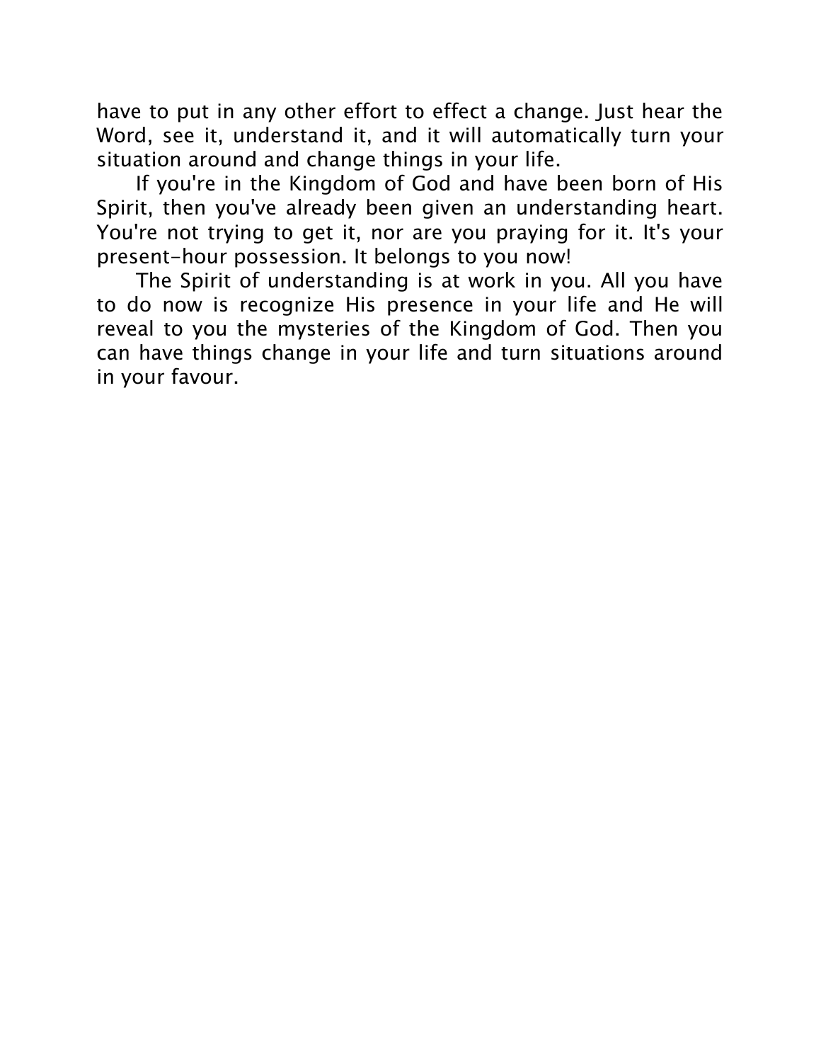have to put in any other effort to effect a change. Just hear the Word, see it, understand it, and it will automatically turn your situation around and change things in your life.

If you're in the Kingdom of God and have been born of His Spirit, then you've already been given an understanding heart. You're not trying to get it, nor are you praying for it. It's your present-hour possession. It belongs to you now!

The Spirit of understanding is at work in you. All you have to do now is recognize His presence in your life and He will reveal to you the mysteries of the Kingdom of God. Then you can have things change in your life and turn situations around in your favour.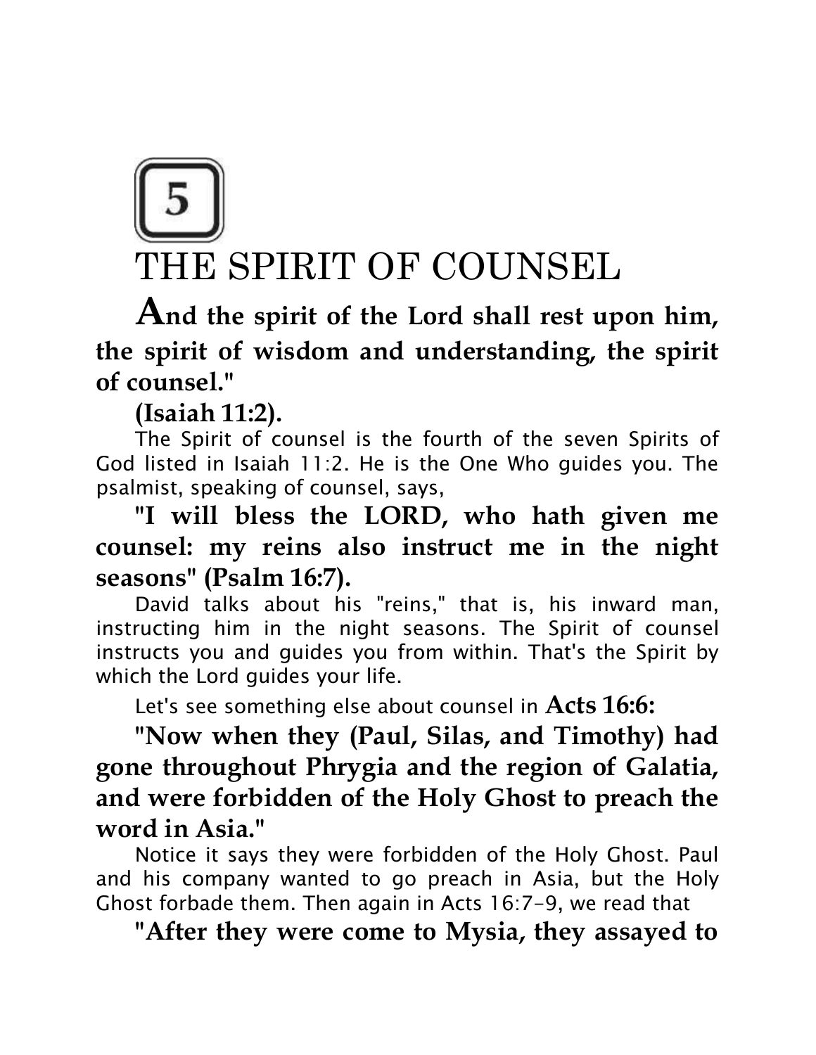5

# THE SPIRIT OF COUNSEL

**And the spirit of the Lord shall rest upon him, the spirit of wisdom and understanding, the spirit of counsel."**

**(Isaiah 11:2).**

The Spirit of counsel is the fourth of the seven Spirits of God listed in Isaiah 11:2. He is the One Who guides you. The psalmist, speaking of counsel, says,

**"I will bless the LORD, who hath given me counsel: my reins also instruct me in the night seasons" (Psalm 16:7).**

David talks about his "reins," that is, his inward man, instructing him in the night seasons. The Spirit of counsel instructs you and guides you from within. That's the Spirit by which the Lord guides your life.

Let's see something else about counsel in **Acts 16:6:**

**"Now when they (Paul, Silas, and Timothy) had gone throughout Phrygia and the region of Galatia, and were forbidden of the Holy Ghost to preach the word in Asia."**

Notice it says they were forbidden of the Holy Ghost. Paul and his company wanted to go preach in Asia, but the Holy Ghost forbade them. Then again in Acts 16:7-9, we read that

**"After they were come to Mysia, they assayed to**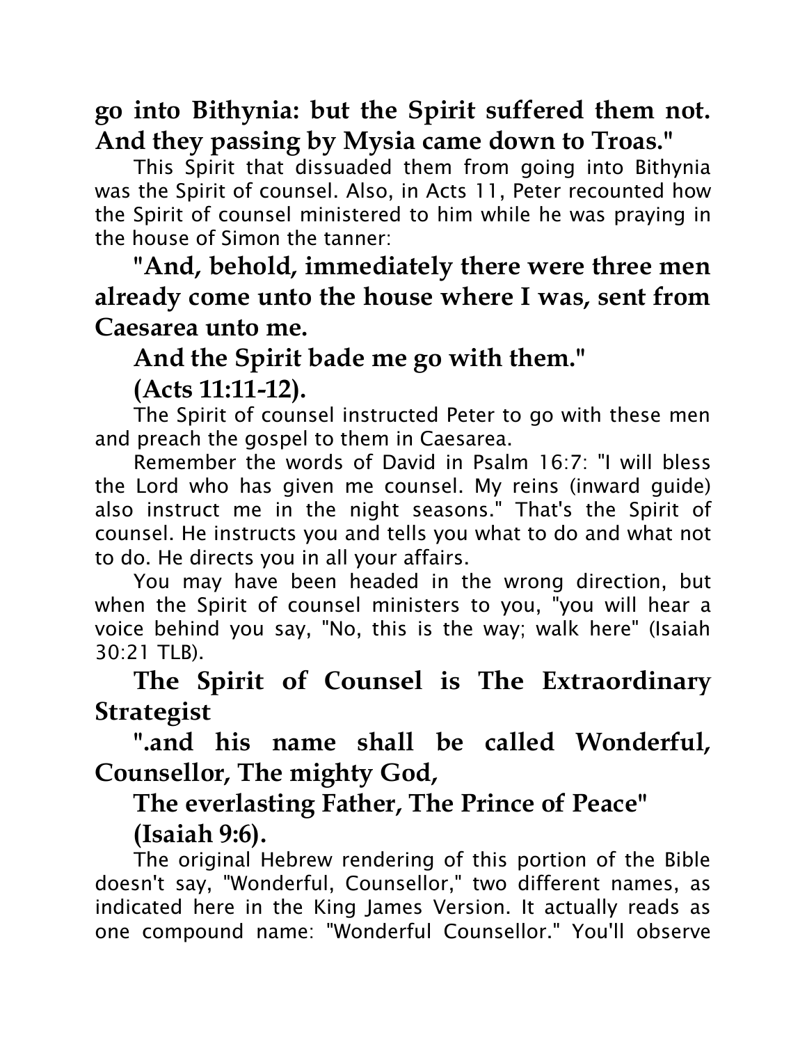**go into Bithynia: but the Spirit suffered them not. And they passing by Mysia came down to Troas."**

This Spirit that dissuaded them from going into Bithynia was the Spirit of counsel. Also, in Acts 11, Peter recounted how the Spirit of counsel ministered to him while he was praying in the house of Simon the tanner:

**"And, behold, immediately there were three men already come unto the house where I was, sent from Caesarea unto me.**

**And the Spirit bade me go with them."**

**(Acts 11:11-12).**

The Spirit of counsel instructed Peter to go with these men and preach the gospel to them in Caesarea.

Remember the words of David in Psalm 16:7: "I will bless the Lord who has given me counsel. My reins (inward guide) also instruct me in the night seasons." That's the Spirit of counsel. He instructs you and tells you what to do and what not to do. He directs you in all your affairs.

You may have been headed in the wrong direction, but when the Spirit of counsel ministers to you, "you will hear a voice behind you say, "No, this is the way; walk here" (Isaiah 30:21 TLB).

## The Spirit of Counsel is The Extraordinary Strategist

**".and his name shall be called Wonderful, Counsellor, The mighty God,**

**The everlasting Father, The Prince of Peace"**

**(Isaiah 9:6).**

The original Hebrew rendering of this portion of the Bible doesn't say, "Wonderful, Counsellor," two different names, as indicated here in the King James Version. It actually reads as one compound name: "Wonderful Counsellor." You'll observe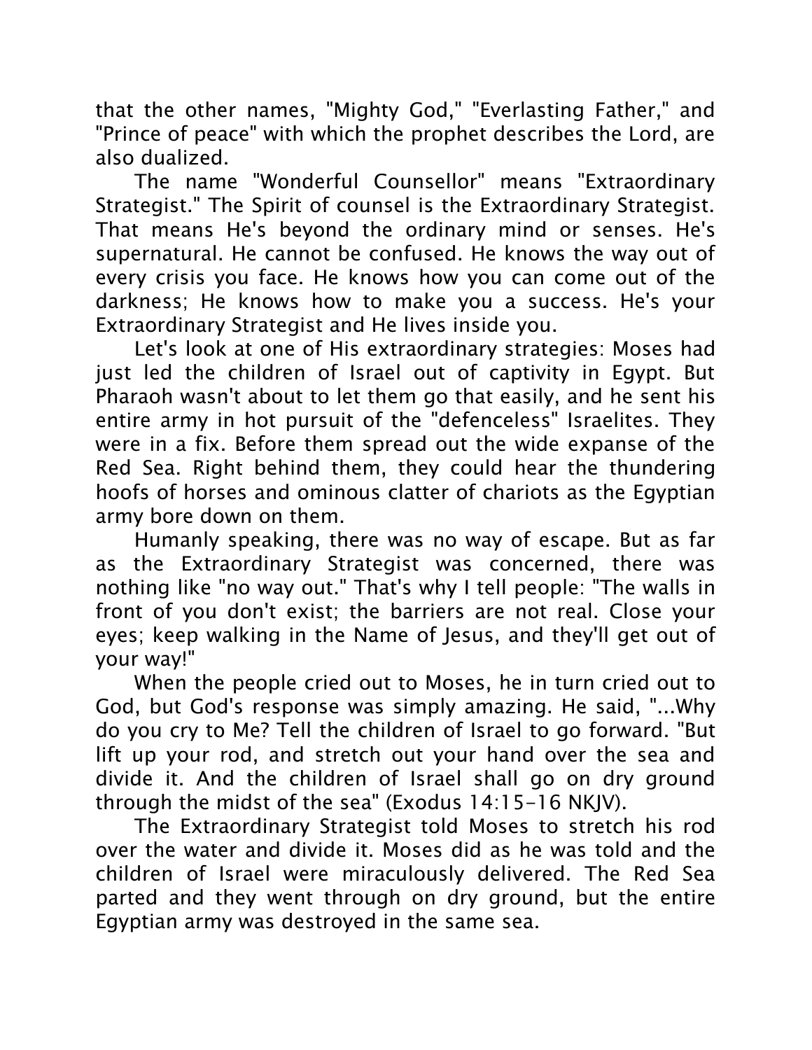that the other names, "Mighty God," "Everlasting Father," and "Prince of peace" with which the prophet describes the Lord, are also dualized.

The name "Wonderful Counsellor" means "Extraordinary Strategist." The Spirit of counsel is the Extraordinary Strategist. That means He's beyond the ordinary mind or senses. He's supernatural. He cannot be confused. He knows the way out of every crisis you face. He knows how you can come out of the darkness; He knows how to make you a success. He's your Extraordinary Strategist and He lives inside you.

Let's look at one of His extraordinary strategies: Moses had just led the children of Israel out of captivity in Egypt. But Pharaoh wasn't about to let them go that easily, and he sent his entire army in hot pursuit of the "defenceless" Israelites. They were in a fix. Before them spread out the wide expanse of the Red Sea. Right behind them, they could hear the thundering hoofs of horses and ominous clatter of chariots as the Egyptian army bore down on them.

Humanly speaking, there was no way of escape. But as far as the Extraordinary Strategist was concerned, there was nothing like "no way out." That's why I tell people: "The walls in front of you don't exist; the barriers are not real. Close your eyes; keep walking in the Name of Jesus, and they'll get out of your way!"

When the people cried out to Moses, he in turn cried out to God, but God's response was simply amazing. He said, "...Why do you cry to Me? Tell the children of Israel to go forward. "But lift up your rod, and stretch out your hand over the sea and divide it. And the children of Israel shall go on dry ground through the midst of the sea" (Exodus 14:15-16 NKJV).

The Extraordinary Strategist told Moses to stretch his rod over the water and divide it. Moses did as he was told and the children of Israel were miraculously delivered. The Red Sea parted and they went through on dry ground, but the entire Egyptian army was destroyed in the same sea.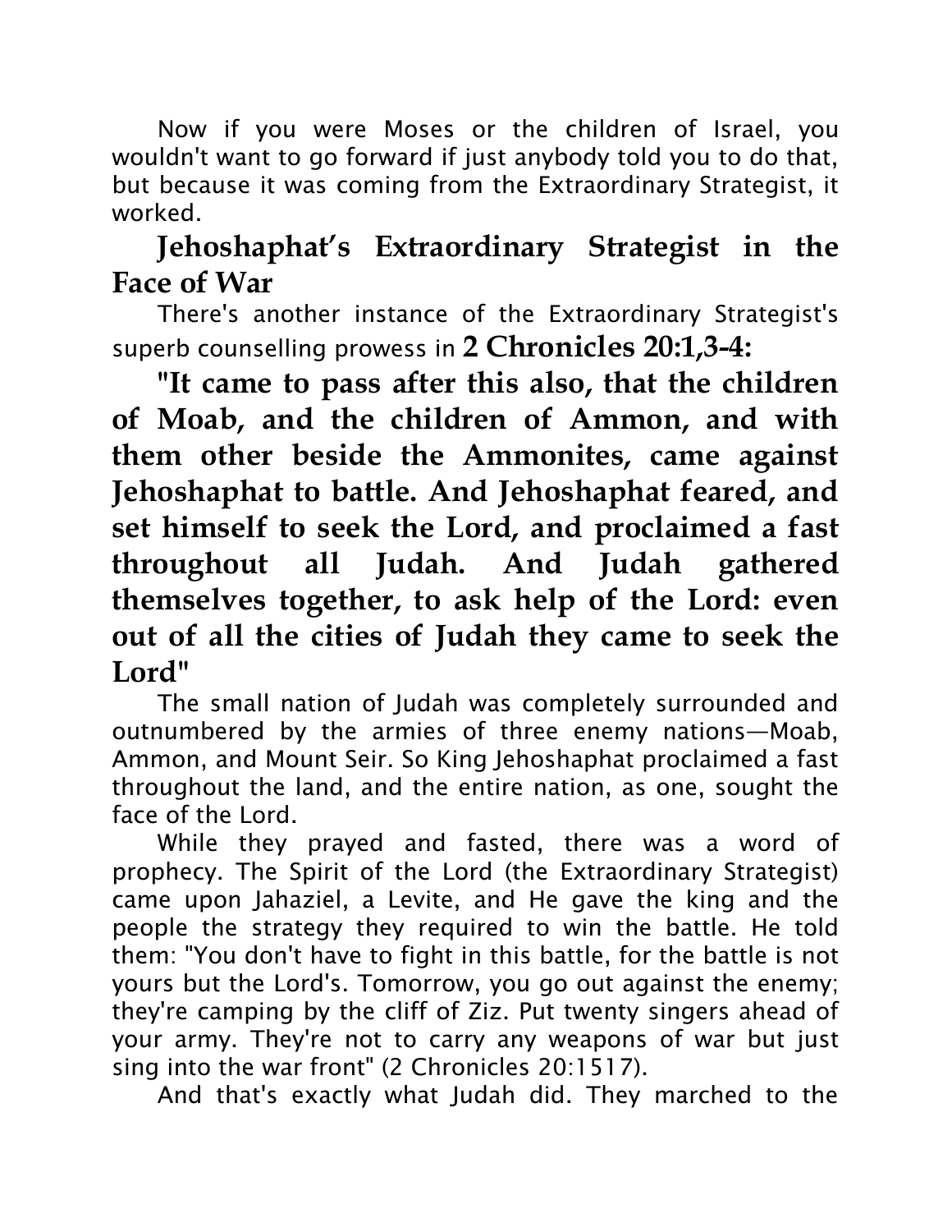Now if you were Moses or the children of Israel, you wouldn't want to go forward if just anybody told you to do that, but because it was coming from the Extraordinary Strategist, it worked.

## Jehoshaphat's Extraordinary Strategist in the Face of War

There's another instance of the Extraordinary Strategist's superb counselling prowess in **2 Chronicles 20:1,3-4:**

**"It came to pass after this also, that the children of Moab, and the children of Ammon, and with them other beside the Ammonites, came against Jehoshaphat to battle. And Jehoshaphat feared, and set himself to seek the Lord, and proclaimed a fast throughout all Judah. And Judah gathered themselves together, to ask help of the Lord: even out of all the cities of Judah they came to seek the Lord"**

The small nation of Judah was completely surrounded and outnumbered by the armies of three enemy nations—Moab, Ammon, and Mount Seir. So King Jehoshaphat proclaimed a fast throughout the land, and the entire nation, as one, sought the face of the Lord.

While they prayed and fasted, there was a word of prophecy. The Spirit of the Lord (the Extraordinary Strategist) came upon Jahaziel, a Levite, and He gave the king and the people the strategy they required to win the battle. He told them: "You don't have to fight in this battle, for the battle is not yours but the Lord's. Tomorrow, you go out against the enemy; they're camping by the cliff of Ziz. Put twenty singers ahead of your army. They're not to carry any weapons of war but just sing into the war front" (2 Chronicles 20:1517).

And that's exactly what Judah did. They marched to the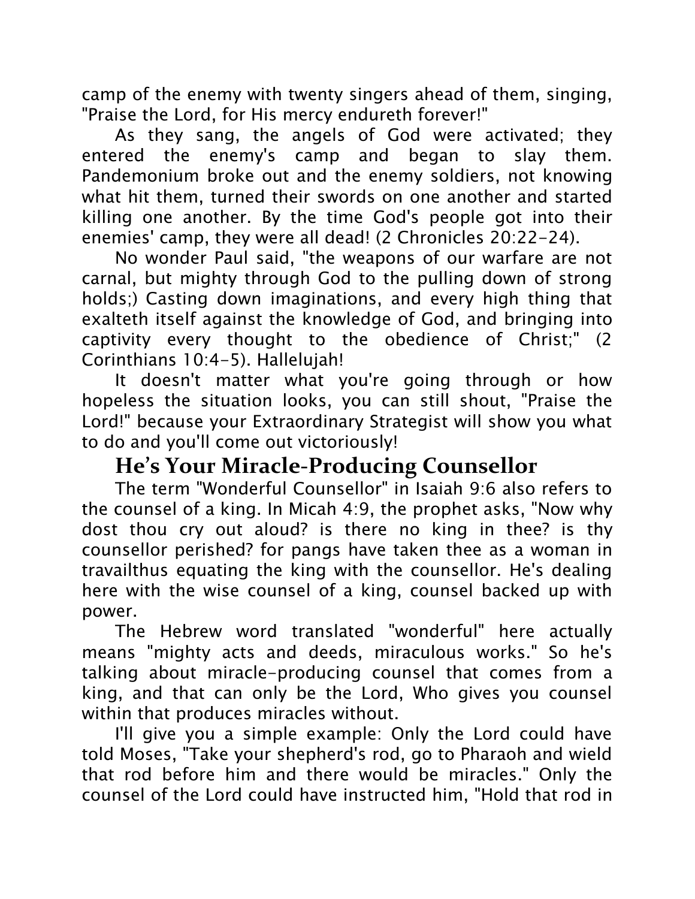camp of the enemy with twenty singers ahead of them, singing, "Praise the Lord, for His mercy endureth forever!"

As they sang, the angels of God were activated; they entered the enemy's camp and began to slay them. Pandemonium broke out and the enemy soldiers, not knowing what hit them, turned their swords on one another and started killing one another. By the time God's people got into their enemies' camp, they were all dead! (2 Chronicles 20:22-24).

No wonder Paul said, "the weapons of our warfare are not carnal, but mighty through God to the pulling down of strong holds;) Casting down imaginations, and every high thing that exalteth itself against the knowledge of God, and bringing into captivity every thought to the obedience of Christ;" (2 Corinthians 10:4-5). Hallelujah!

It doesn't matter what you're going through or how hopeless the situation looks, you can still shout, "Praise the Lord!" because your Extraordinary Strategist will show you what to do and you'll come out victoriously!

## He's Your Miracle-Producing Counsellor

The term "Wonderful Counsellor" in Isaiah 9:6 also refers to the counsel of a king. In Micah 4:9, the prophet asks, "Now why dost thou cry out aloud? is there no king in thee? is thy counsellor perished? for pangs have taken thee as a woman in travailthus equating the king with the counsellor. He's dealing here with the wise counsel of a king, counsel backed up with power.

The Hebrew word translated "wonderful" here actually means "mighty acts and deeds, miraculous works." So he's talking about miracle-producing counsel that comes from a king, and that can only be the Lord, Who gives you counsel within that produces miracles without.

I'll give you a simple example: Only the Lord could have told Moses, "Take your shepherd's rod, go to Pharaoh and wield that rod before him and there would be miracles." Only the counsel of the Lord could have instructed him, "Hold that rod in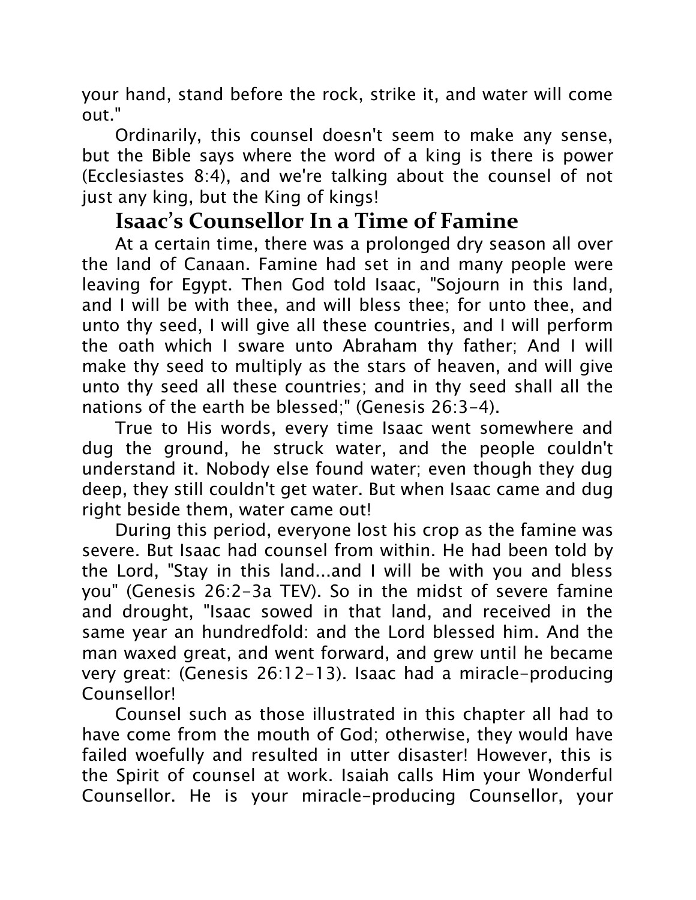your hand, stand before the rock, strike it, and water will come out."

Ordinarily, this counsel doesn't seem to make any sense, but the Bible says where the word of a king is there is power (Ecclesiastes 8:4), and we're talking about the counsel of not just any king, but the King of kings!

## Isaac's Counsellor In a Time of Famine

At a certain time, there was a prolonged dry season all over the land of Canaan. Famine had set in and many people were leaving for Egypt. Then God told Isaac, "Sojourn in this land, and I will be with thee, and will bless thee; for unto thee, and unto thy seed, I will give all these countries, and I will perform the oath which I sware unto Abraham thy father; And I will make thy seed to multiply as the stars of heaven, and will give unto thy seed all these countries; and in thy seed shall all the nations of the earth be blessed;" (Genesis 26:3-4).

True to His words, every time Isaac went somewhere and dug the ground, he struck water, and the people couldn't understand it. Nobody else found water; even though they dug deep, they still couldn't get water. But when Isaac came and dug right beside them, water came out!

During this period, everyone lost his crop as the famine was severe. But Isaac had counsel from within. He had been told by the Lord, "Stay in this land...and I will be with you and bless you" (Genesis 26:2-3a TEV). So in the midst of severe famine and drought, "Isaac sowed in that land, and received in the same year an hundredfold: and the Lord blessed him. And the man waxed great, and went forward, and grew until he became very great: (Genesis 26:12-13). Isaac had a miracle-producing Counsellor!

Counsel such as those illustrated in this chapter all had to have come from the mouth of God; otherwise, they would have failed woefully and resulted in utter disaster! However, this is the Spirit of counsel at work. Isaiah calls Him your Wonderful Counsellor. He is your miracle-producing Counsellor, your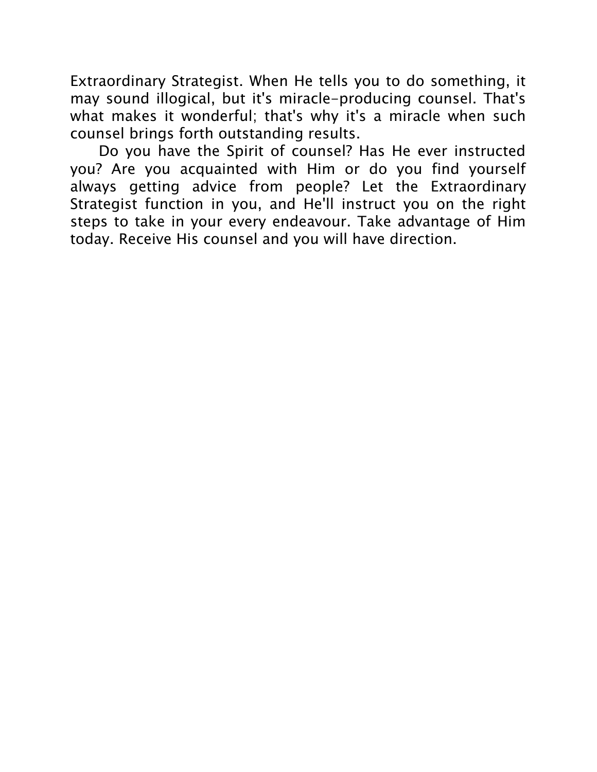Extraordinary Strategist. When He tells you to do something, it may sound illogical, but it's miracle-producing counsel. That's what makes it wonderful; that's why it's a miracle when such counsel brings forth outstanding results.

Do you have the Spirit of counsel? Has He ever instructed you? Are you acquainted with Him or do you find yourself always getting advice from people? Let the Extraordinary Strategist function in you, and He'll instruct you on the right steps to take in your every endeavour. Take advantage of Him today. Receive His counsel and you will have direction.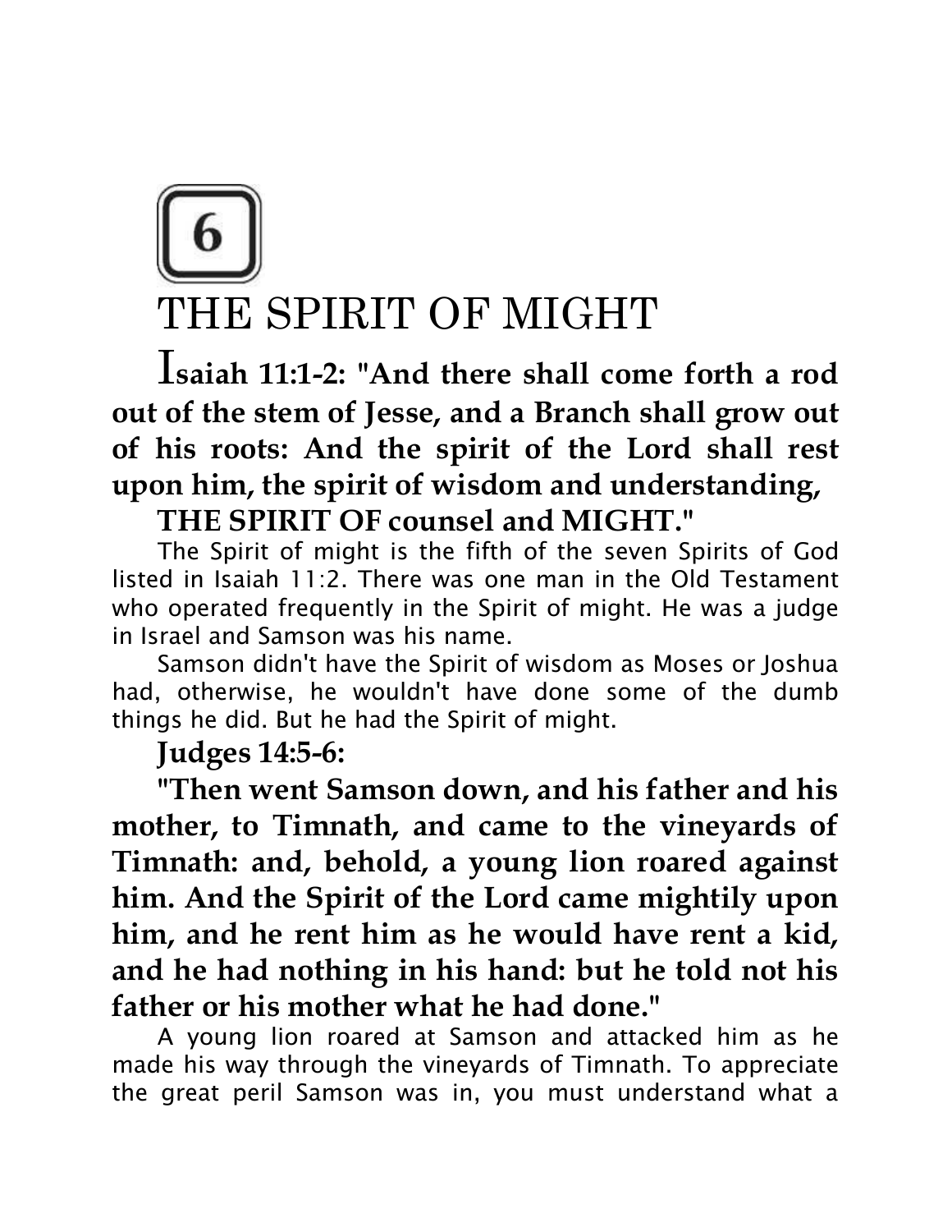# 6

# THE SPIRIT OF MIGHT

**Isaiah 11:1-2: "And there shall come forth a rod out of the stem of Jesse, and a Branch shall grow out of his roots: And the spirit of the Lord shall rest upon him, the spirit of wisdom and understanding, THE SPIRIT OF counsel and MIGHT."**

The Spirit of might is the fifth of the seven Spirits of God listed in Isaiah 11:2. There was one man in the Old Testament who operated frequently in the Spirit of might. He was a judge in Israel and Samson was his name.

Samson didn't have the Spirit of wisdom as Moses or Joshua had, otherwise, he wouldn't have done some of the dumb things he did. But he had the Spirit of might.

**Judges 14:5-6:**

**"Then went Samson down, and his father and his mother, to Timnath, and came to the vineyards of Timnath: and, behold, a young lion roared against him. And the Spirit of the Lord came mightily upon him, and he rent him as he would have rent a kid, and he had nothing in his hand: but he told not his father or his mother what he had done."**

A young lion roared at Samson and attacked him as he made his way through the vineyards of Timnath. To appreciate the great peril Samson was in, you must understand what a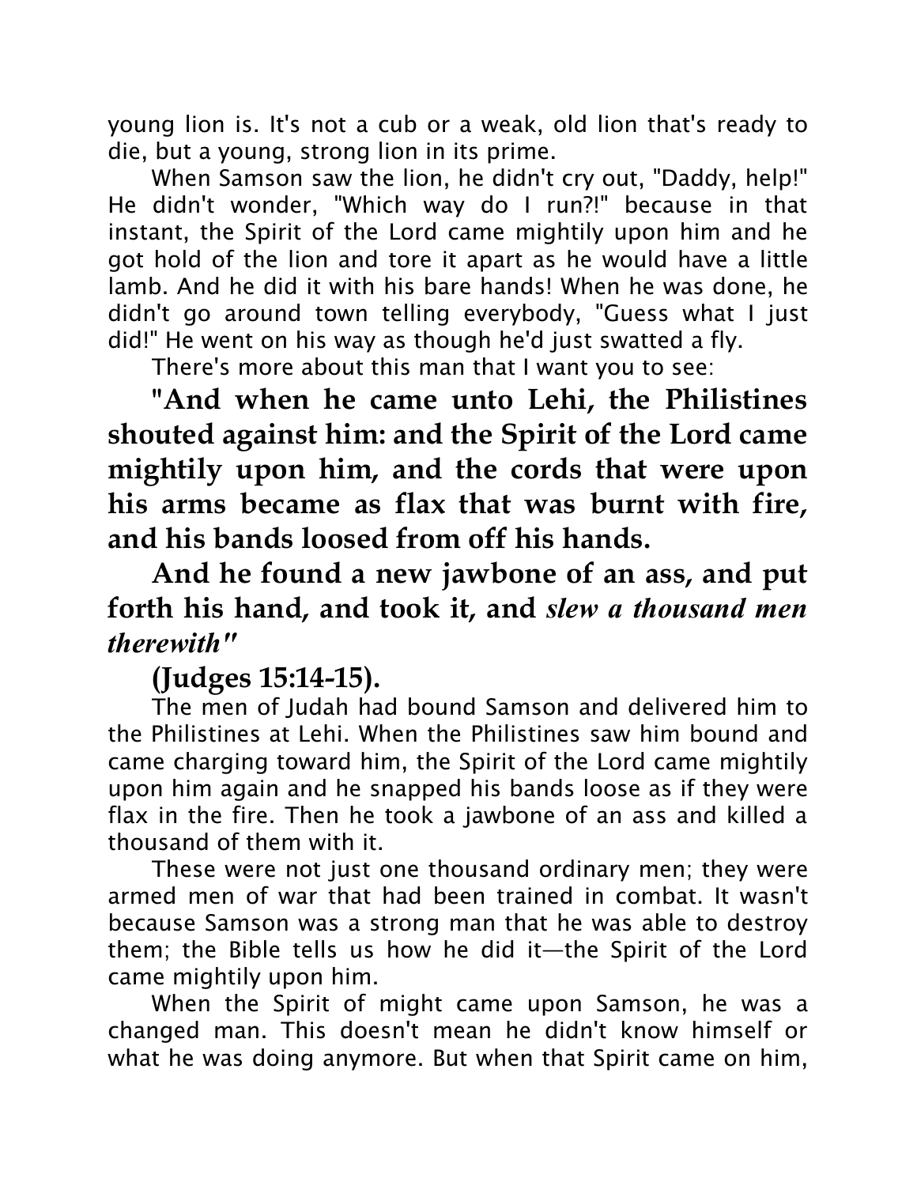young lion is. It's not a cub or a weak, old lion that's ready to die, but a young, strong lion in its prime.

When Samson saw the lion, he didn't cry out, "Daddy, help!" He didn't wonder, "Which way do I run?!" because in that instant, the Spirit of the Lord came mightily upon him and he got hold of the lion and tore it apart as he would have a little lamb. And he did it with his bare hands! When he was done, he didn't go around town telling everybody, "Guess what I just did!" He went on his way as though he'd just swatted a fly.

There's more about this man that I want you to see:

**"And when he came unto Lehi, the Philistines shouted against him: and the Spirit of the Lord came mightily upon him, and the cords that were upon his arms became as flax that was burnt with fire, and his bands loosed from off his hands.**

**And he found a new jawbone of an ass, and put forth his hand, and took it, and *slew a thousand men therewith*"**

**(Judges 15:14-15).**

The men of Judah had bound Samson and delivered him to the Philistines at Lehi. When the Philistines saw him bound and came charging toward him, the Spirit of the Lord came mightily upon him again and he snapped his bands loose as if they were flax in the fire. Then he took a jawbone of an ass and killed a thousand of them with it.

These were not just one thousand ordinary men; they were armed men of war that had been trained in combat. It wasn't because Samson was a strong man that he was able to destroy them; the Bible tells us how he did it—the Spirit of the Lord came mightily upon him.

When the Spirit of might came upon Samson, he was a changed man. This doesn't mean he didn't know himself or what he was doing anymore. But when that Spirit came on him,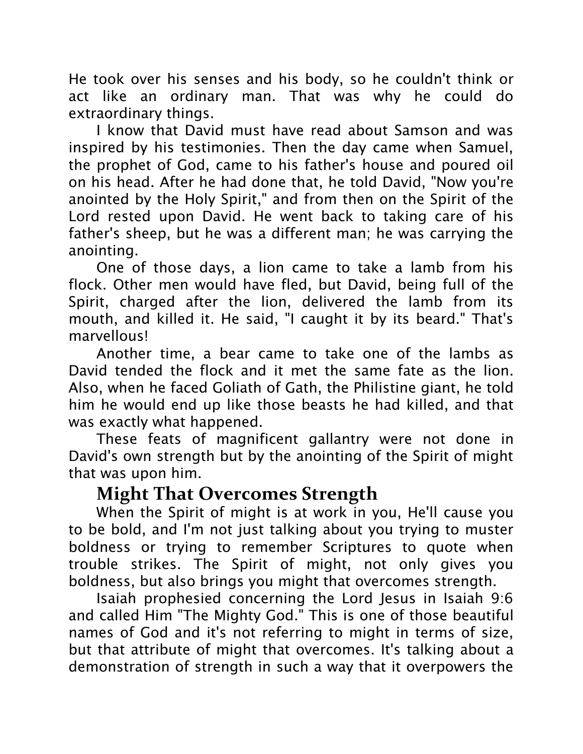He took over his senses and his body, so he couldn't think or act like an ordinary man. That was why he could do extraordinary things.

I know that David must have read about Samson and was inspired by his testimonies. Then the day came when Samuel, the prophet of God, came to his father's house and poured oil on his head. After he had done that, he told David, "Now you're anointed by the Holy Spirit," and from then on the Spirit of the Lord rested upon David. He went back to taking care of his father's sheep, but he was a different man; he was carrying the anointing.

One of those days, a lion came to take a lamb from his flock. Other men would have fled, but David, being full of the Spirit, charged after the lion, delivered the lamb from its mouth, and killed it. He said, "I caught it by its beard." That's marvellous!

Another time, a bear came to take one of the lambs as David tended the flock and it met the same fate as the lion. Also, when he faced Goliath of Gath, the Philistine giant, he told him he would end up like those beasts he had killed, and that was exactly what happened.

These feats of magnificent gallantry were not done in David's own strength but by the anointing of the Spirit of might that was upon him.

## Might That Overcomes Strength

When the Spirit of might is at work in you, He'll cause you to be bold, and I'm not just talking about you trying to muster boldness or trying to remember Scriptures to quote when trouble strikes. The Spirit of might, not only gives you boldness, but also brings you might that overcomes strength.

Isaiah prophesied concerning the Lord Jesus in Isaiah 9:6 and called Him "The Mighty God." This is one of those beautiful names of God and it's not referring to might in terms of size, but that attribute of might that overcomes. It's talking about a demonstration of strength in such a way that it overpowers the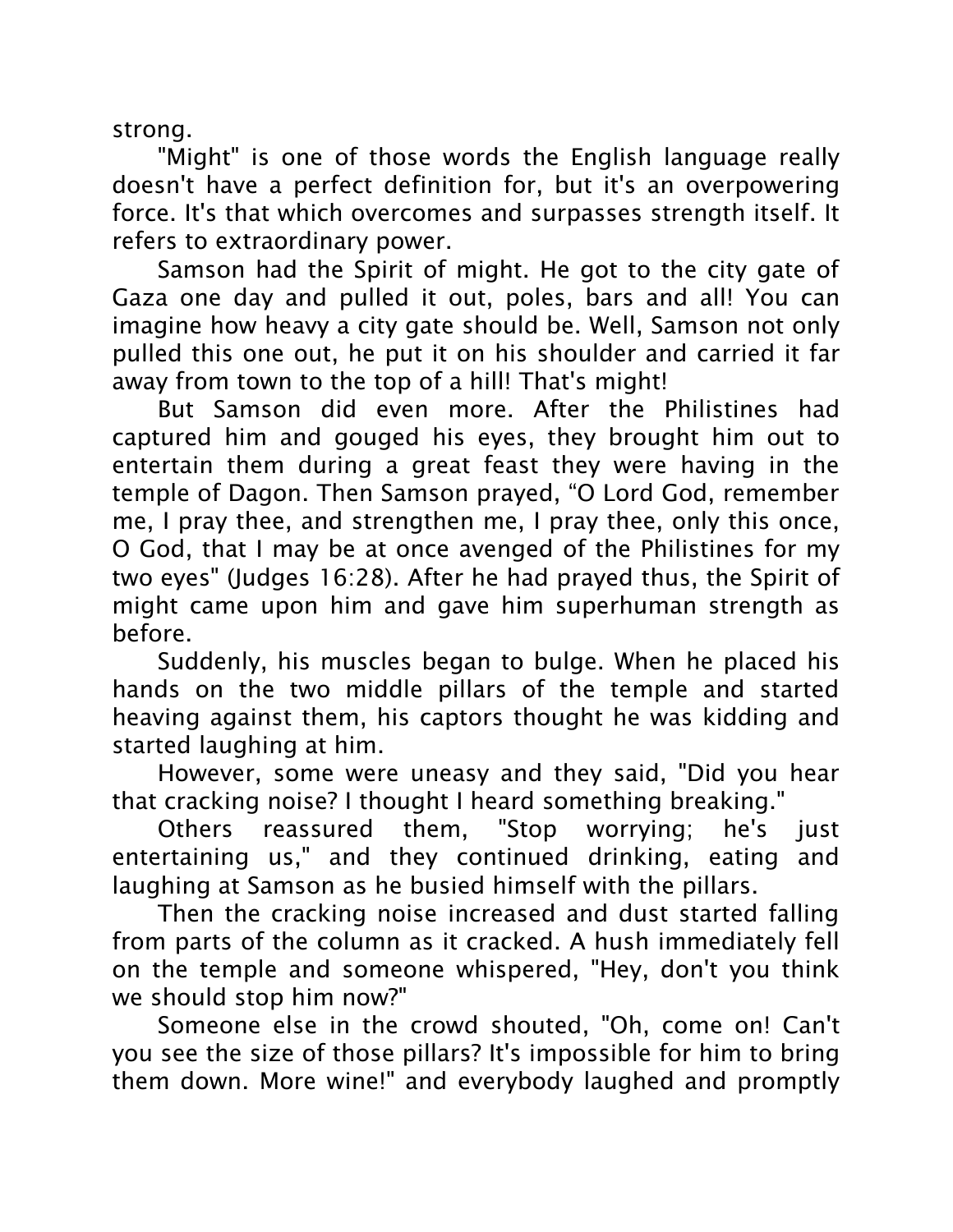strong.

"Might" is one of those words the English language really doesn't have a perfect definition for, but it's an overpowering force. It's that which overcomes and surpasses strength itself. It refers to extraordinary power.

Samson had the Spirit of might. He got to the city gate of Gaza one day and pulled it out, poles, bars and all! You can imagine how heavy a city gate should be. Well, Samson not only pulled this one out, he put it on his shoulder and carried it far away from town to the top of a hill! That's might!

But Samson did even more. After the Philistines had captured him and gouged his eyes, they brought him out to entertain them during a great feast they were having in the temple of Dagon. Then Samson prayed, "O Lord God, remember me, I pray thee, and strengthen me, I pray thee, only this once, O God, that I may be at once avenged of the Philistines for my two eyes" (Judges 16:28). After he had prayed thus, the Spirit of might came upon him and gave him superhuman strength as before.

Suddenly, his muscles began to bulge. When he placed his hands on the two middle pillars of the temple and started heaving against them, his captors thought he was kidding and started laughing at him.

However, some were uneasy and they said, "Did you hear that cracking noise? I thought I heard something breaking."

Others reassured them, "Stop worrying; he's just entertaining us," and they continued drinking, eating and laughing at Samson as he busied himself with the pillars.

Then the cracking noise increased and dust started falling from parts of the column as it cracked. A hush immediately fell on the temple and someone whispered, "Hey, don't you think we should stop him now?"

Someone else in the crowd shouted, "Oh, come on! Can't you see the size of those pillars? It's impossible for him to bring them down. More wine!" and everybody laughed and promptly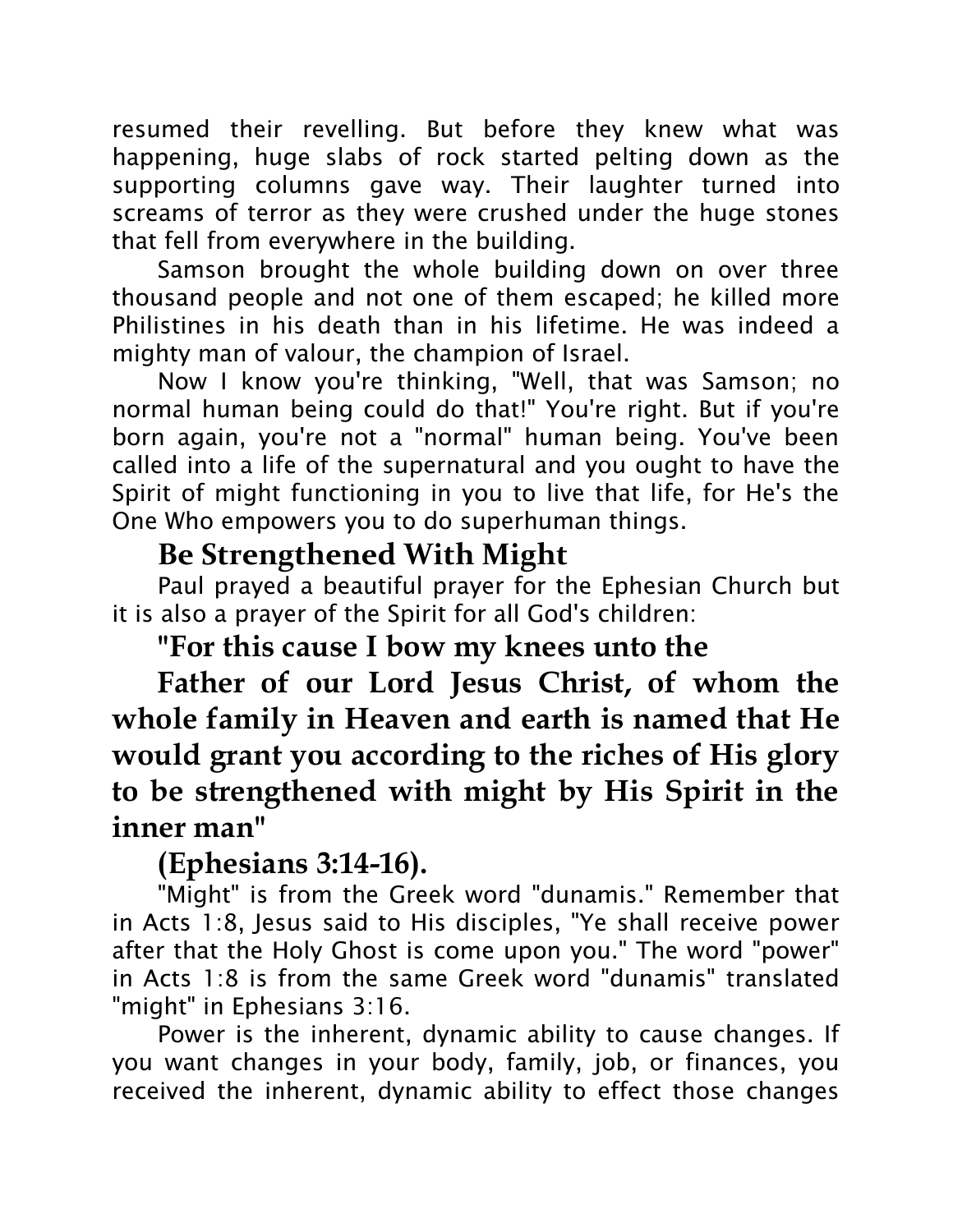resumed their revelling. But before they knew what was happening, huge slabs of rock started pelting down as the supporting columns gave way. Their laughter turned into screams of terror as they were crushed under the huge stones that fell from everywhere in the building.

Samson brought the whole building down on over three thousand people and not one of them escaped; he killed more Philistines in his death than in his lifetime. He was indeed a mighty man of valour, the champion of Israel.

Now I know you're thinking, "Well, that was Samson; no normal human being could do that!" You're right. But if you're born again, you're not a "normal" human being. You've been called into a life of the supernatural and you ought to have the Spirit of might functioning in you to live that life, for He's the One Who empowers you to do superhuman things.

## Be Strengthened With Might

Paul prayed a beautiful prayer for the Ephesian Church but it is also a prayer of the Spirit for all God's children:

**"For this cause I bow my knees unto the Father of our Lord Jesus Christ, of whom the whole family in Heaven and earth is named that He would grant you according to the riches of His glory to be strengthened with might by His Spirit in the inner man"**

**(Ephesians 3:14-16).**

"Might" is from the Greek word "dunamis." Remember that in Acts 1:8, Jesus said to His disciples, "Ye shall receive power after that the Holy Ghost is come upon you." The word "power" in Acts 1:8 is from the same Greek word "dunamis" translated "might" in Ephesians 3:16.

Power is the inherent, dynamic ability to cause changes. If you want changes in your body, family, job, or finances, you received the inherent, dynamic ability to effect those changes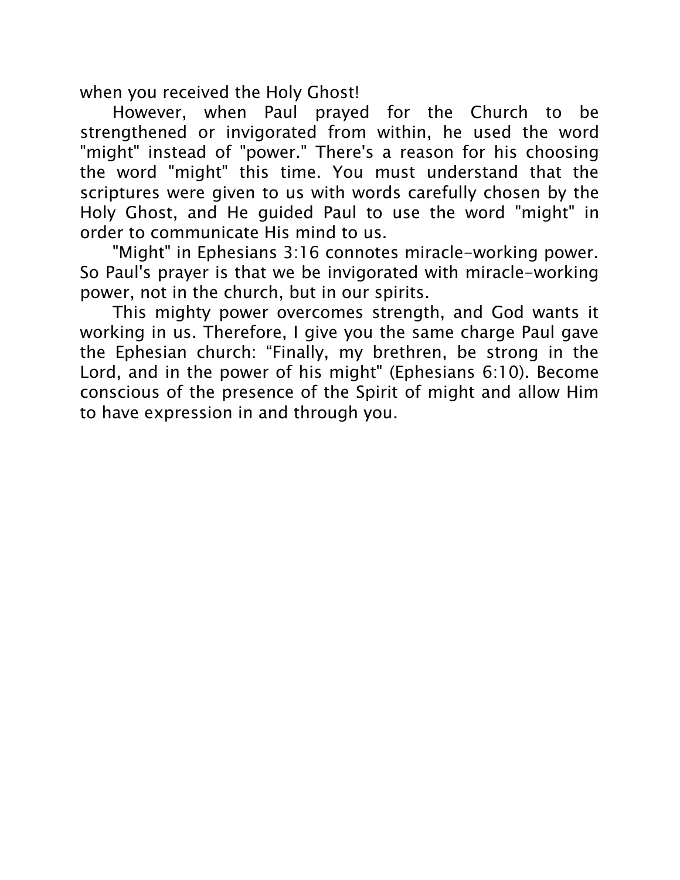when you received the Holy Ghost!

However, when Paul prayed for the Church to be strengthened or invigorated from within, he used the word "might" instead of "power." There's a reason for his choosing the word "might" this time. You must understand that the scriptures were given to us with words carefully chosen by the Holy Ghost, and He guided Paul to use the word "might" in order to communicate His mind to us.

"Might" in Ephesians 3:16 connotes miracle-working power. So Paul's prayer is that we be invigorated with miracle-working power, not in the church, but in our spirits.

This mighty power overcomes strength, and God wants it working in us. Therefore, I give you the same charge Paul gave the Ephesian church: “Finally, my brethren, be strong in the Lord, and in the power of his might" (Ephesians 6:10). Become conscious of the presence of the Spirit of might and allow Him to have expression in and through you.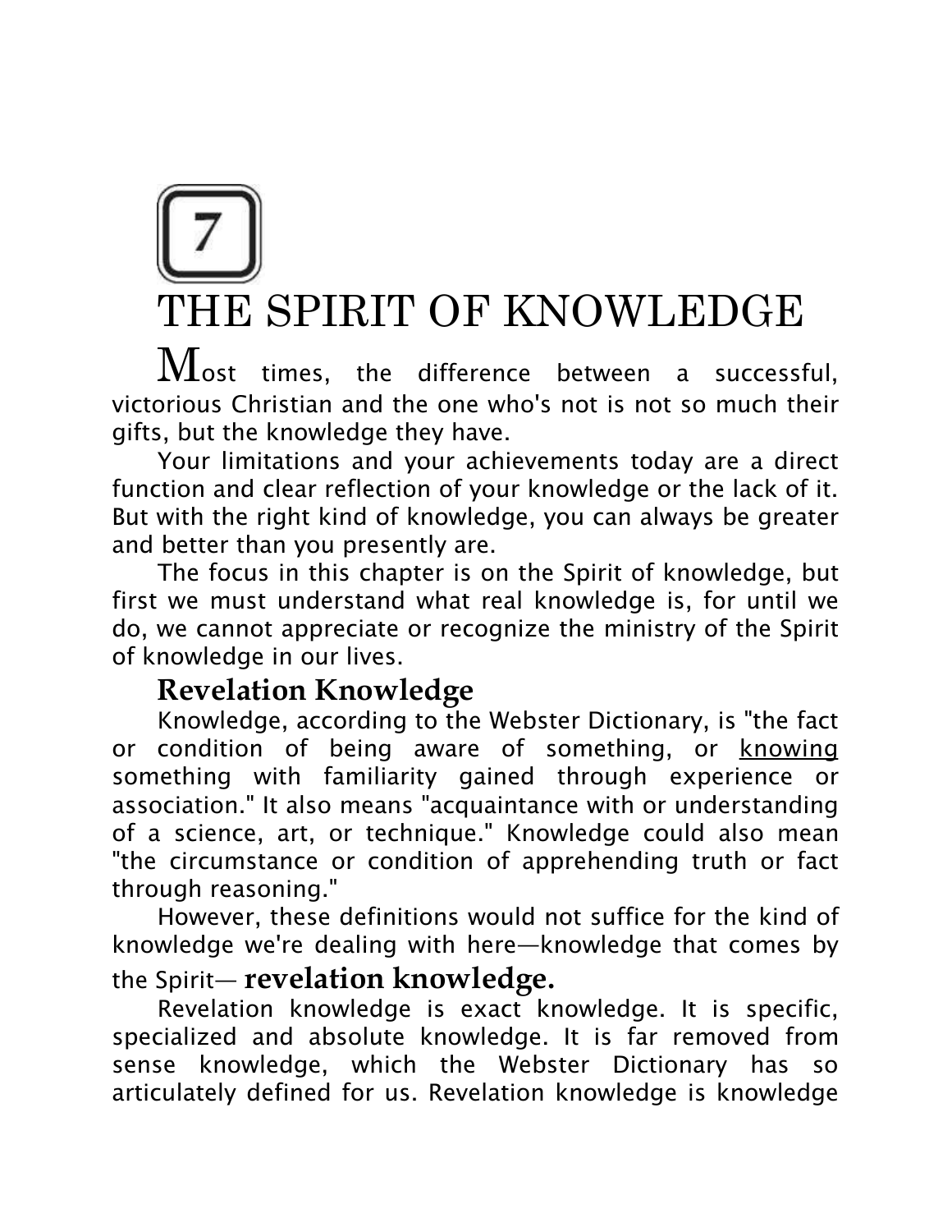# 7

# THE SPIRIT OF KNOWLEDGE

Most times, the difference between a successful, victorious Christian and the one who's not is not so much their gifts, but the knowledge they have.

Your limitations and your achievements today are a direct function and clear reflection of your knowledge or the lack of it. But with the right kind of knowledge, you can always be greater and better than you presently are.

The focus in this chapter is on the Spirit of knowledge, but first we must understand what real knowledge is, for until we do, we cannot appreciate or recognize the ministry of the Spirit of knowledge in our lives.

## Revelation Knowledge

Knowledge, according to the Webster Dictionary, is "the fact or condition of being aware of something, or knowing something with familiarity gained through experience or association." It also means "acquaintance with or understanding of a science, art, or technique." Knowledge could also mean "the circumstance or condition of apprehending truth or fact through reasoning."

However, these definitions would not suffice for the kind of knowledge we're dealing with here—knowledge that comes by the Spirit— **revelation knowledge.**

Revelation knowledge is exact knowledge. It is specific, specialized and absolute knowledge. It is far removed from sense knowledge, which the Webster Dictionary has so articulately defined for us. Revelation knowledge is knowledge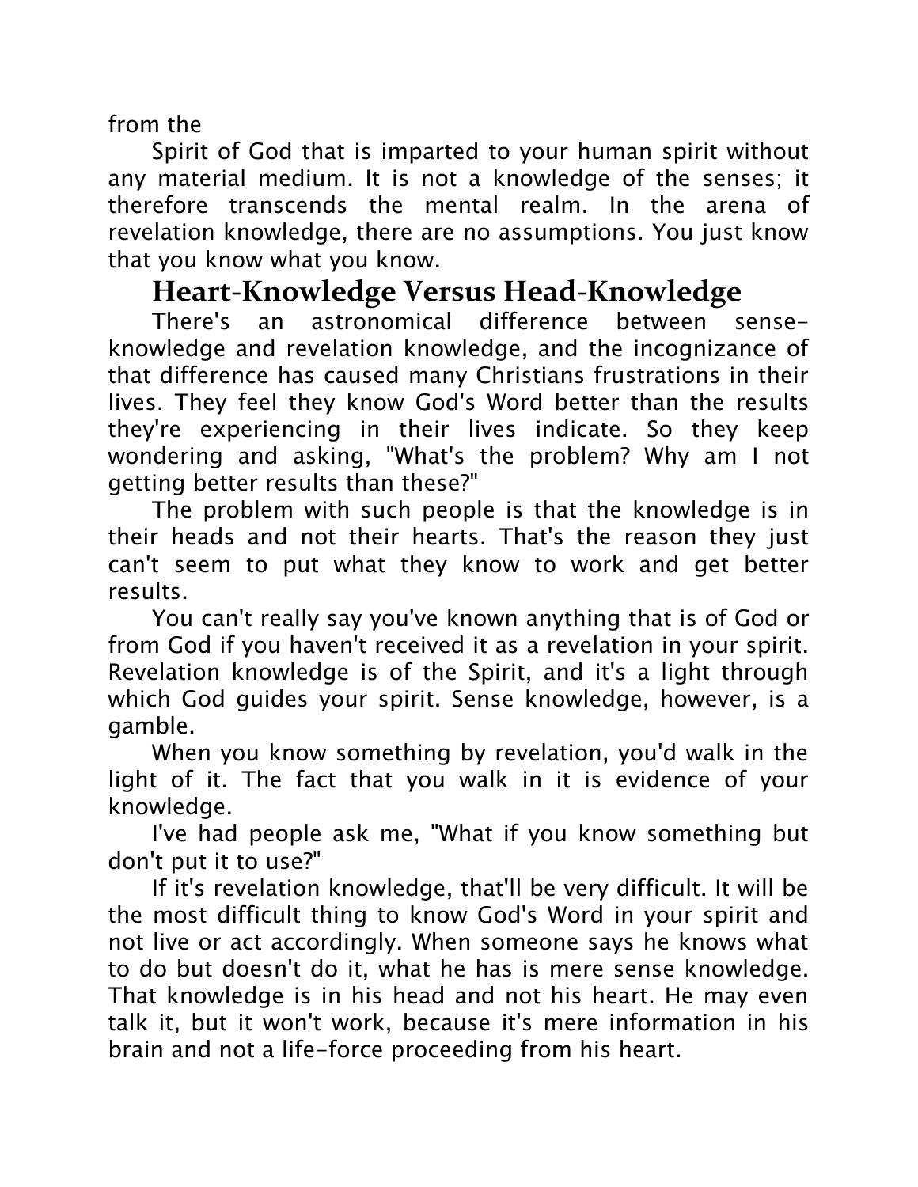from the

Spirit of God that is imparted to your human spirit without any material medium. It is not a knowledge of the senses; it therefore transcends the mental realm. In the arena of revelation knowledge, there are no assumptions. You just know that you know what you know.

## Heart-Knowledge Versus Head-Knowledge

There's an astronomical difference between sense-knowledge and revelation knowledge, and the incognizance of that difference has caused many Christians frustrations in their lives. They feel they know God's Word better than the results they're experiencing in their lives indicate. So they keep wondering and asking, "What's the problem? Why am I not getting better results than these?"

The problem with such people is that the knowledge is in their heads and not their hearts. That's the reason they just can't seem to put what they know to work and get better results.

You can't really say you've known anything that is of God or from God if you haven't received it as a revelation in your spirit. Revelation knowledge is of the Spirit, and it's a light through which God guides your spirit. Sense knowledge, however, is a gamble.

When you know something by revelation, you'd walk in the light of it. The fact that you walk in it is evidence of your knowledge.

I've had people ask me, "What if you know something but don't put it to use?"

If it's revelation knowledge, that'll be very difficult. It will be the most difficult thing to know God's Word in your spirit and not live or act accordingly. When someone says he knows what to do but doesn't do it, what he has is mere sense knowledge. That knowledge is in his head and not his heart. He may even talk it, but it won't work, because it's mere information in his brain and not a life-force proceeding from his heart.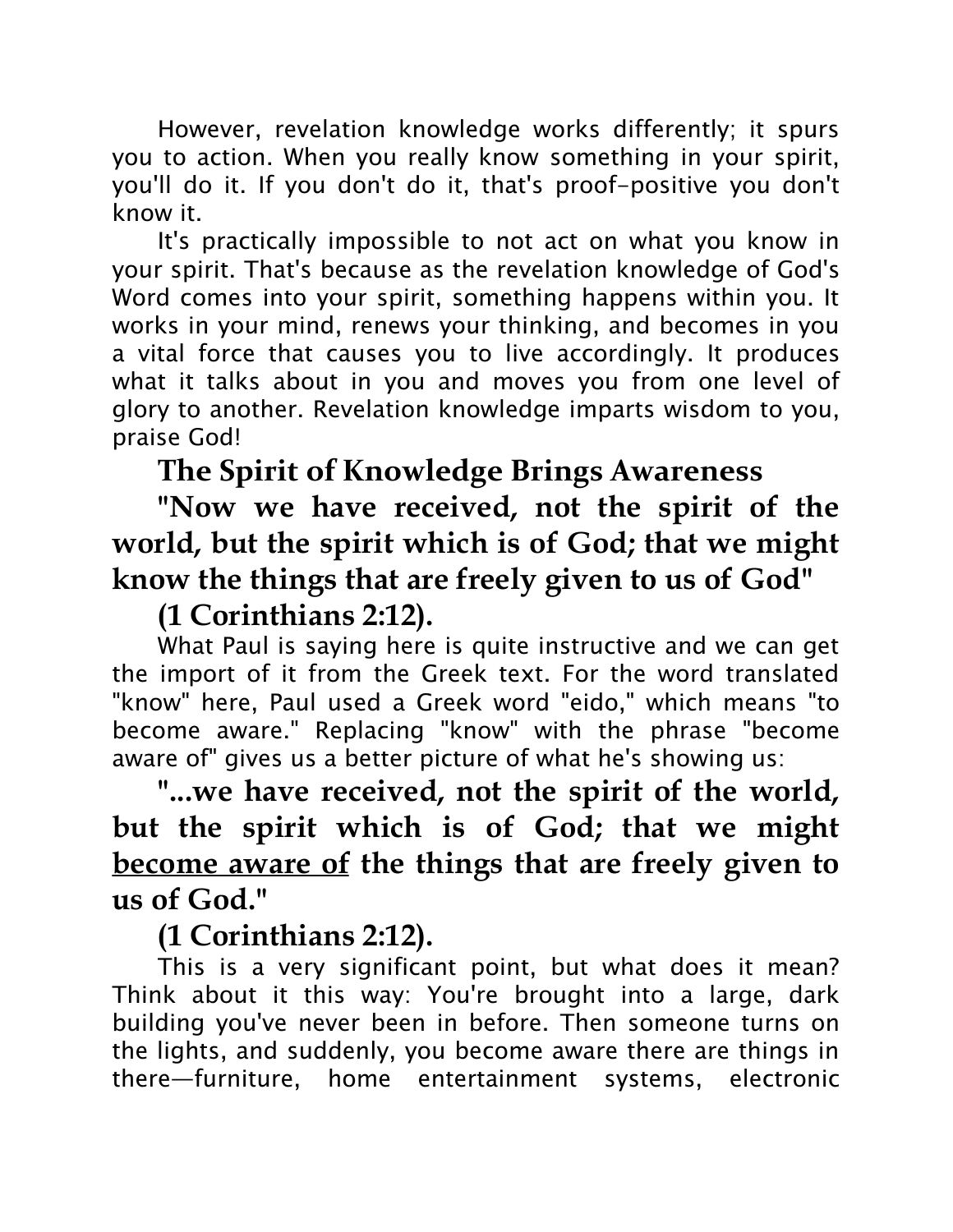However, revelation knowledge works differently; it spurs you to action. When you really know something in your spirit, you'll do it. If you don't do it, that's proof-positive you don't know it.

It's practically impossible to not act on what you know in your spirit. That's because as the revelation knowledge of God's Word comes into your spirit, something happens within you. It works in your mind, renews your thinking, and becomes in you a vital force that causes you to live accordingly. It produces what it talks about in you and moves you from one level of glory to another. Revelation knowledge imparts wisdom to you, praise God!

## The Spirit of Knowledge Brings Awareness

**"Now we have received, not the spirit of the world, but the spirit which is of God; that we might know the things that are freely given to us of God"**

**(1 Corinthians 2:12).**

What Paul is saying here is quite instructive and we can get the import of it from the Greek text. For the word translated "know" here, Paul used a Greek word "eido," which means "to become aware." Replacing "know" with the phrase "become aware of" gives us a better picture of what he's showing us:

**"...we have received, not the spirit of the world, but the spirit which is of God; that we might <u>become aware of</u> the things that are freely given to us of God."**

**(1 Corinthians 2:12).**

This is a very significant point, but what does it mean? Think about it this way: You're brought into a large, dark building you've never been in before. Then someone turns on the lights, and suddenly, you become aware there are things in there—furniture, home entertainment systems, electronic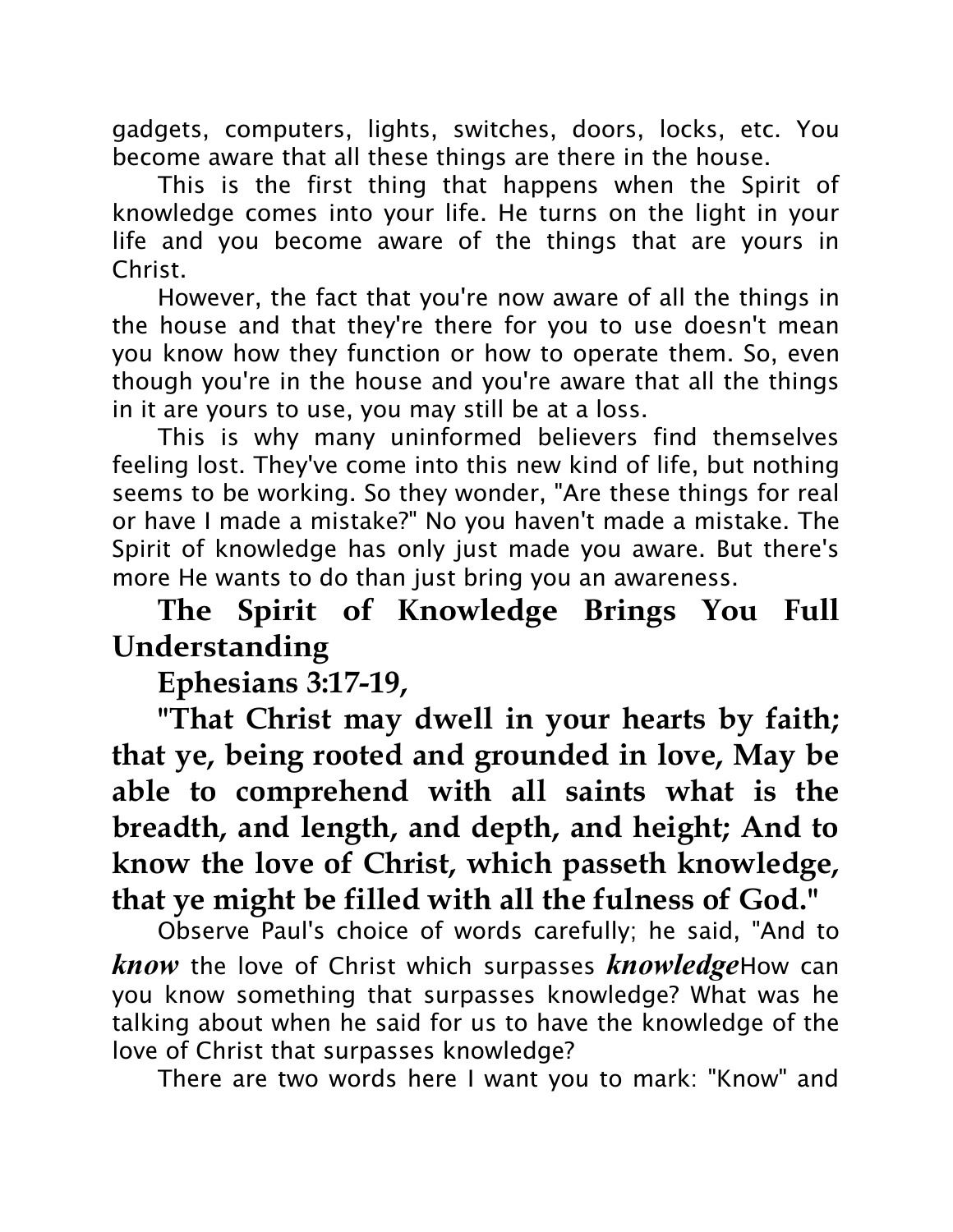gadgets, computers, lights, switches, doors, locks, etc. You become aware that all these things are there in the house.

This is the first thing that happens when the Spirit of knowledge comes into your life. He turns on the light in your life and you become aware of the things that are yours in Christ.

However, the fact that you're now aware of all the things in the house and that they're there for you to use doesn't mean you know how they function or how to operate them. So, even though you're in the house and you're aware that all the things in it are yours to use, you may still be at a loss.

This is why many uninformed believers find themselves feeling lost. They've come into this new kind of life, but nothing seems to be working. So they wonder, "Are these things for real or have I made a mistake?" No you haven't made a mistake. The Spirit of knowledge has only just made you aware. But there's more He wants to do than just bring you an awareness.

## The Spirit of Knowledge Brings You Full Understanding

**Ephesians 3:17-19,**

**"That Christ may dwell in your hearts by faith; that ye, being rooted and grounded in love, May be able to comprehend with all saints what is the breadth, and length, and depth, and height; And to know the love of Christ, which passeth knowledge, that ye might be filled with all the fulness of God."**

Observe Paul's choice of words carefully; he said, "And to ***know*** the love of Christ which surpasses ***knowledge***How can you know something that surpasses knowledge? What was he talking about when he said for us to have the knowledge of the love of Christ that surpasses knowledge?

There are two words here I want you to mark: "Know" and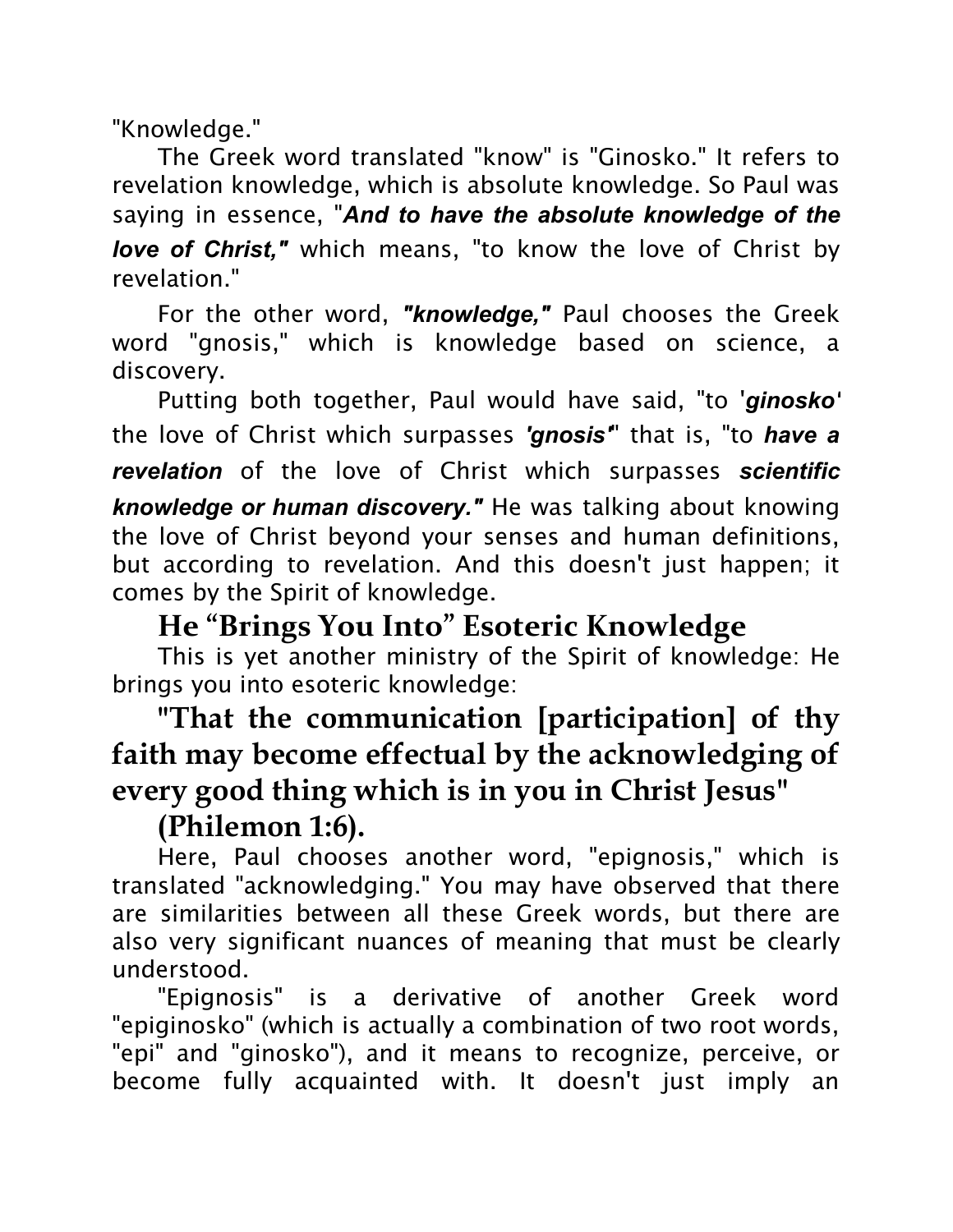"Knowledge."

The Greek word translated "know" is "Ginosko." It refers to revelation knowledge, which is absolute knowledge. So Paul was saying in essence, "***And to have the absolute knowledge of the love of Christ,"*** which means, "to know the love of Christ by revelation."

For the other word, ***"knowledge,"*** Paul chooses the Greek word "gnosis," which is knowledge based on science, a discovery.

Putting both together, Paul would have said, "to '***ginosko***' the love of Christ which surpasses ***'gnosis'***" that is, "to ***have a revelation*** of the love of Christ which surpasses ***scientific knowledge or human discovery."*** He was talking about knowing the love of Christ beyond your senses and human definitions, but according to revelation. And this doesn't just happen; it comes by the Spirit of knowledge.

## He "Brings You Into" Esoteric Knowledge

This is yet another ministry of the Spirit of knowledge: He brings you into esoteric knowledge:

**"That the communication [participation] of thy faith may become effectual by the acknowledging of every good thing which is in you in Christ Jesus" (Philemon 1:6).**

Here, Paul chooses another word, "epignosis," which is translated "acknowledging." You may have observed that there are similarities between all these Greek words, but there are also very significant nuances of meaning that must be clearly understood.

"Epignosis" is a derivative of another Greek word "epiginosko" (which is actually a combination of two root words, "epi" and "ginosko"), and it means to recognize, perceive, or become fully acquainted with. It doesn't just imply an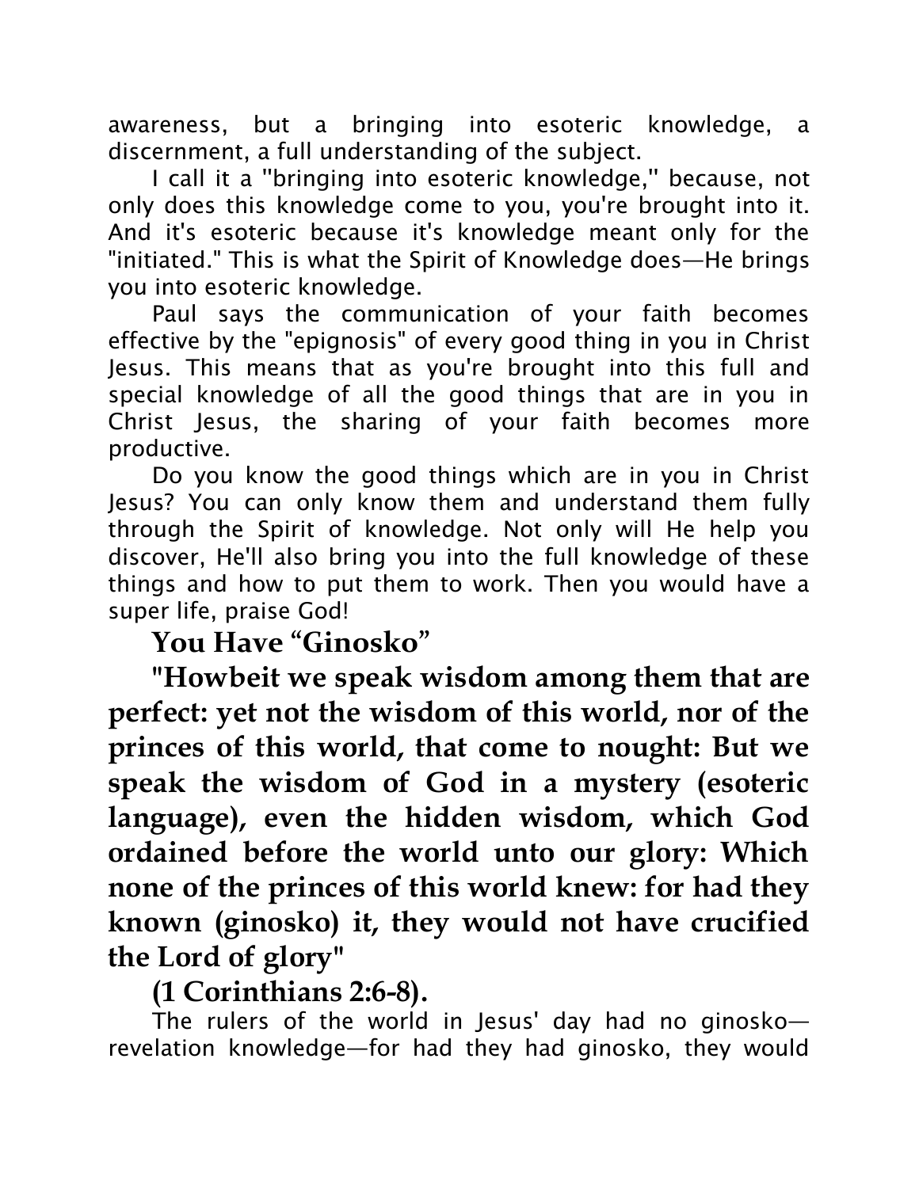awareness, but a bringing into esoteric knowledge, a discernment, a full understanding of the subject.

I call it a "bringing into esoteric knowledge," because, not only does this knowledge come to you, you're brought into it. And it's esoteric because it's knowledge meant only for the "initiated." This is what the Spirit of Knowledge does—He brings you into esoteric knowledge.

Paul says the communication of your faith becomes effective by the "epignosis" of every good thing in you in Christ Jesus. This means that as you're brought into this full and special knowledge of all the good things that are in you in Christ Jesus, the sharing of your faith becomes more productive.

Do you know the good things which are in you in Christ Jesus? You can only know them and understand them fully through the Spirit of knowledge. Not only will He help you discover, He'll also bring you into the full knowledge of these things and how to put them to work. Then you would have a super life, praise God!

## You Have "Ginosko"

**"Howbeit we speak wisdom among them that are perfect: yet not the wisdom of this world, nor of the princes of this world, that come to nought: But we speak the wisdom of God in a mystery (esoteric language), even the hidden wisdom, which God ordained before the world unto our glory: Which none of the princes of this world knew: for had they known (ginosko) it, they would not have crucified the Lord of glory"**

**(1 Corinthians 2:6-8).**

The rulers of the world in Jesus' day had no ginosko—revelation knowledge—for had they had ginosko, they would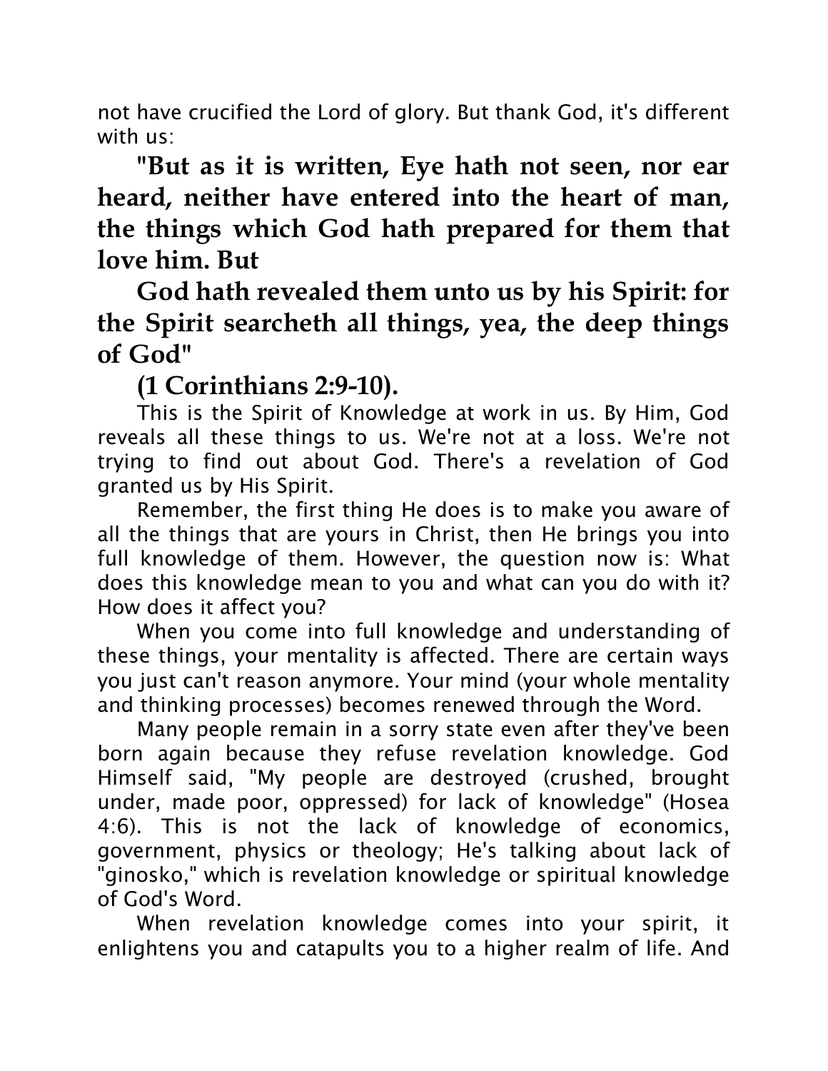not have crucified the Lord of glory. But thank God, it's different with us:

**"But as it is written, Eye hath not seen, nor ear heard, neither have entered into the heart of man, the things which God hath prepared for them that love him. But**

**God hath revealed them unto us by his Spirit: for the Spirit searcheth all things, yea, the deep things of God"**

**(1 Corinthians 2:9-10).**

This is the Spirit of Knowledge at work in us. By Him, God reveals all these things to us. We're not at a loss. We're not trying to find out about God. There's a revelation of God granted us by His Spirit.

Remember, the first thing He does is to make you aware of all the things that are yours in Christ, then He brings you into full knowledge of them. However, the question now is: What does this knowledge mean to you and what can you do with it? How does it affect you?

When you come into full knowledge and understanding of these things, your mentality is affected. There are certain ways you just can't reason anymore. Your mind (your whole mentality and thinking processes) becomes renewed through the Word.

Many people remain in a sorry state even after they've been born again because they refuse revelation knowledge. God Himself said, "My people are destroyed (crushed, brought under, made poor, oppressed) for lack of knowledge" (Hosea 4:6). This is not the lack of knowledge of economics, government, physics or theology; He's talking about lack of "ginosko," which is revelation knowledge or spiritual knowledge of God's Word.

When revelation knowledge comes into your spirit, it enlightens you and catapults you to a higher realm of life. And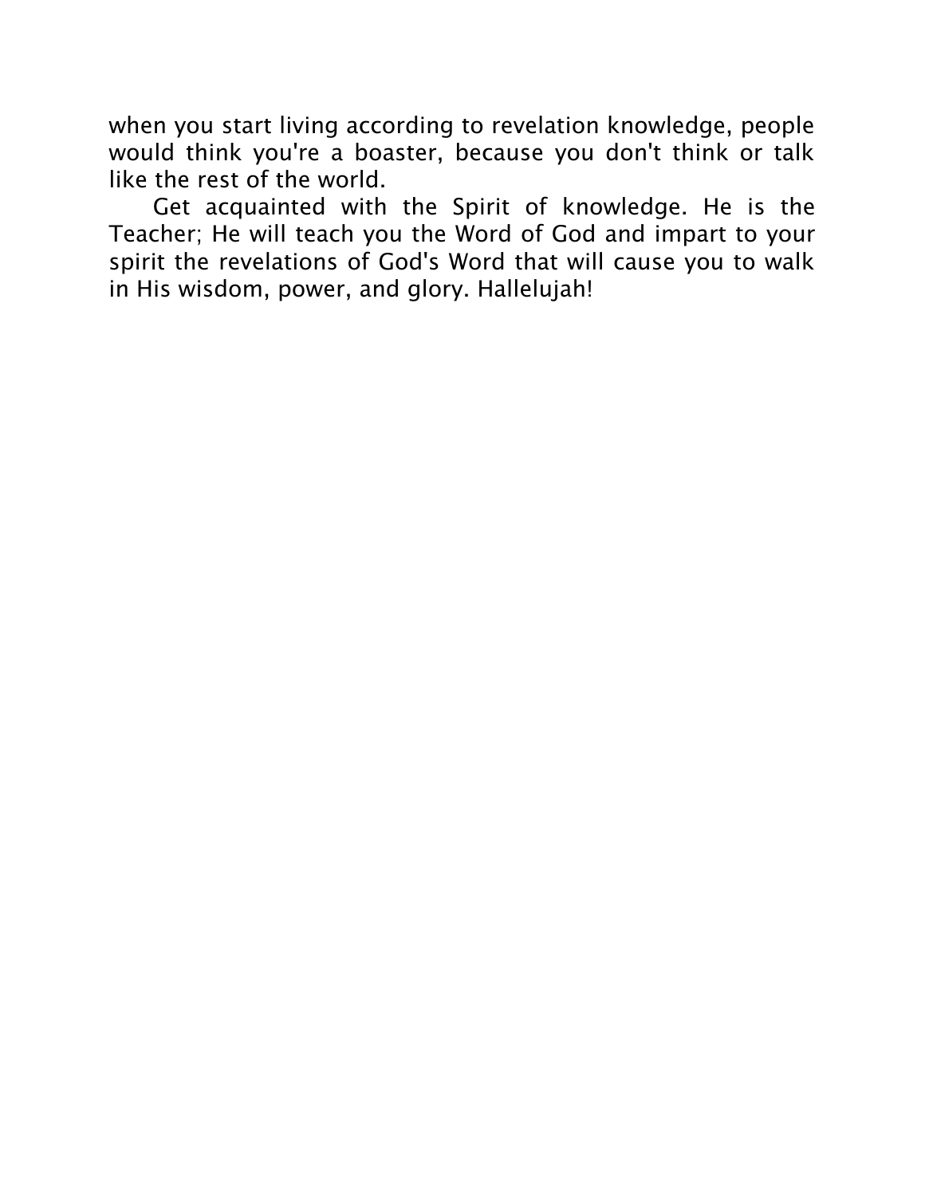when you start living according to revelation knowledge, people would think you're a boaster, because you don't think or talk like the rest of the world.

Get acquainted with the Spirit of knowledge. He is the Teacher; He will teach you the Word of God and impart to your spirit the revelations of God's Word that will cause you to walk in His wisdom, power, and glory. Hallelujah!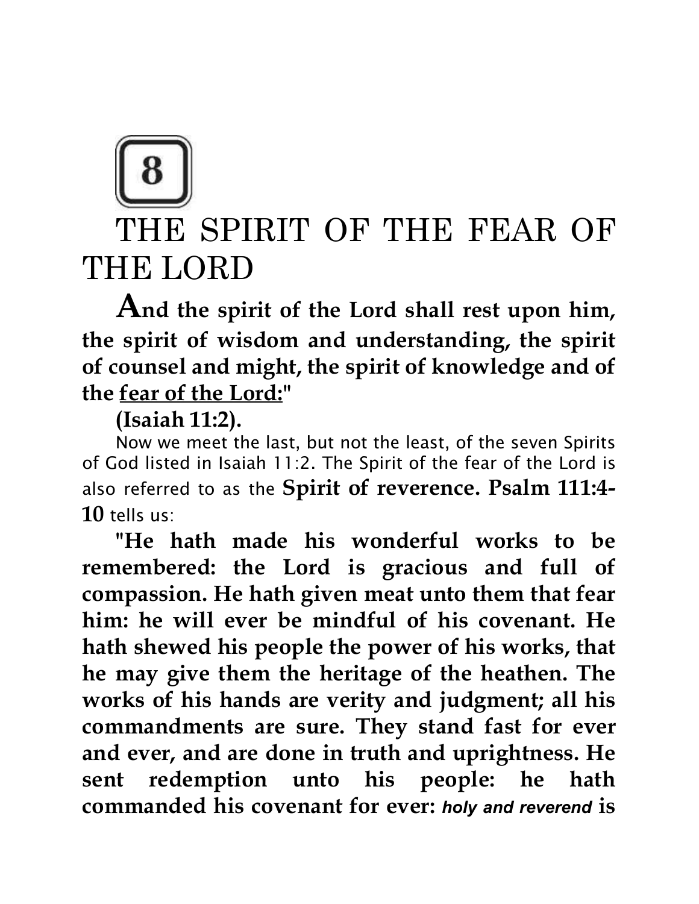# 8

# THE SPIRIT OF THE FEAR OF THE LORD

**And the spirit of the Lord shall rest upon him, the spirit of wisdom and understanding, the spirit of counsel and might, the spirit of knowledge and of the <u>fear of the Lord:</u>"**

**(Isaiah 11:2).**

Now we meet the last, but not the least, of the seven Spirits of God listed in Isaiah 11:2. The Spirit of the fear of the Lord is also referred to as the **Spirit of reverence. Psalm 111:4-10** tells us:

**"He hath made his wonderful works to be remembered: the Lord is gracious and full of compassion. He hath given meat unto them that fear him: he will ever be mindful of his covenant. He hath shewed his people the power of his works, that he may give them the heritage of the heathen. The works of his hands are verity and judgment; all his commandments are sure. They stand fast for ever and ever, and are done in truth and uprightness. He sent redemption unto his people: he hath commanded his covenant for ever: *holy and reverend* is**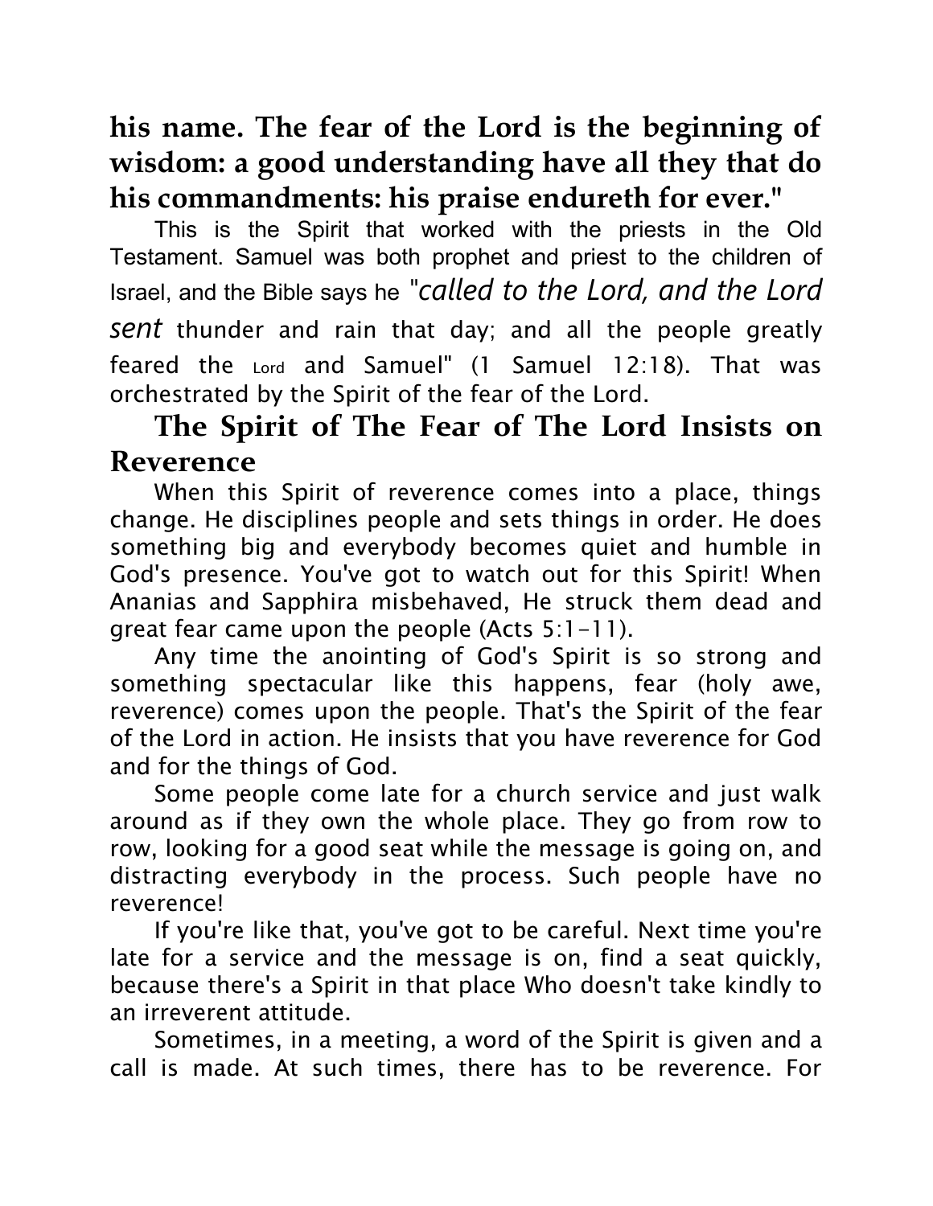**his name. The fear of the Lord is the beginning of wisdom: a good understanding have all they that do his commandments: his praise endureth for ever."**

This is the Spirit that worked with the priests in the Old Testament. Samuel was both prophet and priest to the children of Israel, and the Bible says he *"called to the Lord, and the Lord sent* thunder and rain that day; and all the people greatly feared the Lord and Samuel" (1 Samuel 12:18). That was orchestrated by the Spirit of the fear of the Lord.

## The Spirit of The Fear of The Lord Insists on Reverence

When this Spirit of reverence comes into a place, things change. He disciplines people and sets things in order. He does something big and everybody becomes quiet and humble in God's presence. You've got to watch out for this Spirit! When Ananias and Sapphira misbehaved, He struck them dead and great fear came upon the people (Acts 5:1-11).

Any time the anointing of God's Spirit is so strong and something spectacular like this happens, fear (holy awe, reverence) comes upon the people. That's the Spirit of the fear of the Lord in action. He insists that you have reverence for God and for the things of God.

Some people come late for a church service and just walk around as if they own the whole place. They go from row to row, looking for a good seat while the message is going on, and distracting everybody in the process. Such people have no reverence!

If you're like that, you've got to be careful. Next time you're late for a service and the message is on, find a seat quickly, because there's a Spirit in that place Who doesn't take kindly to an irreverent attitude.

Sometimes, in a meeting, a word of the Spirit is given and a call is made. At such times, there has to be reverence. For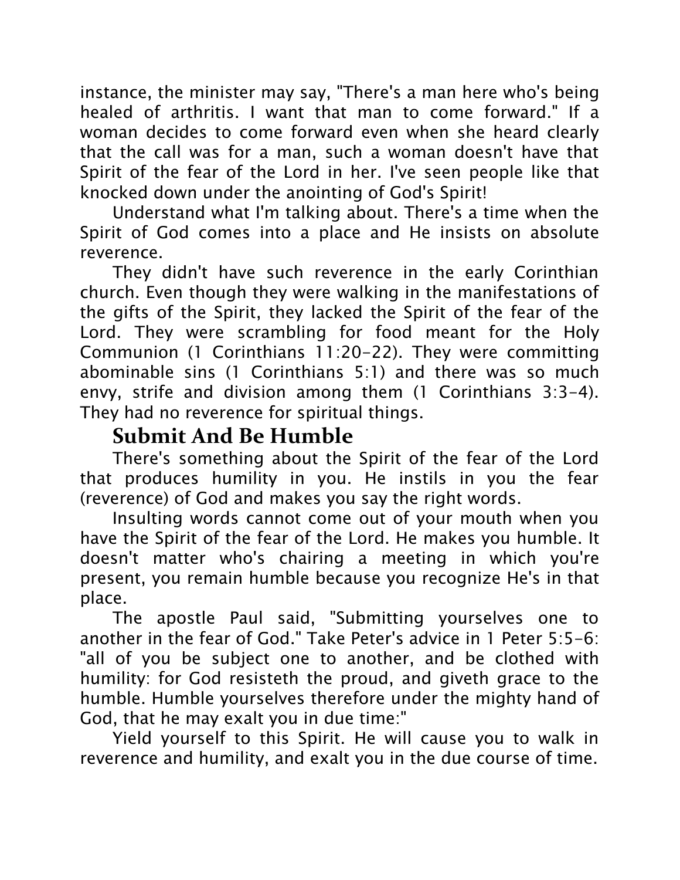instance, the minister may say, "There's a man here who's being healed of arthritis. I want that man to come forward." If a woman decides to come forward even when she heard clearly that the call was for a man, such a woman doesn't have that Spirit of the fear of the Lord in her. I've seen people like that knocked down under the anointing of God's Spirit!

Understand what I'm talking about. There's a time when the Spirit of God comes into a place and He insists on absolute reverence.

They didn't have such reverence in the early Corinthian church. Even though they were walking in the manifestations of the gifts of the Spirit, they lacked the Spirit of the fear of the Lord. They were scrambling for food meant for the Holy Communion (1 Corinthians 11:20-22). They were committing abominable sins (1 Corinthians 5:1) and there was so much envy, strife and division among them (1 Corinthians 3:3-4). They had no reverence for spiritual things.

## Submit And Be Humble

There's something about the Spirit of the fear of the Lord that produces humility in you. He instils in you the fear (reverence) of God and makes you say the right words.

Insulting words cannot come out of your mouth when you have the Spirit of the fear of the Lord. He makes you humble. It doesn't matter who's chairing a meeting in which you're present, you remain humble because you recognize He's in that place.

The apostle Paul said, "Submitting yourselves one to another in the fear of God." Take Peter's advice in 1 Peter 5:5-6: "all of you be subject one to another, and be clothed with humility: for God resisteth the proud, and giveth grace to the humble. Humble yourselves therefore under the mighty hand of God, that he may exalt you in due time:"

Yield yourself to this Spirit. He will cause you to walk in reverence and humility, and exalt you in the due course of time.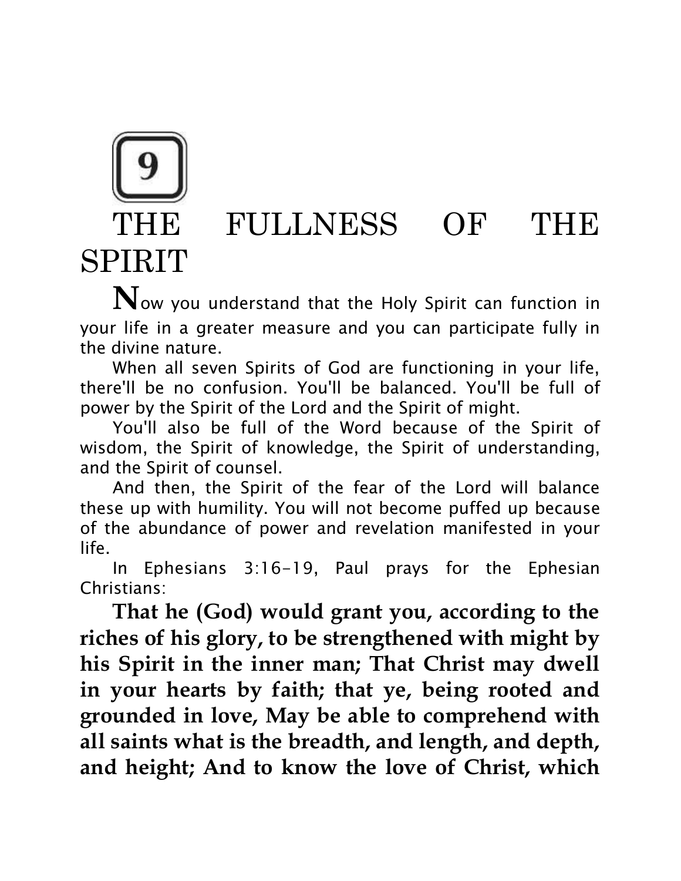# 9

# THE FULLNESS OF THE SPIRIT

**N**ow you understand that the Holy Spirit can function in your life in a greater measure and you can participate fully in the divine nature.

When all seven Spirits of God are functioning in your life, there'll be no confusion. You'll be balanced. You'll be full of power by the Spirit of the Lord and the Spirit of might.

You'll also be full of the Word because of the Spirit of wisdom, the Spirit of knowledge, the Spirit of understanding, and the Spirit of counsel.

And then, the Spirit of the fear of the Lord will balance these up with humility. You will not become puffed up because of the abundance of power and revelation manifested in your life.

In Ephesians 3:16-19, Paul prays for the Ephesian Christians:

**That he (God) would grant you, according to the riches of his glory, to be strengthened with might by his Spirit in the inner man; That Christ may dwell in your hearts by faith; that ye, being rooted and grounded in love, May be able to comprehend with all saints what is the breadth, and length, and depth, and height; And to know the love of Christ, which**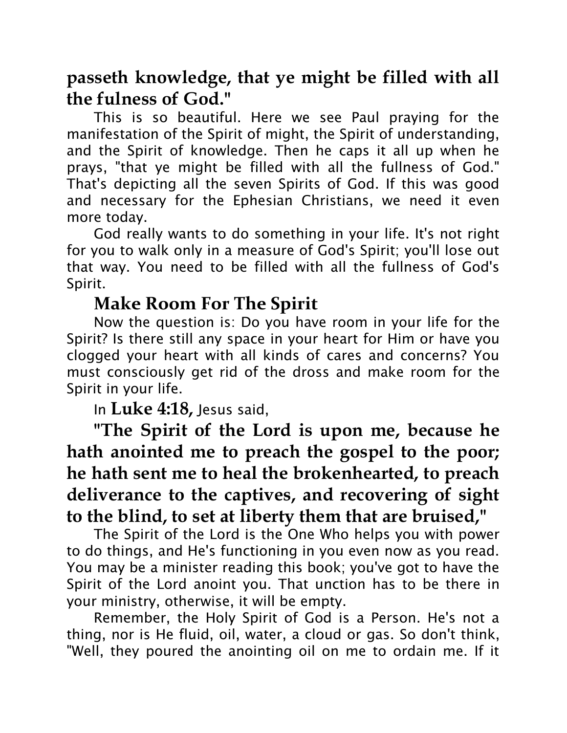**passeth knowledge, that ye might be filled with all the fulness of God."**

This is so beautiful. Here we see Paul praying for the manifestation of the Spirit of might, the Spirit of understanding, and the Spirit of knowledge. Then he caps it all up when he prays, "that ye might be filled with all the fullness of God." That's depicting all the seven Spirits of God. If this was good and necessary for the Ephesian Christians, we need it even more today.

God really wants to do something in your life. It's not right for you to walk only in a measure of God's Spirit; you'll lose out that way. You need to be filled with all the fullness of God's Spirit.

## Make Room For The Spirit

Now the question is: Do you have room in your life for the Spirit? Is there still any space in your heart for Him or have you clogged your heart with all kinds of cares and concerns? You must consciously get rid of the dross and make room for the Spirit in your life.

In **Luke 4:18,** Jesus said,

**"The Spirit of the Lord is upon me, because he hath anointed me to preach the gospel to the poor; he hath sent me to heal the brokenhearted, to preach deliverance to the captives, and recovering of sight to the blind, to set at liberty them that are bruised,"**

The Spirit of the Lord is the One Who helps you with power to do things, and He's functioning in you even now as you read. You may be a minister reading this book; you've got to have the Spirit of the Lord anoint you. That unction has to be there in your ministry, otherwise, it will be empty.

Remember, the Holy Spirit of God is a Person. He's not a thing, nor is He fluid, oil, water, a cloud or gas. So don't think, "Well, they poured the anointing oil on me to ordain me. If it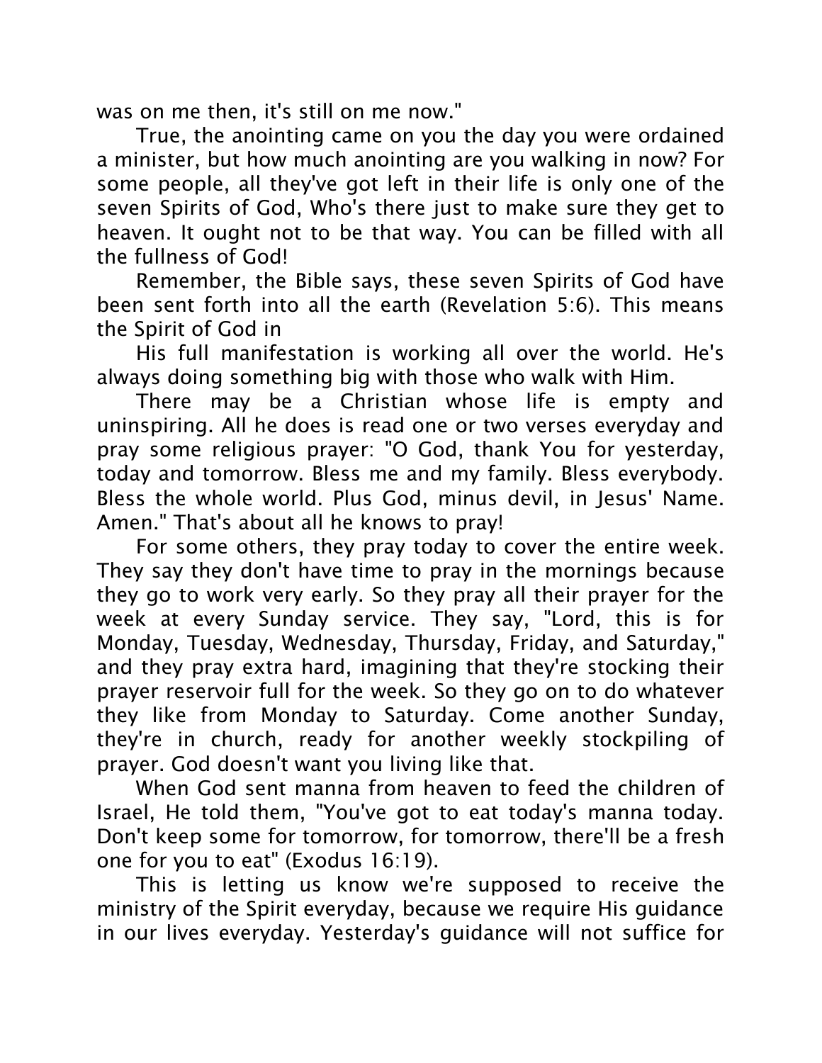was on me then, it's still on me now."

True, the anointing came on you the day you were ordained a minister, but how much anointing are you walking in now? For some people, all they've got left in their life is only one of the seven Spirits of God, Who's there just to make sure they get to heaven. It ought not to be that way. You can be filled with all the fullness of God!

Remember, the Bible says, these seven Spirits of God have been sent forth into all the earth (Revelation 5:6). This means the Spirit of God in

His full manifestation is working all over the world. He's always doing something big with those who walk with Him.

There may be a Christian whose life is empty and uninspiring. All he does is read one or two verses everyday and pray some religious prayer: "O God, thank You for yesterday, today and tomorrow. Bless me and my family. Bless everybody. Bless the whole world. Plus God, minus devil, in Jesus' Name. Amen." That's about all he knows to pray!

For some others, they pray today to cover the entire week. They say they don't have time to pray in the mornings because they go to work very early. So they pray all their prayer for the week at every Sunday service. They say, "Lord, this is for Monday, Tuesday, Wednesday, Thursday, Friday, and Saturday," and they pray extra hard, imagining that they're stocking their prayer reservoir full for the week. So they go on to do whatever they like from Monday to Saturday. Come another Sunday, they're in church, ready for another weekly stockpiling of prayer. God doesn't want you living like that.

When God sent manna from heaven to feed the children of Israel, He told them, "You've got to eat today's manna today. Don't keep some for tomorrow, for tomorrow, there'll be a fresh one for you to eat" (Exodus 16:19).

This is letting us know we're supposed to receive the ministry of the Spirit everyday, because we require His guidance in our lives everyday. Yesterday's guidance will not suffice for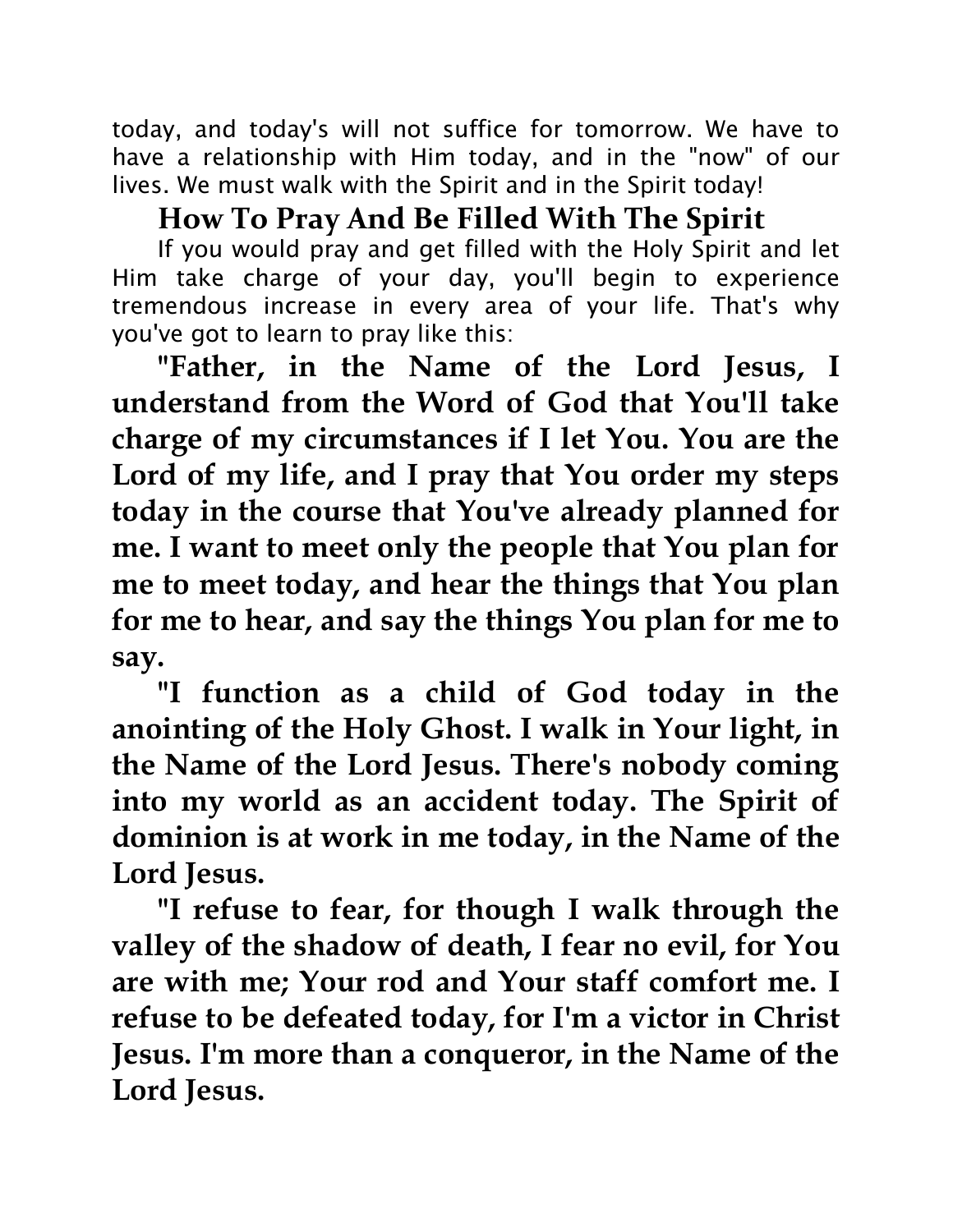today, and today's will not suffice for tomorrow. We have to have a relationship with Him today, and in the "now" of our lives. We must walk with the Spirit and in the Spirit today!

## How To Pray And Be Filled With The Spirit

If you would pray and get filled with the Holy Spirit and let Him take charge of your day, you'll begin to experience tremendous increase in every area of your life. That's why you've got to learn to pray like this:

**"Father, in the Name of the Lord Jesus, I understand from the Word of God that You'll take charge of my circumstances if I let You. You are the Lord of my life, and I pray that You order my steps today in the course that You've already planned for me. I want to meet only the people that You plan for me to meet today, and hear the things that You plan for me to hear, and say the things You plan for me to say.**

**"I function as a child of God today in the anointing of the Holy Ghost. I walk in Your light, in the Name of the Lord Jesus. There's nobody coming into my world as an accident today. The Spirit of dominion is at work in me today, in the Name of the Lord Jesus.**

**"I refuse to fear, for though I walk through the valley of the shadow of death, I fear no evil, for You are with me; Your rod and Your staff comfort me. I refuse to be defeated today, for I'm a victor in Christ Jesus. I'm more than a conqueror, in the Name of the Lord Jesus.**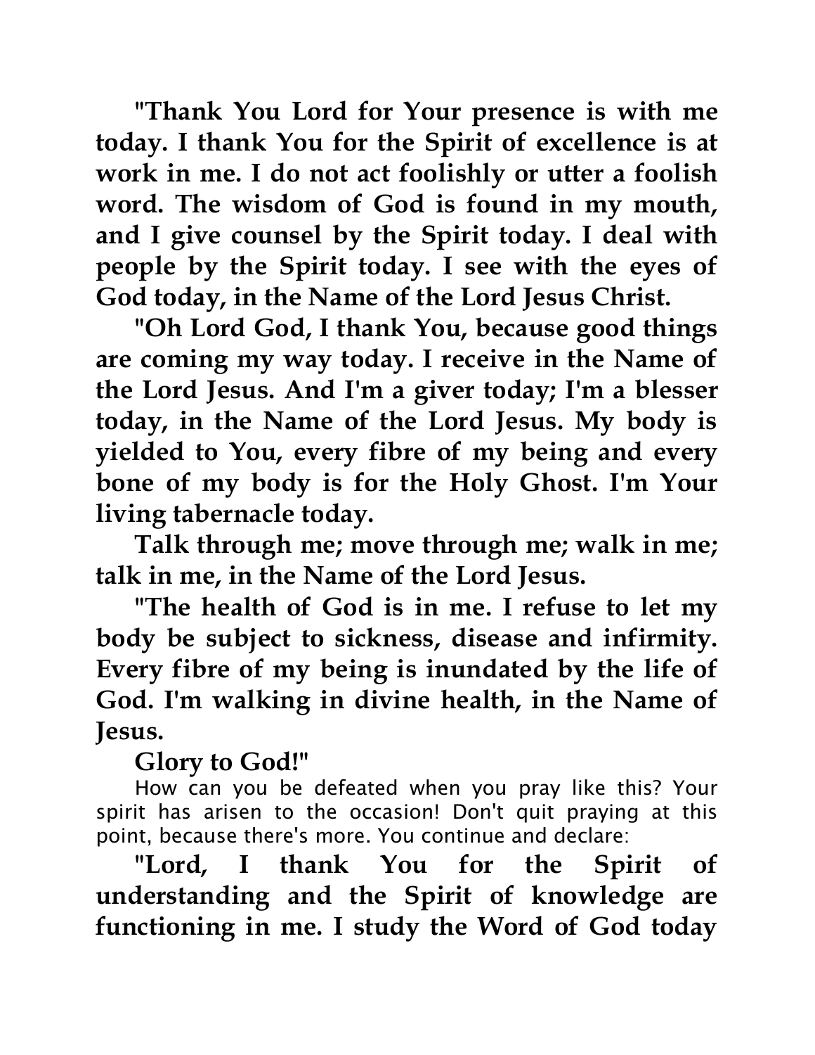**"Thank You Lord for Your presence is with me today. I thank You for the Spirit of excellence is at work in me. I do not act foolishly or utter a foolish word. The wisdom of God is found in my mouth, and I give counsel by the Spirit today. I deal with people by the Spirit today. I see with the eyes of God today, in the Name of the Lord Jesus Christ.**

**"Oh Lord God, I thank You, because good things are coming my way today. I receive in the Name of the Lord Jesus. And I'm a giver today; I'm a blesser today, in the Name of the Lord Jesus. My body is yielded to You, every fibre of my being and every bone of my body is for the Holy Ghost. I'm Your living tabernacle today.**

**Talk through me; move through me; walk in me; talk in me, in the Name of the Lord Jesus.**

**"The health of God is in me. I refuse to let my body be subject to sickness, disease and infirmity. Every fibre of my being is inundated by the life of God. I'm walking in divine health, in the Name of Jesus.**

**Glory to God!"**

How can you be defeated when you pray like this? Your spirit has arisen to the occasion! Don't quit praying at this point, because there's more. You continue and declare:

**"Lord, I thank You for the Spirit of understanding and the Spirit of knowledge are functioning in me. I study the Word of God today**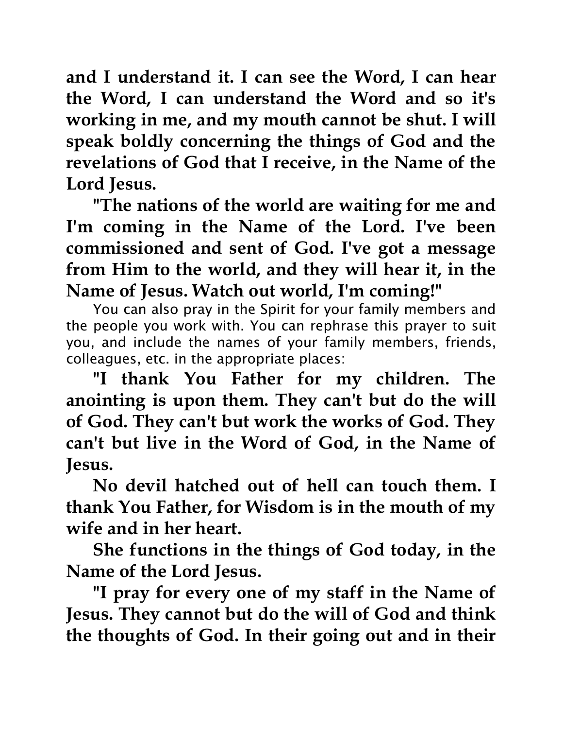**and I understand it. I can see the Word, I can hear the Word, I can understand the Word and so it's working in me, and my mouth cannot be shut. I will speak boldly concerning the things of God and the revelations of God that I receive, in the Name of the Lord Jesus.**

**"The nations of the world are waiting for me and I'm coming in the Name of the Lord. I've been commissioned and sent of God. I've got a message from Him to the world, and they will hear it, in the Name of Jesus. Watch out world, I'm coming!"**

You can also pray in the Spirit for your family members and the people you work with. You can rephrase this prayer to suit you, and include the names of your family members, friends, colleagues, etc. in the appropriate places:

**"I thank You Father for my children. The anointing is upon them. They can't but do the will of God. They can't but work the works of God. They can't but live in the Word of God, in the Name of Jesus.**

**No devil hatched out of hell can touch them. I thank You Father, for Wisdom is in the mouth of my wife and in her heart.**

**She functions in the things of God today, in the Name of the Lord Jesus.**

**"I pray for every one of my staff in the Name of Jesus. They cannot but do the will of God and think the thoughts of God. In their going out and in their**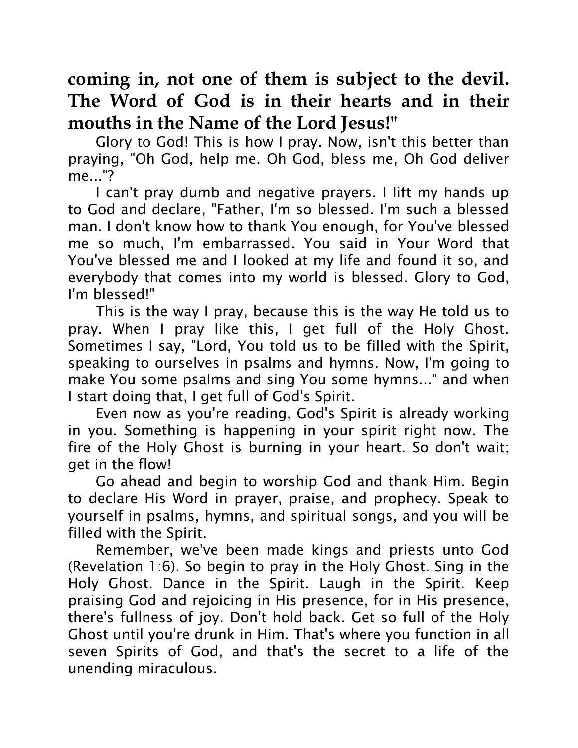**coming in, not one of them is subject to the devil. The Word of God is in their hearts and in their mouths in the Name of the Lord Jesus!"**

Glory to God! This is how I pray. Now, isn't this better than praying, "Oh God, help me. Oh God, bless me, Oh God deliver me..."?

I can't pray dumb and negative prayers. I lift my hands up to God and declare, "Father, I'm so blessed. I'm such a blessed man. I don't know how to thank You enough, for You've blessed me so much, I'm embarrassed. You said in Your Word that You've blessed me and I looked at my life and found it so, and everybody that comes into my world is blessed. Glory to God, I'm blessed!"

This is the way I pray, because this is the way He told us to pray. When I pray like this, I get full of the Holy Ghost. Sometimes I say, "Lord, You told us to be filled with the Spirit, speaking to ourselves in psalms and hymns. Now, I'm going to make You some psalms and sing You some hymns..." and when I start doing that, I get full of God's Spirit.

Even now as you're reading, God's Spirit is already working in you. Something is happening in your spirit right now. The fire of the Holy Ghost is burning in your heart. So don't wait; get in the flow!

Go ahead and begin to worship God and thank Him. Begin to declare His Word in prayer, praise, and prophecy. Speak to yourself in psalms, hymns, and spiritual songs, and you will be filled with the Spirit.

Remember, we've been made kings and priests unto God (Revelation 1:6). So begin to pray in the Holy Ghost. Sing in the Holy Ghost. Dance in the Spirit. Laugh in the Spirit. Keep praising God and rejoicing in His presence, for in His presence, there's fullness of joy. Don't hold back. Get so full of the Holy Ghost until you're drunk in Him. That's where you function in all seven Spirits of God, and that's the secret to a life of the unending miraculous.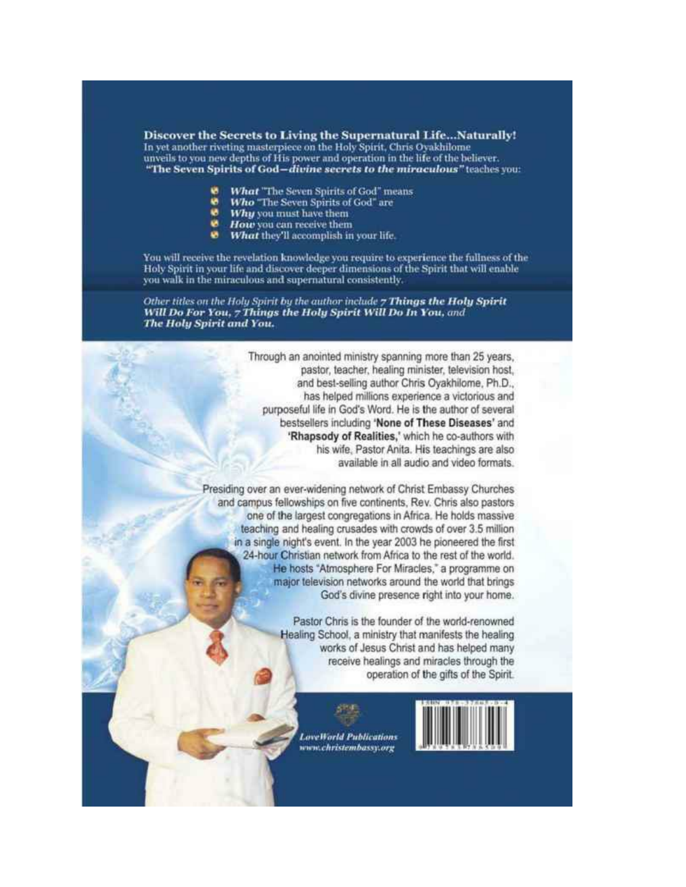**Discover the Secrets to Living the Supernatural Life...Naturally!**
In yet another riveting masterpiece on the Holy Spirit, Chris Oyakhilome unveils to you new depths of His power and operation in the life of the believer.
**"The Seven Spirits of God—*divine secrets to the miraculous*"** teaches you:

- ***What*** "The Seven Spirits of God" means
- ***Who*** "The Seven Spirits of God" are
- ***Why*** you must have them
- ***How*** you can receive them
- ***What*** they'll accomplish in your life.

You will receive the revelation knowledge you require to experience the fullness of the Holy Spirit in your life and discover deeper dimensions of the Spirit that will enable you walk in the miraculous and supernatural consistently.

*Other titles on the Holy Spirit by the author include* ***7 Things the Holy Spirit Will Do For You, 7 Things the Holy Spirit Will Do In You,*** *and* ***The Holy Spirit and You.***

Through an anointed ministry spanning more than 25 years, pastor, teacher, healing minister, television host, and best-selling author Chris Oyakhilome, Ph.D., has helped millions experience a victorious and purposeful life in God's Word. He is the author of several bestsellers including **'None of These Diseases'** and **'Rhapsody of Realities,'** which he co-authors with his wife, Pastor Anita. His teachings are also available in all audio and video formats.

Presiding over an ever-widening network of Christ Embassy Churches and campus fellowships on five continents, Rev. Chris also pastors one of the largest congregations in Africa. He holds massive teaching and healing crusades with crowds of over 3.5 million in a single night's event. In the year 2003 he pioneered the first 24-hour Christian network from Africa to the rest of the world. He hosts "Atmosphere For Miracles," a programme on major television networks around the world that brings God's divine presence right into your home.

Pastor Chris is the founder of the world-renowned Healing School, a ministry that manifests the healing works of Jesus Christ and has helped many receive healings and miracles through the operation of the gifts of the Spirit.

*LoveWorld Publications*
*www.christembassy.org*